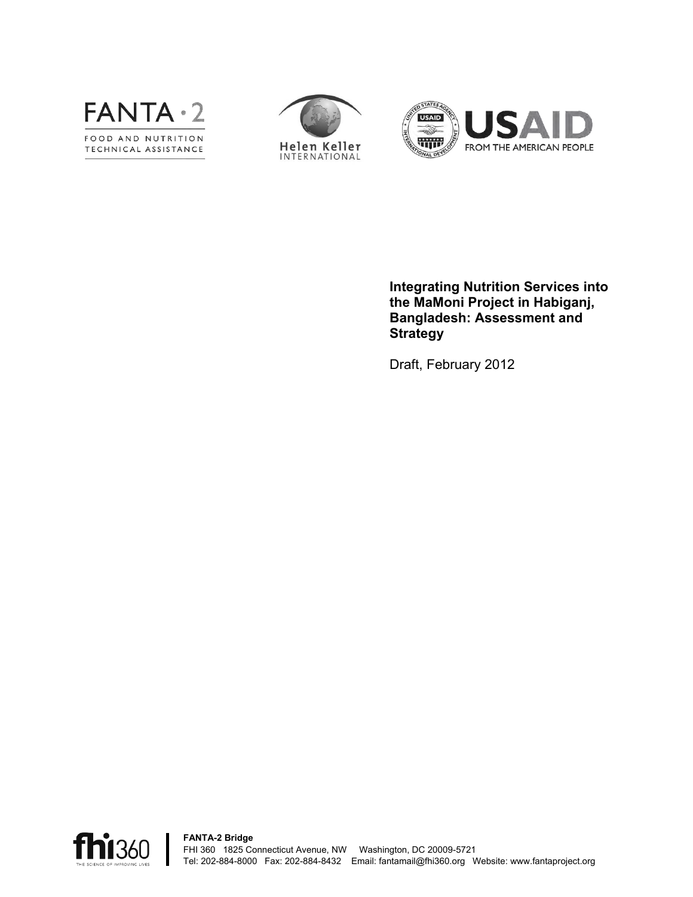FANTA · 2

FOOD AND NUTRITION TECHNICAL ASSISTANCE

Helen Keller INTERNATIONAL

USAID FROM THE AMERICAN PEOPLE

# Integrating Nutrition Services into the MaMoni Project in Habiganj, Bangladesh: Assessment and Strategy

Draft, February 2012

fhi360 THE SCIENCE OF IMPROVING LIVES

**FANTA-2 Bridge**
FHI 360 1825 Connecticut Avenue, NW Washington, DC 20009-5721
Tel: 202-884-8000 Fax: 202-884-8432 Email: fantamail@fhi360.org Website: www.fantaproject.org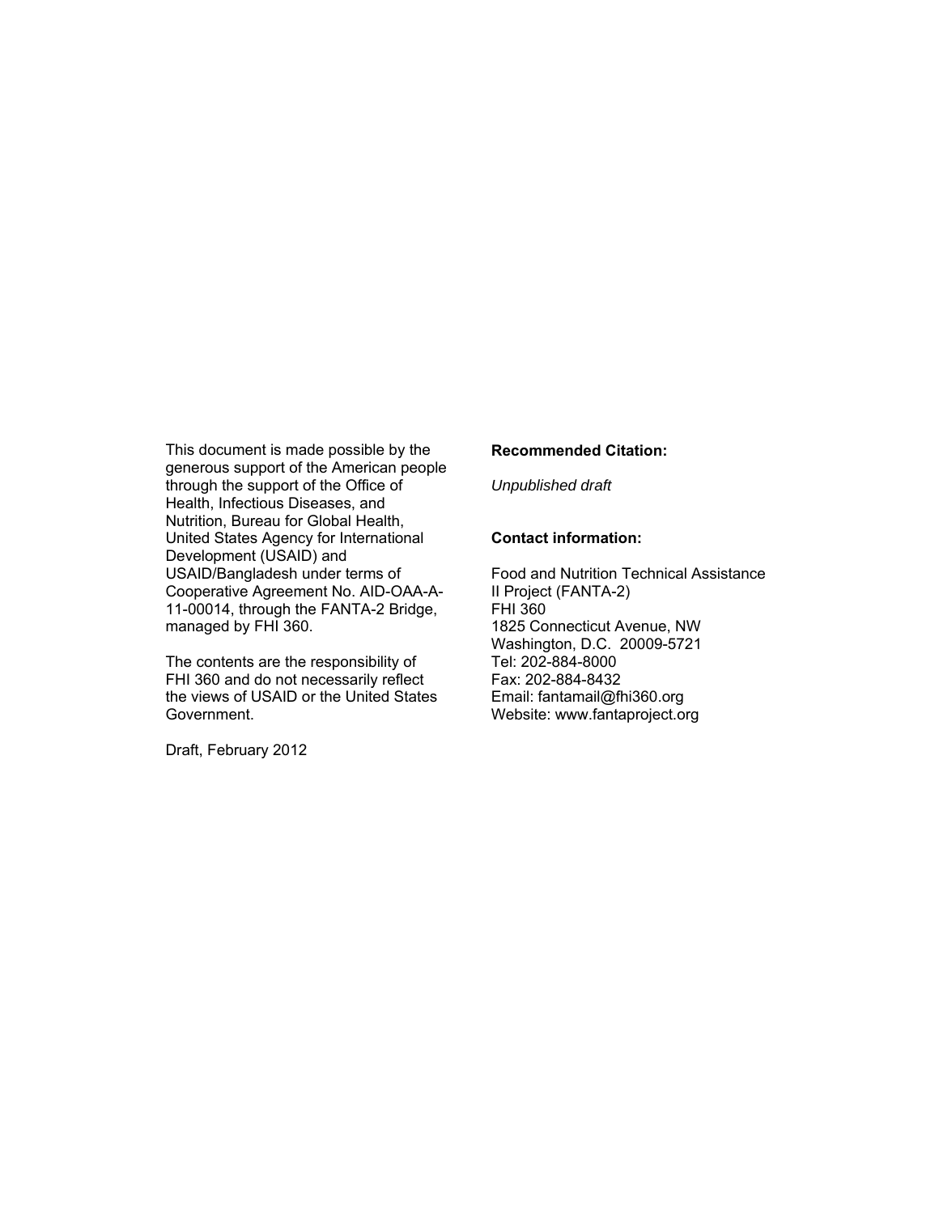This document is made possible by the generous support of the American people through the support of the Office of Health, Infectious Diseases, and Nutrition, Bureau for Global Health, United States Agency for International Development (USAID) and USAID/Bangladesh under terms of Cooperative Agreement No. AID-OAA-A-11-00014, through the FANTA-2 Bridge, managed by FHI 360.

The contents are the responsibility of FHI 360 and do not necessarily reflect the views of USAID or the United States Government.

Draft, February 2012

**Recommended Citation:**

*Unpublished draft*

**Contact information:**

Food and Nutrition Technical Assistance II Project (FANTA-2)
FHI 360
1825 Connecticut Avenue, NW
Washington, D.C. 20009-5721
Tel: 202-884-8000
Fax: 202-884-8432
Email: fantamail@fhi360.org
Website: www.fantaproject.org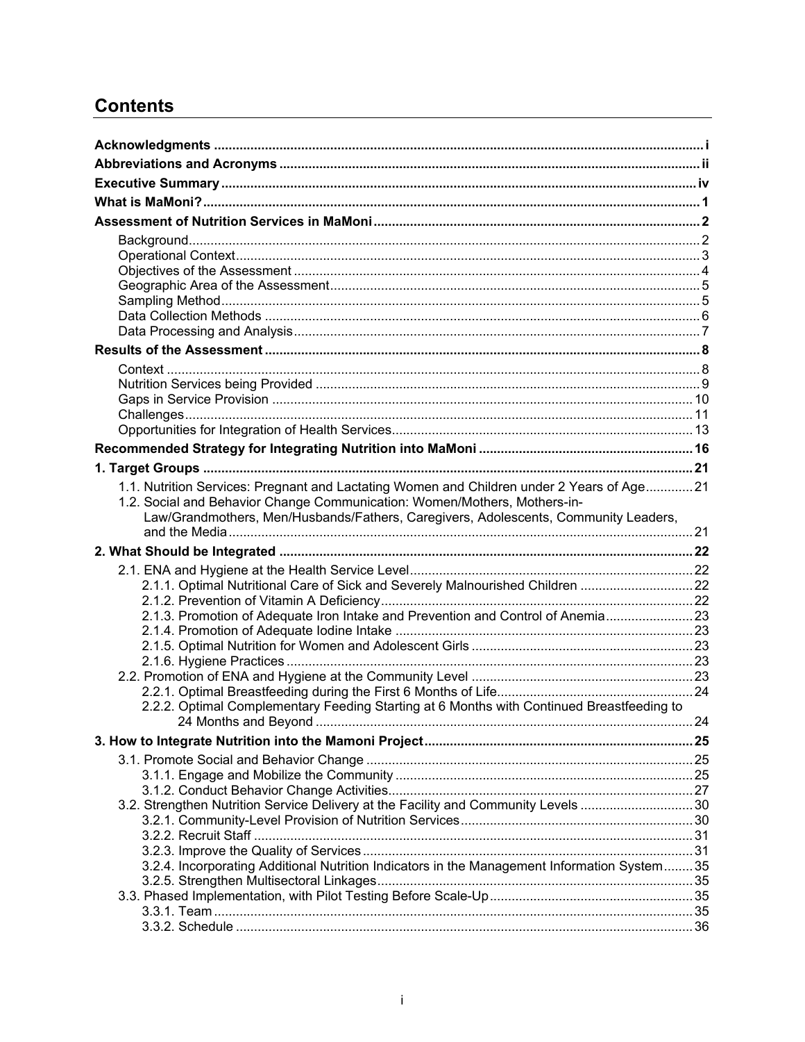# Contents

**Acknowledgments** ..... i
**Abbreviations and Acronyms** ..... ii
**Executive Summary** ..... iv
**What is MaMoni?** ..... 1
**Assessment of Nutrition Services in MaMoni** ..... 2

- Background ..... 2
- Operational Context ..... 3
- Objectives of the Assessment ..... 4
- Geographic Area of the Assessment ..... 5
- Sampling Method ..... 5
- Data Collection Methods ..... 6
- Data Processing and Analysis ..... 7

**Results of the Assessment** ..... 8

- Context ..... 8
- Nutrition Services being Provided ..... 9
- Gaps in Service Provision ..... 10
- Challenges ..... 11
- Opportunities for Integration of Health Services ..... 13

**Recommended Strategy for Integrating Nutrition into MaMoni** ..... 16
**1. Target Groups** ..... 21

- 1.1. Nutrition Services: Pregnant and Lactating Women and Children under 2 Years of Age ..... 21
- 1.2. Social and Behavior Change Communication: Women/Mothers, Mothers-in-Law/Grandmothers, Men/Husbands/Fathers, Caregivers, Adolescents, Community Leaders, and the Media ..... 21

**2. What Should be Integrated** ..... 22

- 2.1. ENA and Hygiene at the Health Service Level ..... 22
  - 2.1.1. Optimal Nutritional Care of Sick and Severely Malnourished Children ..... 22
  - 2.1.2. Prevention of Vitamin A Deficiency ..... 22
  - 2.1.3. Promotion of Adequate Iron Intake and Prevention and Control of Anemia ..... 23
  - 2.1.4. Promotion of Adequate Iodine Intake ..... 23
  - 2.1.5. Optimal Nutrition for Women and Adolescent Girls ..... 23
  - 2.1.6. Hygiene Practices ..... 23
- 2.2. Promotion of ENA and Hygiene at the Community Level ..... 23
  - 2.2.1. Optimal Breastfeeding during the First 6 Months of Life ..... 24
  - 2.2.2. Optimal Complementary Feeding Starting at 6 Months with Continued Breastfeeding to 24 Months and Beyond ..... 24

**3. How to Integrate Nutrition into the Mamoni Project** ..... 25

- 3.1. Promote Social and Behavior Change ..... 25
  - 3.1.1. Engage and Mobilize the Community ..... 25
  - 3.1.2. Conduct Behavior Change Activities ..... 27
- 3.2. Strengthen Nutrition Service Delivery at the Facility and Community Levels ..... 30
  - 3.2.1. Community-Level Provision of Nutrition Services ..... 30
  - 3.2.2. Recruit Staff ..... 31
  - 3.2.3. Improve the Quality of Services ..... 31
  - 3.2.4. Incorporating Additional Nutrition Indicators in the Management Information System ..... 35
  - 3.2.5. Strengthen Multisectoral Linkages ..... 35
- 3.3. Phased Implementation, with Pilot Testing Before Scale-Up ..... 35
  - 3.3.1. Team ..... 35
  - 3.3.2. Schedule ..... 36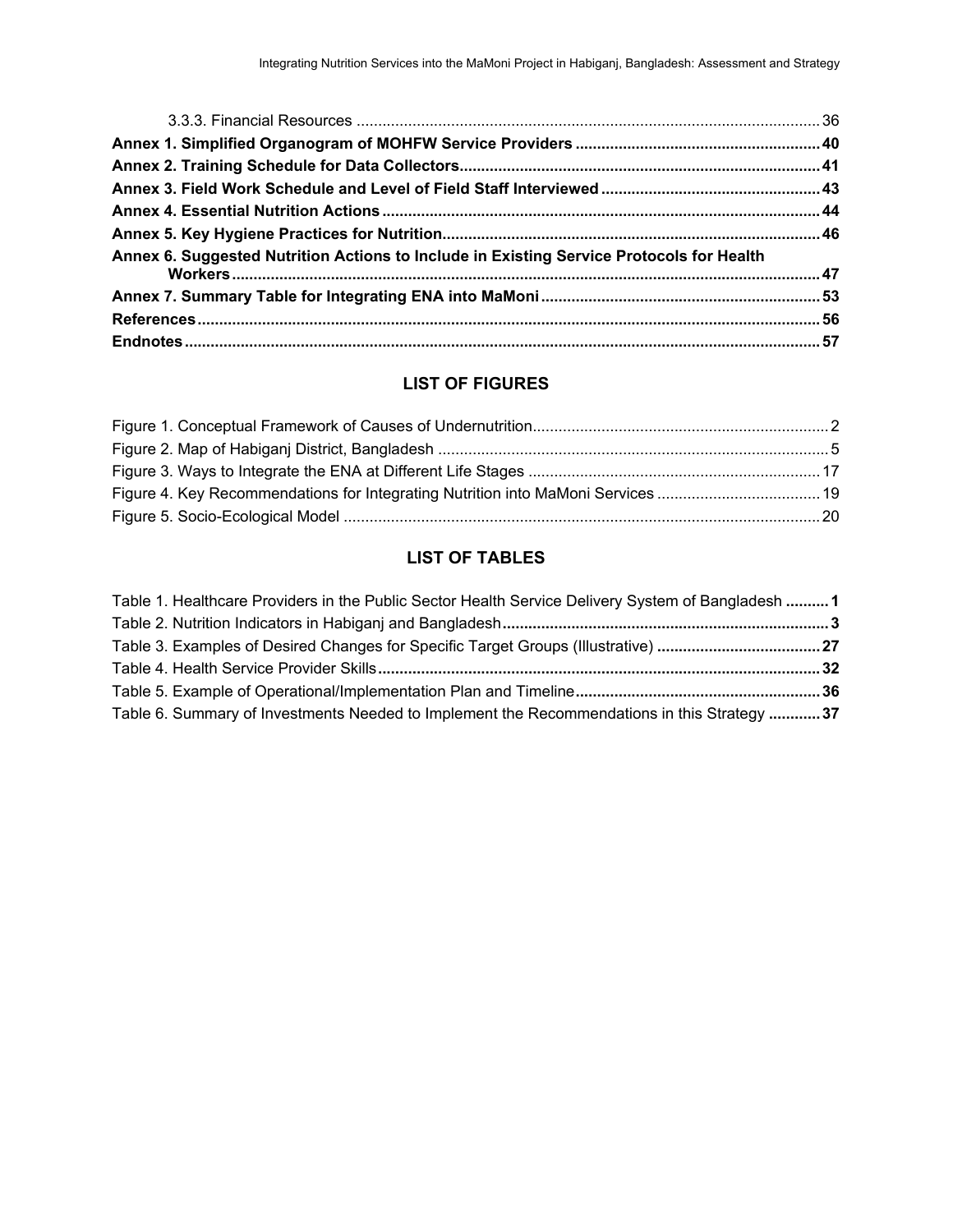3.3.3. Financial Resources ........................................................................................................... 36

**Annex 1. Simplified Organogram of MOHFW Service Providers ........................................................ 40**

**Annex 2. Training Schedule for Data Collectors................................................................................... 41**

**Annex 3. Field Work Schedule and Level of Field Staff Interviewed .................................................. 43**

**Annex 4. Essential Nutrition Actions ..................................................................................................... 44**

**Annex 5. Key Hygiene Practices for Nutrition....................................................................................... 46**

**Annex 6. Suggested Nutrition Actions to Include in Existing Service Protocols for Health Workers ....................................................................................................................................... 47**

**Annex 7. Summary Table for Integrating ENA into MaMoni ................................................................ 53**

**References .............................................................................................................................................. 56**

**Endnotes ................................................................................................................................................. 57**

## LIST OF FIGURES

Figure 1. Conceptual Framework of Causes of Undernutrition.................................................................... 2

Figure 2. Map of Habiganj District, Bangladesh .......................................................................................... 5

Figure 3. Ways to Integrate the ENA at Different Life Stages ................................................................... 17

Figure 4. Key Recommendations for Integrating Nutrition into MaMoni Services ...................................... 19

Figure 5. Socio-Ecological Model .............................................................................................................. 20

## LIST OF TABLES

Table 1. Healthcare Providers in the Public Sector Health Service Delivery System of Bangladesh .......... **1**

Table 2. Nutrition Indicators in Habiganj and Bangladesh........................................................................... **3**

Table 3. Examples of Desired Changes for Specific Target Groups (Illustrative) ...................................... **27**

Table 4. Health Service Provider Skills...................................................................................................... **32**

Table 5. Example of Operational/Implementation Plan and Timeline......................................................... **36**

Table 6. Summary of Investments Needed to Implement the Recommendations in this Strategy ............ **37**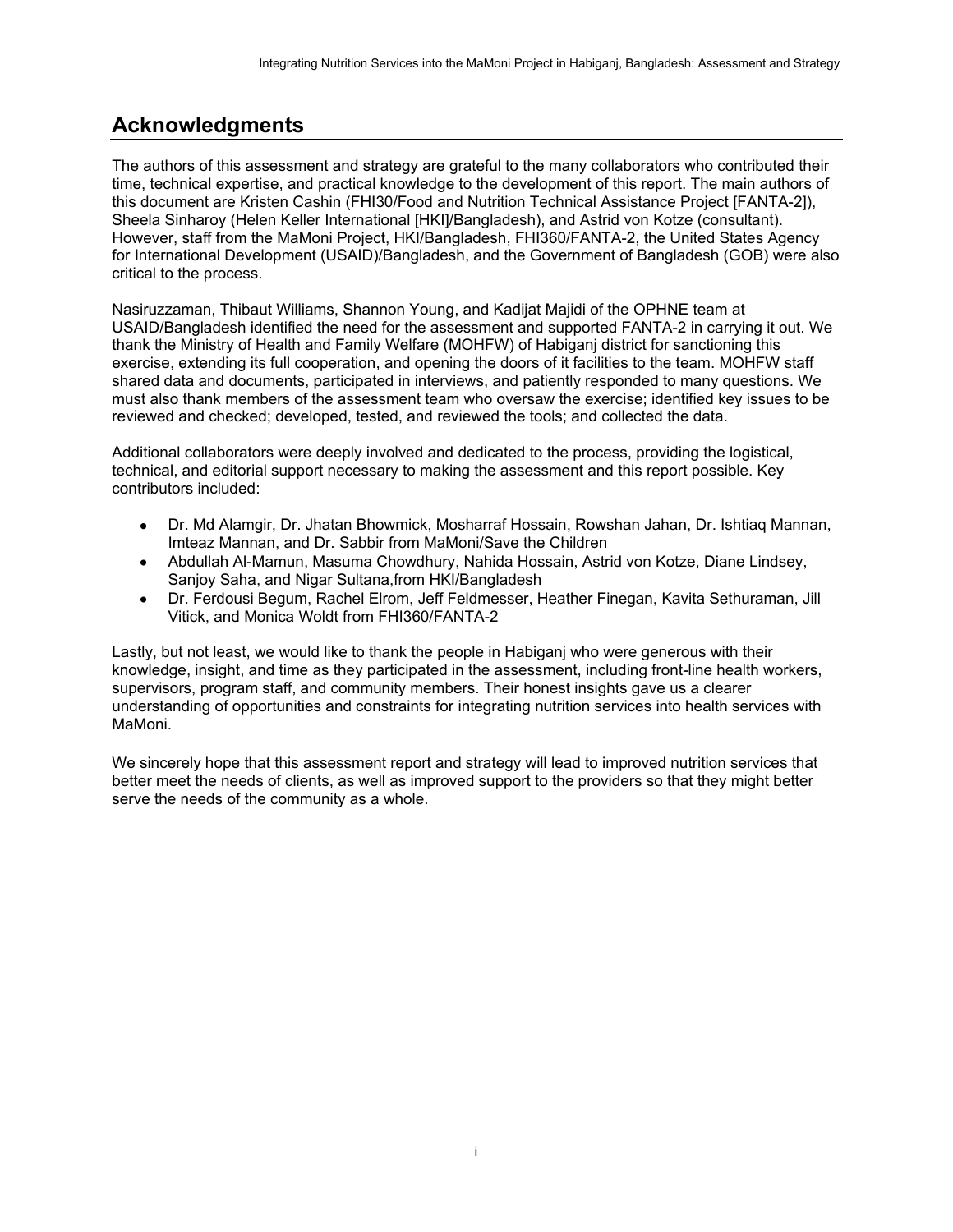## Acknowledgments

The authors of this assessment and strategy are grateful to the many collaborators who contributed their time, technical expertise, and practical knowledge to the development of this report. The main authors of this document are Kristen Cashin (FHI30/Food and Nutrition Technical Assistance Project [FANTA-2]), Sheela Sinharoy (Helen Keller International [HKI]/Bangladesh), and Astrid von Kotze (consultant). However, staff from the MaMoni Project, HKI/Bangladesh, FHI360/FANTA-2, the United States Agency for International Development (USAID)/Bangladesh, and the Government of Bangladesh (GOB) were also critical to the process.

Nasiruzzaman, Thibaut Williams, Shannon Young, and Kadijat Majidi of the OPHNE team at USAID/Bangladesh identified the need for the assessment and supported FANTA-2 in carrying it out. We thank the Ministry of Health and Family Welfare (MOHFW) of Habiganj district for sanctioning this exercise, extending its full cooperation, and opening the doors of it facilities to the team. MOHFW staff shared data and documents, participated in interviews, and patiently responded to many questions. We must also thank members of the assessment team who oversaw the exercise; identified key issues to be reviewed and checked; developed, tested, and reviewed the tools; and collected the data.

Additional collaborators were deeply involved and dedicated to the process, providing the logistical, technical, and editorial support necessary to making the assessment and this report possible. Key contributors included:

- Dr. Md Alamgir, Dr. Jhatan Bhowmick, Mosharraf Hossain, Rowshan Jahan, Dr. Ishtiaq Mannan, Imteaz Mannan, and Dr. Sabbir from MaMoni/Save the Children
- Abdullah Al-Mamun, Masuma Chowdhury, Nahida Hossain, Astrid von Kotze, Diane Lindsey, Sanjoy Saha, and Nigar Sultana,from HKI/Bangladesh
- Dr. Ferdousi Begum, Rachel Elrom, Jeff Feldmesser, Heather Finegan, Kavita Sethuraman, Jill Vitick, and Monica Woldt from FHI360/FANTA-2

Lastly, but not least, we would like to thank the people in Habiganj who were generous with their knowledge, insight, and time as they participated in the assessment, including front-line health workers, supervisors, program staff, and community members. Their honest insights gave us a clearer understanding of opportunities and constraints for integrating nutrition services into health services with MaMoni.

We sincerely hope that this assessment report and strategy will lead to improved nutrition services that better meet the needs of clients, as well as improved support to the providers so that they might better serve the needs of the community as a whole.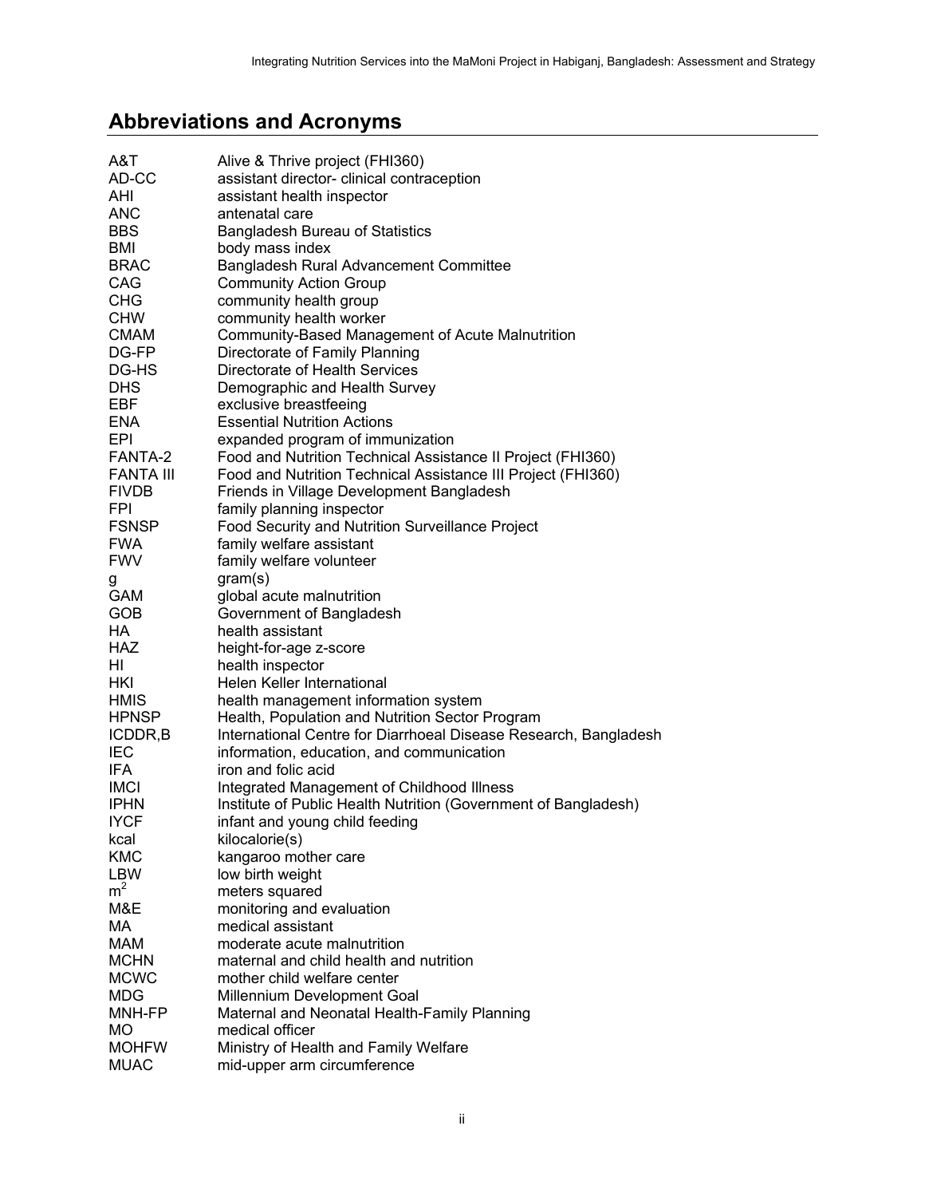## Abbreviations and Acronyms

| | |
|---|---|
| A&T | Alive & Thrive project (FHI360) |
| AD-CC | assistant director- clinical contraception |
| AHI | assistant health inspector |
| ANC | antenatal care |
| BBS | Bangladesh Bureau of Statistics |
| BMI | body mass index |
| BRAC | Bangladesh Rural Advancement Committee |
| CAG | Community Action Group |
| CHG | community health group |
| CHW | community health worker |
| CMAM | Community-Based Management of Acute Malnutrition |
| DG-FP | Directorate of Family Planning |
| DG-HS | Directorate of Health Services |
| DHS | Demographic and Health Survey |
| EBF | exclusive breastfeeing |
| ENA | Essential Nutrition Actions |
| EPI | expanded program of immunization |
| FANTA-2 | Food and Nutrition Technical Assistance II Project (FHI360) |
| FANTA III | Food and Nutrition Technical Assistance III Project (FHI360) |
| FIVDB | Friends in Village Development Bangladesh |
| FPI | family planning inspector |
| FSNSP | Food Security and Nutrition Surveillance Project |
| FWA | family welfare assistant |
| FWV | family welfare volunteer |
| g | gram(s) |
| GAM | global acute malnutrition |
| GOB | Government of Bangladesh |
| HA | health assistant |
| HAZ | height-for-age z-score |
| HI | health inspector |
| HKI | Helen Keller International |
| HMIS | health management information system |
| HPNSP | Health, Population and Nutrition Sector Program |
| ICDDR,B | International Centre for Diarrhoeal Disease Research, Bangladesh |
| IEC | information, education, and communication |
| IFA | iron and folic acid |
| IMCI | Integrated Management of Childhood Illness |
| IPHN | Institute of Public Health Nutrition (Government of Bangladesh) |
| IYCF | infant and young child feeding |
| kcal | kilocalorie(s) |
| KMC | kangaroo mother care |
| LBW | low birth weight |
| $m^2$ | meters squared |
| M&E | monitoring and evaluation |
| MA | medical assistant |
| MAM | moderate acute malnutrition |
| MCHN | maternal and child health and nutrition |
| MCWC | mother child welfare center |
| MDG | Millennium Development Goal |
| MNH-FP | Maternal and Neonatal Health-Family Planning |
| MO | medical officer |
| MOHFW | Ministry of Health and Family Welfare |
| MUAC | mid-upper arm circumference |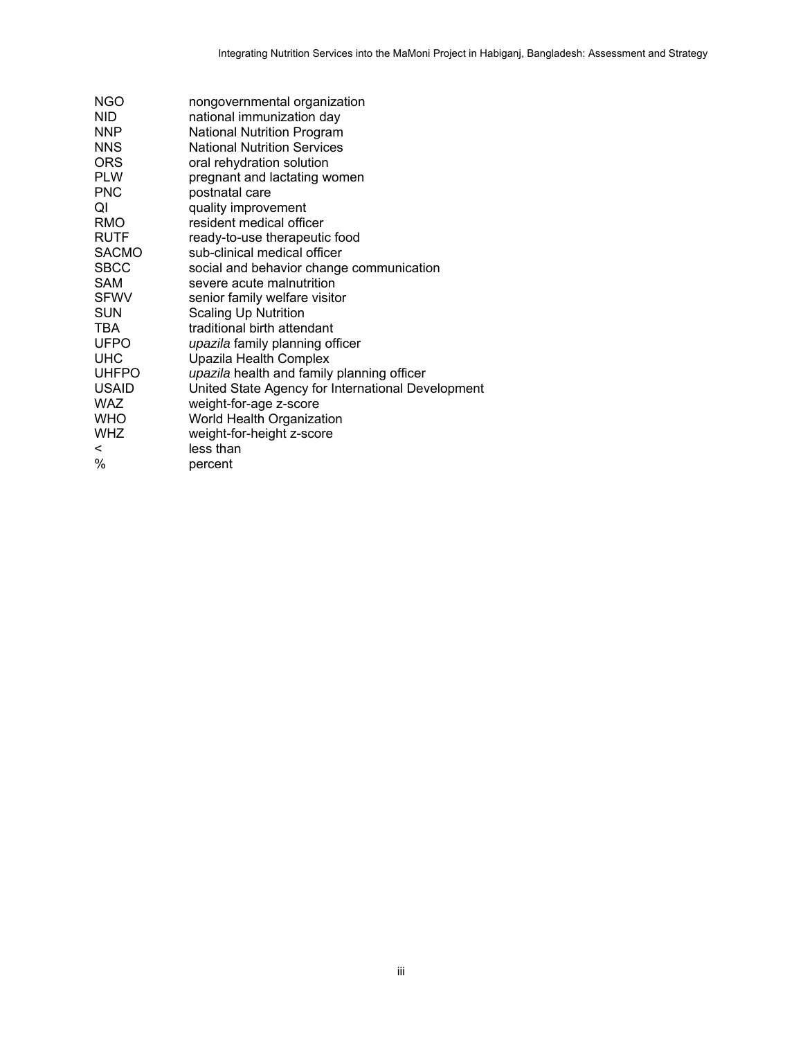| | |
|---|---|
| NGO | nongovernmental organization |
| NID | national immunization day |
| NNP | National Nutrition Program |
| NNS | National Nutrition Services |
| ORS | oral rehydration solution |
| PLW | pregnant and lactating women |
| PNC | postnatal care |
| QI | quality improvement |
| RMO | resident medical officer |
| RUTF | ready-to-use therapeutic food |
| SACMO | sub-clinical medical officer |
| SBCC | social and behavior change communication |
| SAM | severe acute malnutrition |
| SFWV | senior family welfare visitor |
| SUN | Scaling Up Nutrition |
| TBA | traditional birth attendant |
| UFPO | *upazila* family planning officer |
| UHC | Upazila Health Complex |
| UHFPO | *upazila* health and family planning officer |
| USAID | United State Agency for International Development |
| WAZ | weight-for-age z-score |
| WHO | World Health Organization |
| WHZ | weight-for-height z-score |
| < | less than |
| % | percent |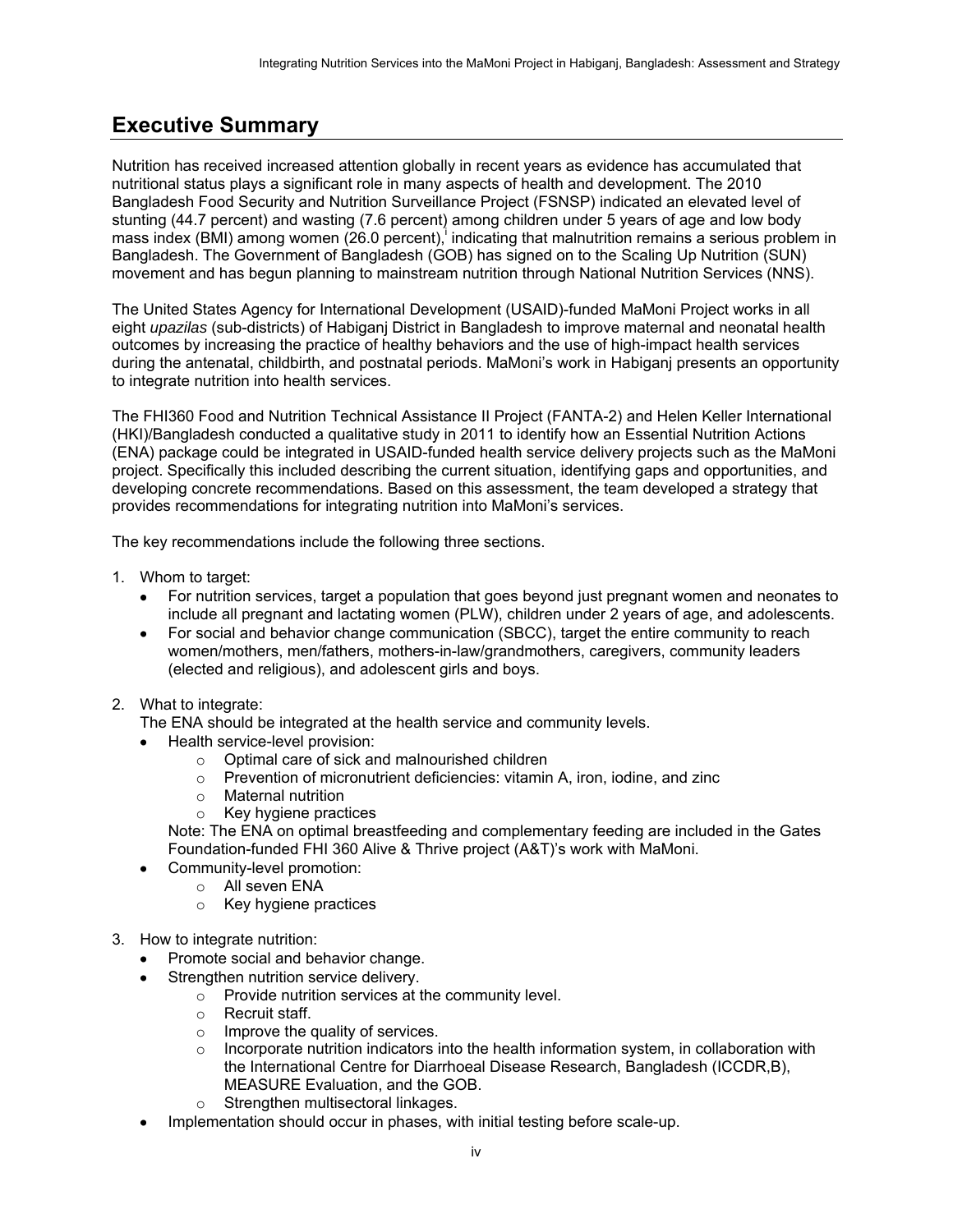## Executive Summary

Nutrition has received increased attention globally in recent years as evidence has accumulated that nutritional status plays a significant role in many aspects of health and development. The 2010 Bangladesh Food Security and Nutrition Surveillance Project (FSNSP) indicated an elevated level of stunting (44.7 percent) and wasting (7.6 percent) among children under 5 years of age and low body mass index (BMI) among women (26.0 percent),[i] indicating that malnutrition remains a serious problem in Bangladesh. The Government of Bangladesh (GOB) has signed on to the Scaling Up Nutrition (SUN) movement and has begun planning to mainstream nutrition through National Nutrition Services (NNS).

The United States Agency for International Development (USAID)-funded MaMoni Project works in all eight *upazilas* (sub-districts) of Habiganj District in Bangladesh to improve maternal and neonatal health outcomes by increasing the practice of healthy behaviors and the use of high-impact health services during the antenatal, childbirth, and postnatal periods. MaMoni's work in Habiganj presents an opportunity to integrate nutrition into health services.

The FHI360 Food and Nutrition Technical Assistance II Project (FANTA-2) and Helen Keller International (HKI)/Bangladesh conducted a qualitative study in 2011 to identify how an Essential Nutrition Actions (ENA) package could be integrated in USAID-funded health service delivery projects such as the MaMoni project. Specifically this included describing the current situation, identifying gaps and opportunities, and developing concrete recommendations. Based on this assessment, the team developed a strategy that provides recommendations for integrating nutrition into MaMoni's services.

The key recommendations include the following three sections.

1. Whom to target:
   - For nutrition services, target a population that goes beyond just pregnant women and neonates to include all pregnant and lactating women (PLW), children under 2 years of age, and adolescents.
   - For social and behavior change communication (SBCC), target the entire community to reach women/mothers, men/fathers, mothers-in-law/grandmothers, caregivers, community leaders (elected and religious), and adolescent girls and boys.

2. What to integrate:
   The ENA should be integrated at the health service and community levels.
   - Health service-level provision:
     - Optimal care of sick and malnourished children
     - Prevention of micronutrient deficiencies: vitamin A, iron, iodine, and zinc
     - Maternal nutrition
     - Key hygiene practices

   Note: The ENA on optimal breastfeeding and complementary feeding are included in the Gates Foundation-funded FHI 360 Alive & Thrive project (A&T)'s work with MaMoni.
   - Community-level promotion:
     - All seven ENA
     - Key hygiene practices

3. How to integrate nutrition:
   - Promote social and behavior change.
   - Strengthen nutrition service delivery.
     - Provide nutrition services at the community level.
     - Recruit staff.
     - Improve the quality of services.
     - Incorporate nutrition indicators into the health information system, in collaboration with the International Centre for Diarrhoeal Disease Research, Bangladesh (ICCDR,B), MEASURE Evaluation, and the GOB.
     - Strengthen multisectoral linkages.
   - Implementation should occur in phases, with initial testing before scale-up.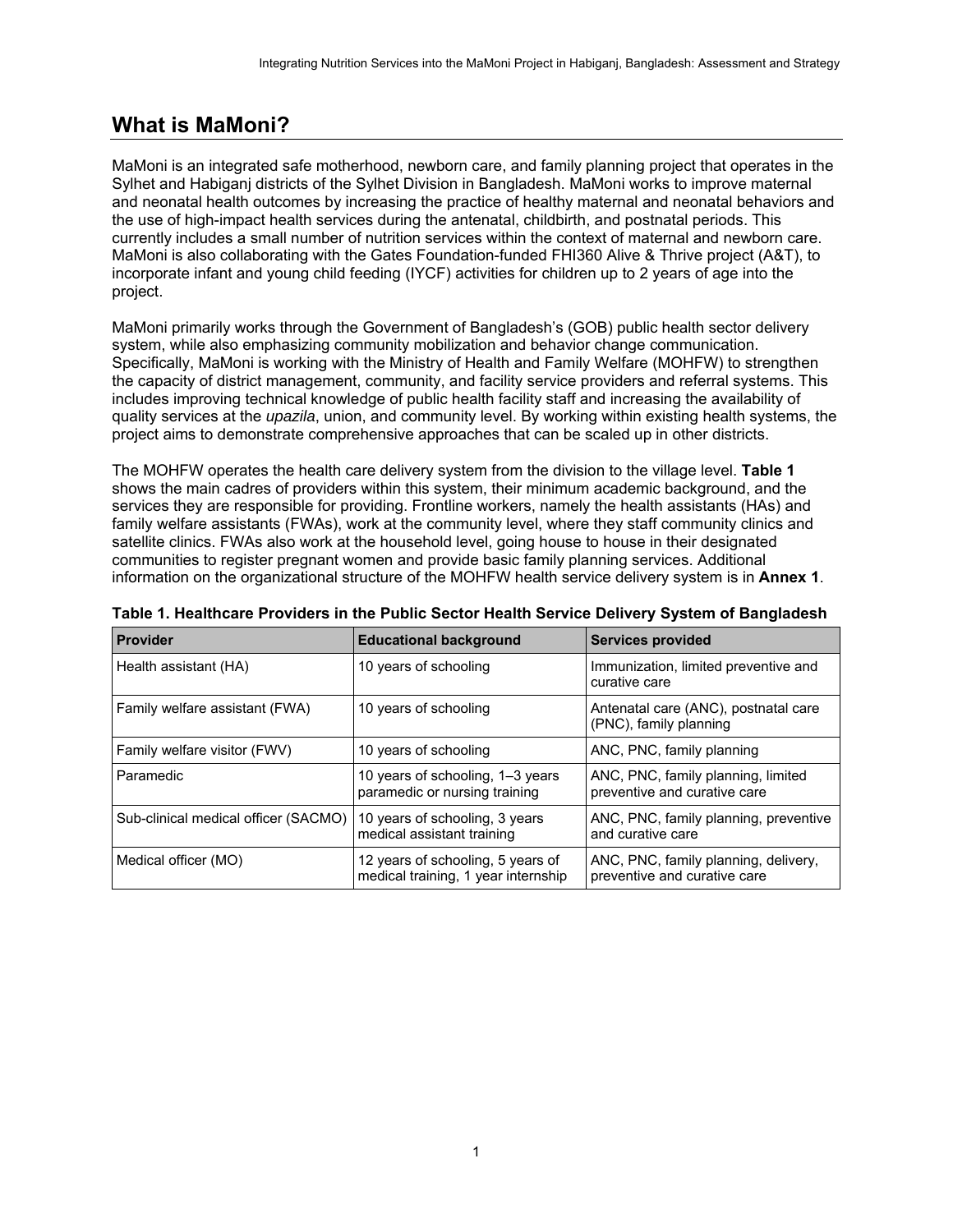# What is MaMoni?

MaMoni is an integrated safe motherhood, newborn care, and family planning project that operates in the Sylhet and Habiganj districts of the Sylhet Division in Bangladesh. MaMoni works to improve maternal and neonatal health outcomes by increasing the practice of healthy maternal and neonatal behaviors and the use of high-impact health services during the antenatal, childbirth, and postnatal periods. This currently includes a small number of nutrition services within the context of maternal and newborn care. MaMoni is also collaborating with the Gates Foundation-funded FHI360 Alive & Thrive project (A&T), to incorporate infant and young child feeding (IYCF) activities for children up to 2 years of age into the project.

MaMoni primarily works through the Government of Bangladesh's (GOB) public health sector delivery system, while also emphasizing community mobilization and behavior change communication. Specifically, MaMoni is working with the Ministry of Health and Family Welfare (MOHFW) to strengthen the capacity of district management, community, and facility service providers and referral systems. This includes improving technical knowledge of public health facility staff and increasing the availability of quality services at the *upazila*, union, and community level. By working within existing health systems, the project aims to demonstrate comprehensive approaches that can be scaled up in other districts.

The MOHFW operates the health care delivery system from the division to the village level. **Table 1** shows the main cadres of providers within this system, their minimum academic background, and the services they are responsible for providing. Frontline workers, namely the health assistants (HAs) and family welfare assistants (FWAs), work at the community level, where they staff community clinics and satellite clinics. FWAs also work at the household level, going house to house in their designated communities to register pregnant women and provide basic family planning services. Additional information on the organizational structure of the MOHFW health service delivery system is in **Annex 1**.

**Table 1. Healthcare Providers in the Public Sector Health Service Delivery System of Bangladesh**

| Provider | Educational background | Services provided |
|---|---|---|
| Health assistant (HA) | 10 years of schooling | Immunization, limited preventive and curative care |
| Family welfare assistant (FWA) | 10 years of schooling | Antenatal care (ANC), postnatal care (PNC), family planning |
| Family welfare visitor (FWV) | 10 years of schooling | ANC, PNC, family planning |
| Paramedic | 10 years of schooling, 1–3 years paramedic or nursing training | ANC, PNC, family planning, limited preventive and curative care |
| Sub-clinical medical officer (SACMO) | 10 years of schooling, 3 years medical assistant training | ANC, PNC, family planning, preventive and curative care |
| Medical officer (MO) | 12 years of schooling, 5 years of medical training, 1 year internship | ANC, PNC, family planning, delivery, preventive and curative care |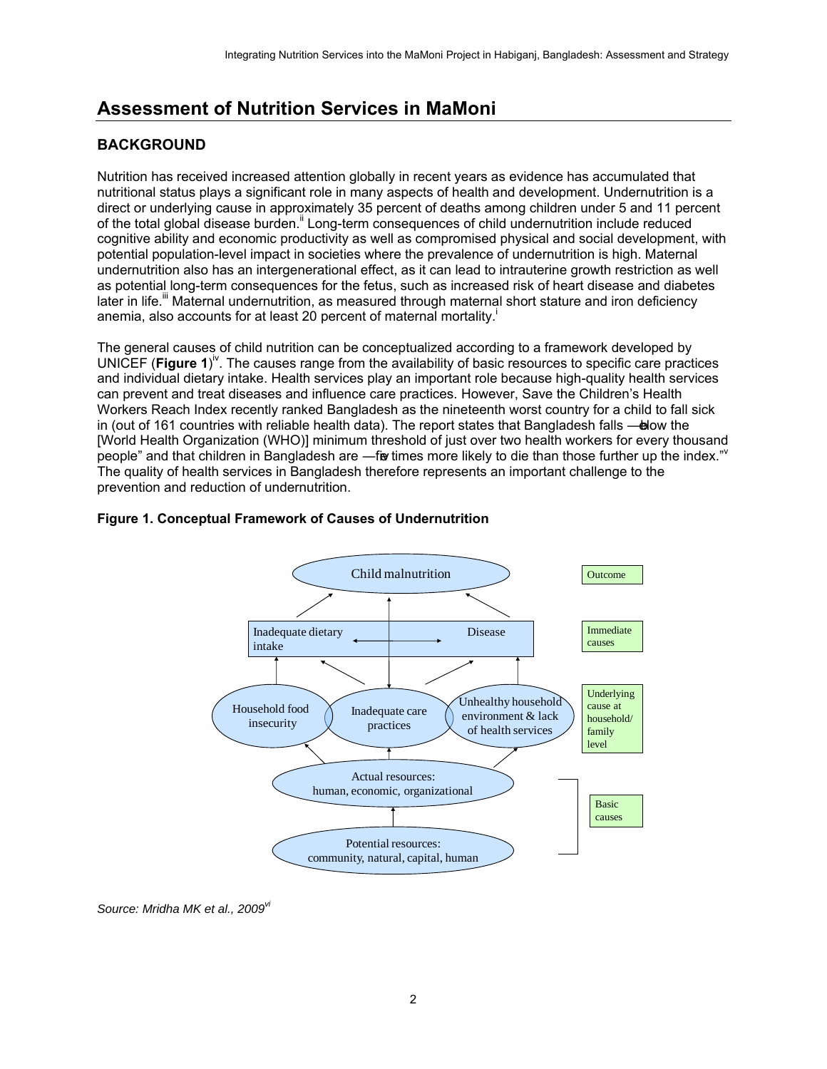# Assessment of Nutrition Services in MaMoni

## BACKGROUND

Nutrition has received increased attention globally in recent years as evidence has accumulated that nutritional status plays a significant role in many aspects of health and development. Undernutrition is a direct or underlying cause in approximately 35 percent of deaths among children under 5 and 11 percent of the total global disease burden.[ii] Long-term consequences of child undernutrition include reduced cognitive ability and economic productivity as well as compromised physical and social development, with potential population-level impact in societies where the prevalence of undernutrition is high. Maternal undernutrition also has an intergenerational effect, as it can lead to intrauterine growth restriction as well as potential long-term consequences for the fetus, such as increased risk of heart disease and diabetes later in life.[iii] Maternal undernutrition, as measured through maternal short stature and iron deficiency anemia, also accounts for at least 20 percent of maternal mortality.[i]

The general causes of child nutrition can be conceptualized according to a framework developed by UNICEF (**Figure 1**)[iv]. The causes range from the availability of basic resources to specific care practices and individual dietary intake. Health services play an important role because high-quality health services can prevent and treat diseases and influence care practices. However, Save the Children's Health Workers Reach Index recently ranked Bangladesh as the nineteenth worst country for a child to fall sick in (out of 161 countries with reliable health data). The report states that Bangladesh falls "below the [World Health Organization (WHO)] minimum threshold of just over two health workers for every thousand people" and that children in Bangladesh are "five times more likely to die than those further up the index."[v] The quality of health services in Bangladesh therefore represents an important challenge to the prevention and reduction of undernutrition.

**Figure 1. Conceptual Framework of Causes of Undernutrition**

- Outcome: Child malnutrition
- Immediate causes: Inadequate dietary intake; Disease
- Underlying cause at household/family level: Household food insecurity; Inadequate care practices; Unhealthy household environment & lack of health services
- Basic causes: Actual resources: human, economic, organizational; Potential resources: community, natural, capital, human

*Source: Mridha MK et al., 2009*[vi]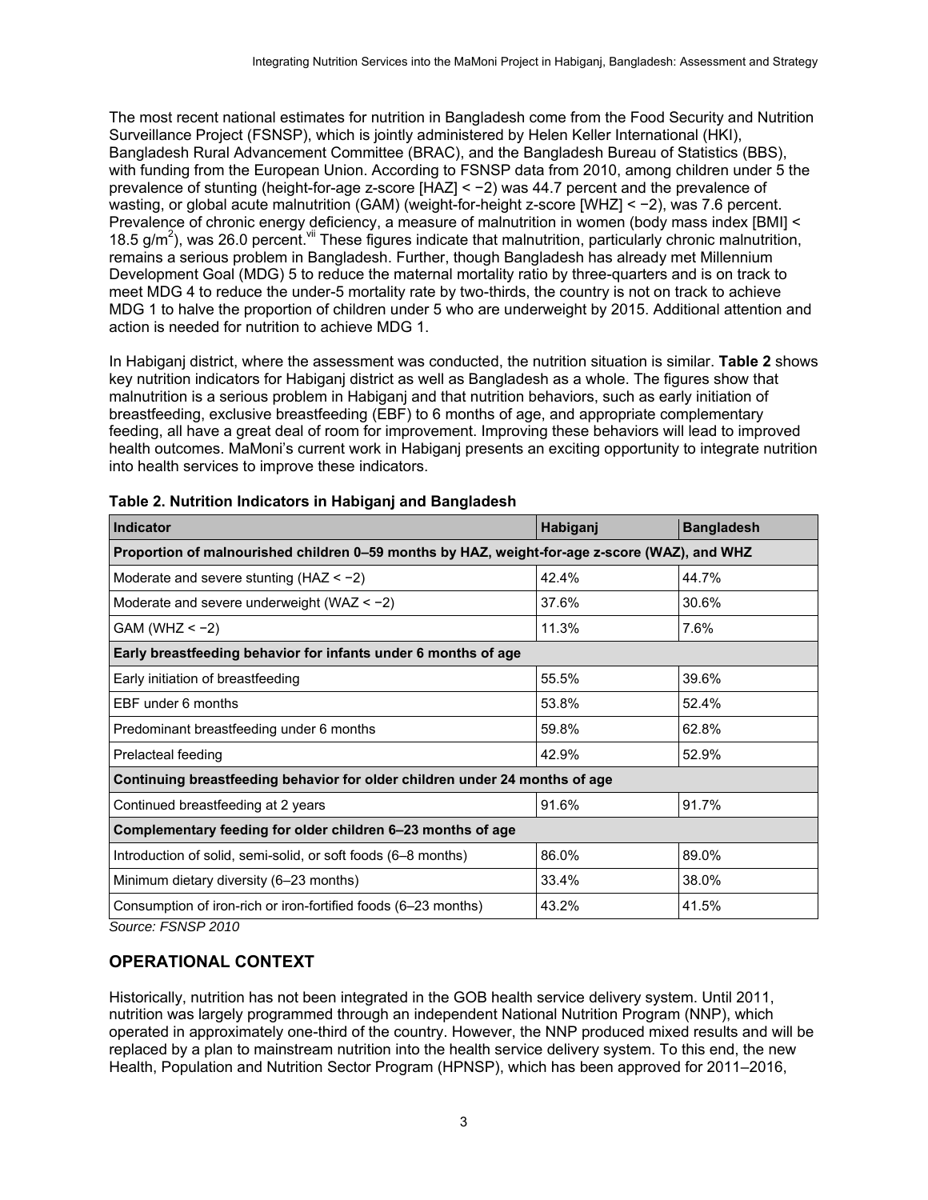The most recent national estimates for nutrition in Bangladesh come from the Food Security and Nutrition Surveillance Project (FSNSP), which is jointly administered by Helen Keller International (HKI), Bangladesh Rural Advancement Committee (BRAC), and the Bangladesh Bureau of Statistics (BBS), with funding from the European Union. According to FSNSP data from 2010, among children under 5 the prevalence of stunting (height-for-age z-score [HAZ] < −2) was 44.7 percent and the prevalence of wasting, or global acute malnutrition (GAM) (weight-for-height z-score [WHZ] < −2), was 7.6 percent. Prevalence of chronic energy deficiency, a measure of malnutrition in women (body mass index [BMI] < 18.5 $g/m^2$), was 26.0 percent.[vii] These figures indicate that malnutrition, particularly chronic malnutrition, remains a serious problem in Bangladesh. Further, though Bangladesh has already met Millennium Development Goal (MDG) 5 to reduce the maternal mortality ratio by three-quarters and is on track to meet MDG 4 to reduce the under-5 mortality rate by two-thirds, the country is not on track to achieve MDG 1 to halve the proportion of children under 5 who are underweight by 2015. Additional attention and action is needed for nutrition to achieve MDG 1.

In Habiganj district, where the assessment was conducted, the nutrition situation is similar. **Table 2** shows key nutrition indicators for Habiganj district as well as Bangladesh as a whole. The figures show that malnutrition is a serious problem in Habiganj and that nutrition behaviors, such as early initiation of breastfeeding, exclusive breastfeeding (EBF) to 6 months of age, and appropriate complementary feeding, all have a great deal of room for improvement. Improving these behaviors will lead to improved health outcomes. MaMoni's current work in Habiganj presents an exciting opportunity to integrate nutrition into health services to improve these indicators.

**Table 2. Nutrition Indicators in Habiganj and Bangladesh**

| Indicator | Habiganj | Bangladesh |
|---|---|---|
| **Proportion of malnourished children 0–59 months by HAZ, weight-for-age z-score (WAZ), and WHZ** | | |
| Moderate and severe stunting (HAZ < −2) | 42.4% | 44.7% |
| Moderate and severe underweight (WAZ < −2) | 37.6% | 30.6% |
| GAM (WHZ < −2) | 11.3% | 7.6% |
| **Early breastfeeding behavior for infants under 6 months of age** | | |
| Early initiation of breastfeeding | 55.5% | 39.6% |
| EBF under 6 months | 53.8% | 52.4% |
| Predominant breastfeeding under 6 months | 59.8% | 62.8% |
| Prelacteal feeding | 42.9% | 52.9% |
| **Continuing breastfeeding behavior for older children under 24 months of age** | | |
| Continued breastfeeding at 2 years | 91.6% | 91.7% |
| **Complementary feeding for older children 6–23 months of age** | | |
| Introduction of solid, semi-solid, or soft foods (6–8 months) | 86.0% | 89.0% |
| Minimum dietary diversity (6–23 months) | 33.4% | 38.0% |
| Consumption of iron-rich or iron-fortified foods (6–23 months) | 43.2% | 41.5% |

*Source: FSNSP 2010*

## OPERATIONAL CONTEXT

Historically, nutrition has not been integrated in the GOB health service delivery system. Until 2011, nutrition was largely programmed through an independent National Nutrition Program (NNP), which operated in approximately one-third of the country. However, the NNP produced mixed results and will be replaced by a plan to mainstream nutrition into the health service delivery system. To this end, the new Health, Population and Nutrition Sector Program (HPNSP), which has been approved for 2011–2016,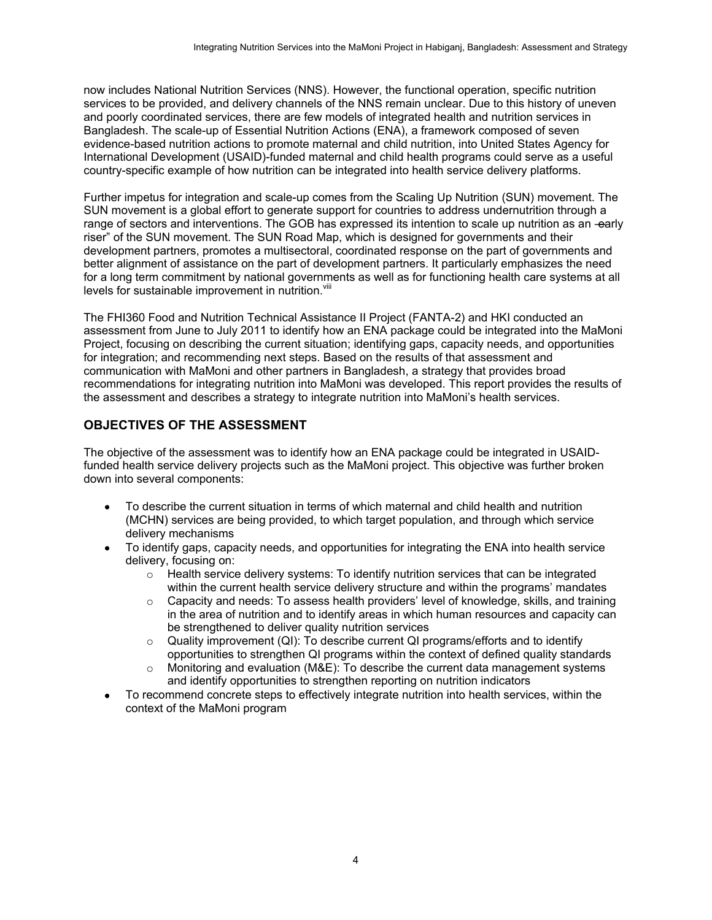now includes National Nutrition Services (NNS). However, the functional operation, specific nutrition services to be provided, and delivery channels of the NNS remain unclear. Due to this history of uneven and poorly coordinated services, there are few models of integrated health and nutrition services in Bangladesh. The scale-up of Essential Nutrition Actions (ENA), a framework composed of seven evidence-based nutrition actions to promote maternal and child nutrition, into United States Agency for International Development (USAID)-funded maternal and child health programs could serve as a useful country-specific example of how nutrition can be integrated into health service delivery platforms.

Further impetus for integration and scale-up comes from the Scaling Up Nutrition (SUN) movement. The SUN movement is a global effort to generate support for countries to address undernutrition through a range of sectors and interventions. The GOB has expressed its intention to scale up nutrition as an ―early riser" of the SUN movement. The SUN Road Map, which is designed for governments and their development partners, promotes a multisectoral, coordinated response on the part of governments and better alignment of assistance on the part of development partners. It particularly emphasizes the need for a long term commitment by national governments as well as for functioning health care systems at all levels for sustainable improvement in nutrition.[viii]

The FHI360 Food and Nutrition Technical Assistance II Project (FANTA-2) and HKI conducted an assessment from June to July 2011 to identify how an ENA package could be integrated into the MaMoni Project, focusing on describing the current situation; identifying gaps, capacity needs, and opportunities for integration; and recommending next steps. Based on the results of that assessment and communication with MaMoni and other partners in Bangladesh, a strategy that provides broad recommendations for integrating nutrition into MaMoni was developed. This report provides the results of the assessment and describes a strategy to integrate nutrition into MaMoni's health services.

## OBJECTIVES OF THE ASSESSMENT

The objective of the assessment was to identify how an ENA package could be integrated in USAID-funded health service delivery projects such as the MaMoni project. This objective was further broken down into several components:

- To describe the current situation in terms of which maternal and child health and nutrition (MCHN) services are being provided, to which target population, and through which service delivery mechanisms
- To identify gaps, capacity needs, and opportunities for integrating the ENA into health service delivery, focusing on:
  - Health service delivery systems: To identify nutrition services that can be integrated within the current health service delivery structure and within the programs' mandates
  - Capacity and needs: To assess health providers' level of knowledge, skills, and training in the area of nutrition and to identify areas in which human resources and capacity can be strengthened to deliver quality nutrition services
  - Quality improvement (QI): To describe current QI programs/efforts and to identify opportunities to strengthen QI programs within the context of defined quality standards
  - Monitoring and evaluation (M&E): To describe the current data management systems and identify opportunities to strengthen reporting on nutrition indicators
- To recommend concrete steps to effectively integrate nutrition into health services, within the context of the MaMoni program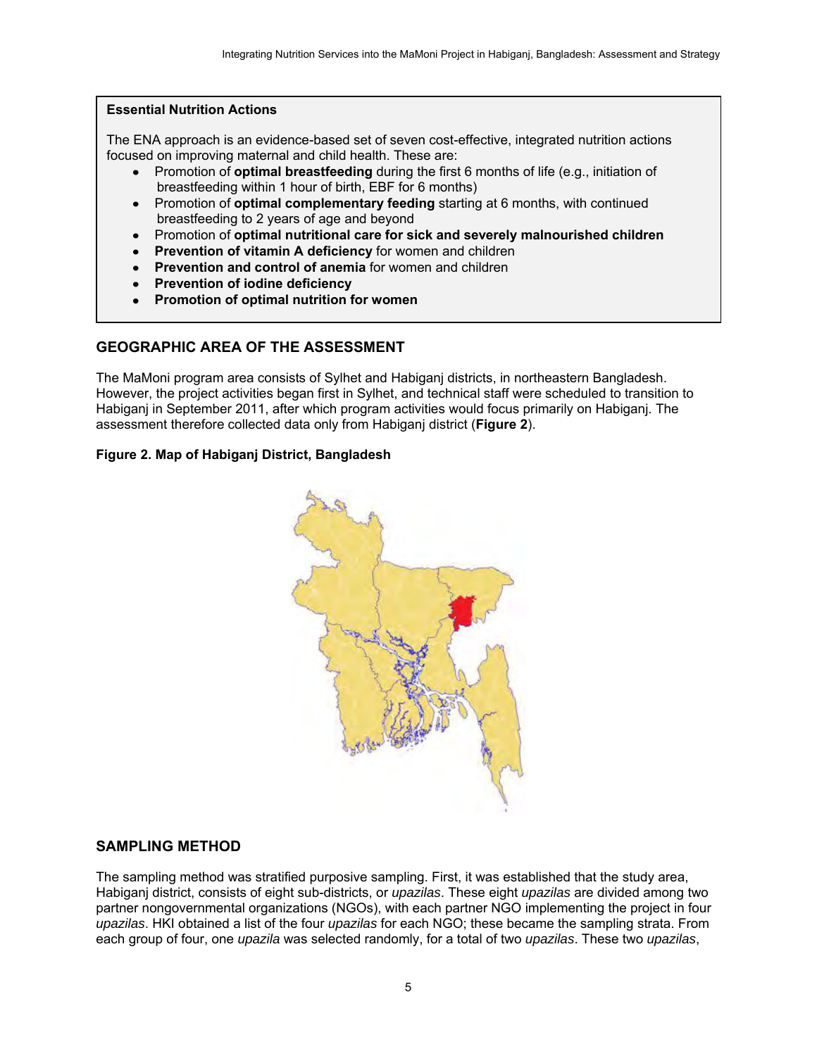**Essential Nutrition Actions**

The ENA approach is an evidence-based set of seven cost-effective, integrated nutrition actions focused on improving maternal and child health. These are:

- Promotion of **optimal breastfeeding** during the first 6 months of life (e.g., initiation of breastfeeding within 1 hour of birth, EBF for 6 months)
- Promotion of **optimal complementary feeding** starting at 6 months, with continued breastfeeding to 2 years of age and beyond
- Promotion of **optimal nutritional care for sick and severely malnourished children**
- **Prevention of vitamin A deficiency** for women and children
- **Prevention and control of anemia** for women and children
- **Prevention of iodine deficiency**
- **Promotion of optimal nutrition for women**

## GEOGRAPHIC AREA OF THE ASSESSMENT

The MaMoni program area consists of Sylhet and Habiganj districts, in northeastern Bangladesh. However, the project activities began first in Sylhet, and technical staff were scheduled to transition to Habiganj in September 2011, after which program activities would focus primarily on Habiganj. The assessment therefore collected data only from Habiganj district (**Figure 2**).

**Figure 2. Map of Habiganj District, Bangladesh**

## SAMPLING METHOD

The sampling method was stratified purposive sampling. First, it was established that the study area, Habiganj district, consists of eight sub-districts, or *upazilas*. These eight *upazilas* are divided among two partner nongovernmental organizations (NGOs), with each partner NGO implementing the project in four *upazilas*. HKI obtained a list of the four *upazilas* for each NGO; these became the sampling strata. From each group of four, one *upazila* was selected randomly, for a total of two *upazilas*. These two *upazilas*,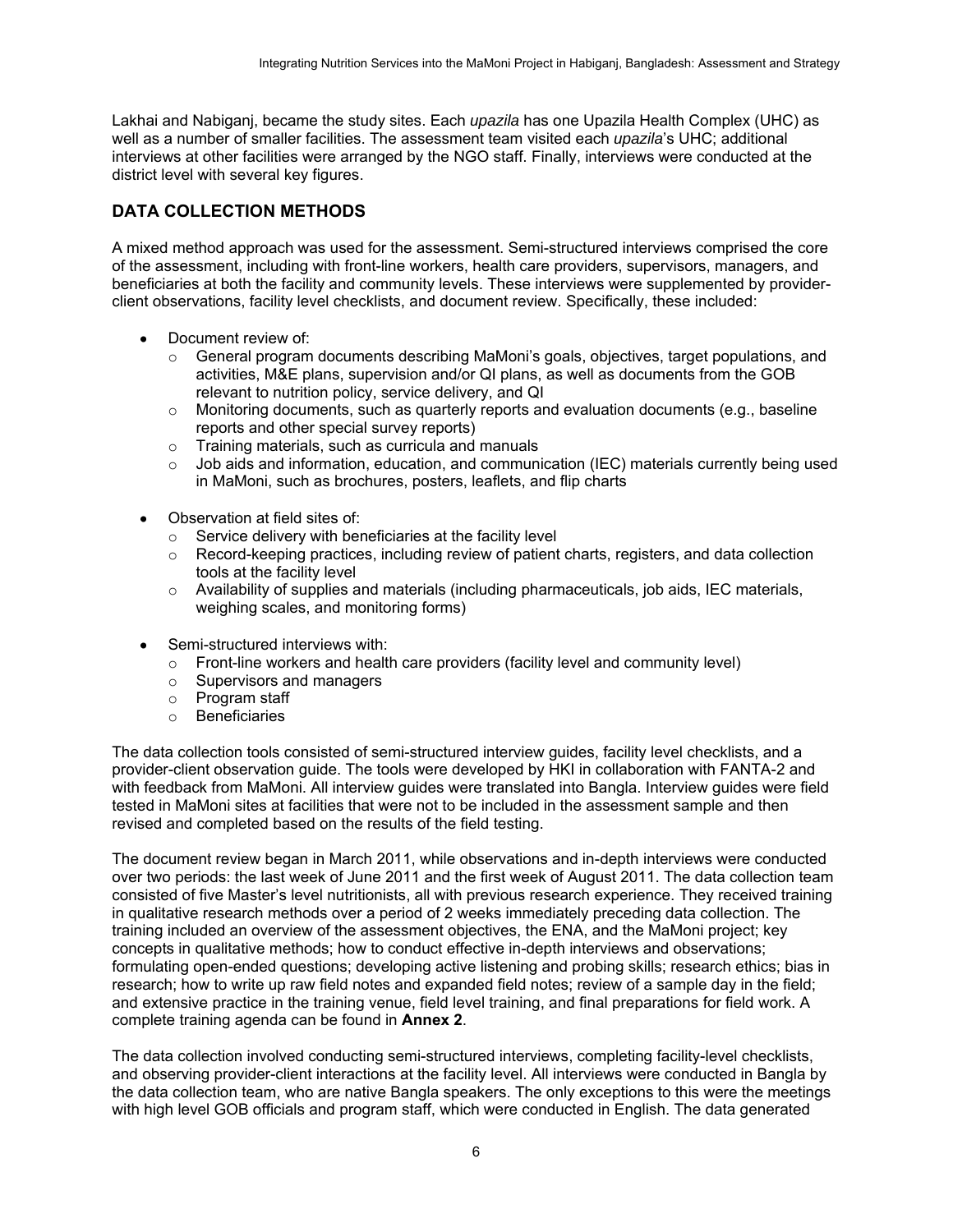Lakhai and Nabiganj, became the study sites. Each *upazila* has one Upazila Health Complex (UHC) as well as a number of smaller facilities. The assessment team visited each *upazila*'s UHC; additional interviews at other facilities were arranged by the NGO staff. Finally, interviews were conducted at the district level with several key figures.

## DATA COLLECTION METHODS

A mixed method approach was used for the assessment. Semi-structured interviews comprised the core of the assessment, including with front-line workers, health care providers, supervisors, managers, and beneficiaries at both the facility and community levels. These interviews were supplemented by provider-client observations, facility level checklists, and document review. Specifically, these included:

- Document review of:
  - General program documents describing MaMoni's goals, objectives, target populations, and activities, M&E plans, supervision and/or QI plans, as well as documents from the GOB relevant to nutrition policy, service delivery, and QI
  - Monitoring documents, such as quarterly reports and evaluation documents (e.g., baseline reports and other special survey reports)
  - Training materials, such as curricula and manuals
  - Job aids and information, education, and communication (IEC) materials currently being used in MaMoni, such as brochures, posters, leaflets, and flip charts
- Observation at field sites of:
  - Service delivery with beneficiaries at the facility level
  - Record-keeping practices, including review of patient charts, registers, and data collection tools at the facility level
  - Availability of supplies and materials (including pharmaceuticals, job aids, IEC materials, weighing scales, and monitoring forms)
- Semi-structured interviews with:
  - Front-line workers and health care providers (facility level and community level)
  - Supervisors and managers
  - Program staff
  - Beneficiaries

The data collection tools consisted of semi-structured interview guides, facility level checklists, and a provider-client observation guide. The tools were developed by HKI in collaboration with FANTA-2 and with feedback from MaMoni. All interview guides were translated into Bangla. Interview guides were field tested in MaMoni sites at facilities that were not to be included in the assessment sample and then revised and completed based on the results of the field testing.

The document review began in March 2011, while observations and in-depth interviews were conducted over two periods: the last week of June 2011 and the first week of August 2011. The data collection team consisted of five Master's level nutritionists, all with previous research experience. They received training in qualitative research methods over a period of 2 weeks immediately preceding data collection. The training included an overview of the assessment objectives, the ENA, and the MaMoni project; key concepts in qualitative methods; how to conduct effective in-depth interviews and observations; formulating open-ended questions; developing active listening and probing skills; research ethics; bias in research; how to write up raw field notes and expanded field notes; review of a sample day in the field; and extensive practice in the training venue, field level training, and final preparations for field work. A complete training agenda can be found in **Annex 2**.

The data collection involved conducting semi-structured interviews, completing facility-level checklists, and observing provider-client interactions at the facility level. All interviews were conducted in Bangla by the data collection team, who are native Bangla speakers. The only exceptions to this were the meetings with high level GOB officials and program staff, which were conducted in English. The data generated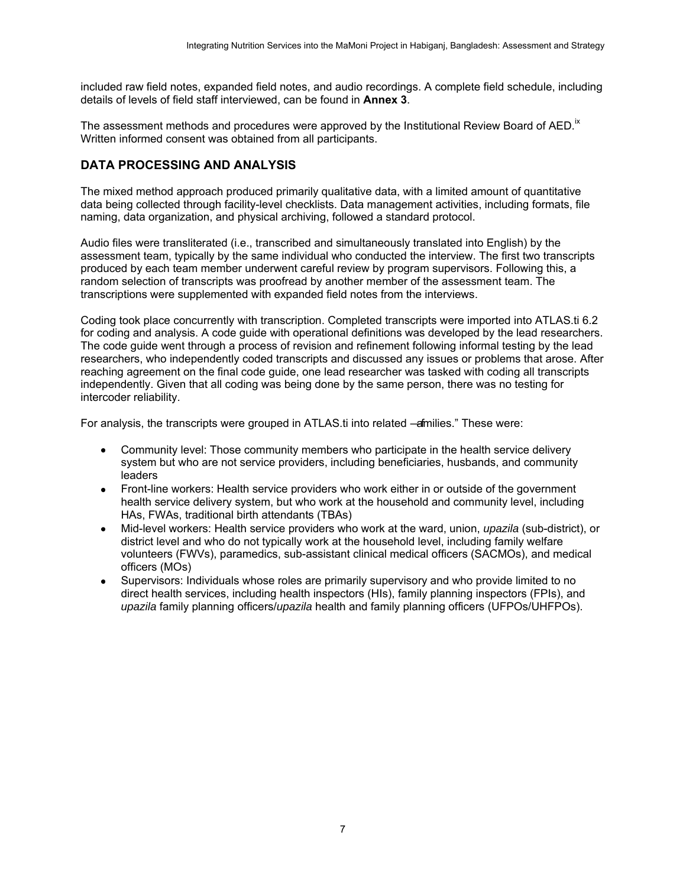included raw field notes, expanded field notes, and audio recordings. A complete field schedule, including details of levels of field staff interviewed, can be found in **Annex 3**.

The assessment methods and procedures were approved by the Institutional Review Board of AED.[ix] Written informed consent was obtained from all participants.

## DATA PROCESSING AND ANALYSIS

The mixed method approach produced primarily qualitative data, with a limited amount of quantitative data being collected through facility-level checklists. Data management activities, including formats, file naming, data organization, and physical archiving, followed a standard protocol.

Audio files were transliterated (i.e., transcribed and simultaneously translated into English) by the assessment team, typically by the same individual who conducted the interview. The first two transcripts produced by each team member underwent careful review by program supervisors. Following this, a random selection of transcripts was proofread by another member of the assessment team. The transcriptions were supplemented with expanded field notes from the interviews.

Coding took place concurrently with transcription. Completed transcripts were imported into ATLAS.ti 6.2 for coding and analysis. A code guide with operational definitions was developed by the lead researchers. The code guide went through a process of revision and refinement following informal testing by the lead researchers, who independently coded transcripts and discussed any issues or problems that arose. After reaching agreement on the final code guide, one lead researcher was tasked with coding all transcripts independently. Given that all coding was being done by the same person, there was no testing for intercoder reliability.

For analysis, the transcripts were grouped in ATLAS.ti into related "families." These were:

- Community level: Those community members who participate in the health service delivery system but who are not service providers, including beneficiaries, husbands, and community leaders
- Front-line workers: Health service providers who work either in or outside of the government health service delivery system, but who work at the household and community level, including HAs, FWAs, traditional birth attendants (TBAs)
- Mid-level workers: Health service providers who work at the ward, union, *upazila* (sub-district), or district level and who do not typically work at the household level, including family welfare volunteers (FWVs), paramedics, sub-assistant clinical medical officers (SACMOs), and medical officers (MOs)
- Supervisors: Individuals whose roles are primarily supervisory and who provide limited to no direct health services, including health inspectors (HIs), family planning inspectors (FPIs), and *upazila* family planning officers/*upazila* health and family planning officers (UFPOs/UHFPOs).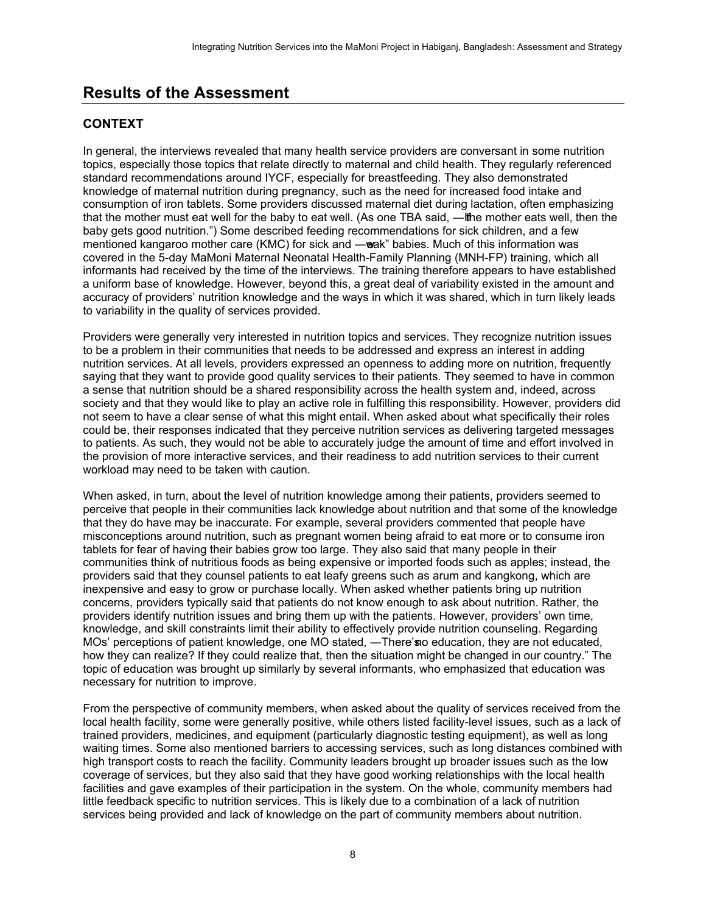## Results of the Assessment

### CONTEXT

In general, the interviews revealed that many health service providers are conversant in some nutrition topics, especially those topics that relate directly to maternal and child health. They regularly referenced standard recommendations around IYCF, especially for breastfeeding. They also demonstrated knowledge of maternal nutrition during pregnancy, such as the need for increased food intake and consumption of iron tablets. Some providers discussed maternal diet during lactation, often emphasizing that the mother must eat well for the baby to eat well. (As one TBA said, "If the mother eats well, then the baby gets good nutrition.") Some described feeding recommendations for sick children, and a few mentioned kangaroo mother care (KMC) for sick and "weak" babies. Much of this information was covered in the 5-day MaMoni Maternal Neonatal Health-Family Planning (MNH-FP) training, which all informants had received by the time of the interviews. The training therefore appears to have established a uniform base of knowledge. However, beyond this, a great deal of variability existed in the amount and accuracy of providers' nutrition knowledge and the ways in which it was shared, which in turn likely leads to variability in the quality of services provided.

Providers were generally very interested in nutrition topics and services. They recognize nutrition issues to be a problem in their communities that needs to be addressed and express an interest in adding nutrition services. At all levels, providers expressed an openness to adding more on nutrition, frequently saying that they want to provide good quality services to their patients. They seemed to have in common a sense that nutrition should be a shared responsibility across the health system and, indeed, across society and that they would like to play an active role in fulfilling this responsibility. However, providers did not seem to have a clear sense of what this might entail. When asked about what specifically their roles could be, their responses indicated that they perceive nutrition services as delivering targeted messages to patients. As such, they would not be able to accurately judge the amount of time and effort involved in the provision of more interactive services, and their readiness to add nutrition services to their current workload may need to be taken with caution.

When asked, in turn, about the level of nutrition knowledge among their patients, providers seemed to perceive that people in their communities lack knowledge about nutrition and that some of the knowledge that they do have may be inaccurate. For example, several providers commented that people have misconceptions around nutrition, such as pregnant women being afraid to eat more or to consume iron tablets for fear of having their babies grow too large. They also said that many people in their communities think of nutritious foods as being expensive or imported foods such as apples; instead, the providers said that they counsel patients to eat leafy greens such as arum and kangkong, which are inexpensive and easy to grow or purchase locally. When asked whether patients bring up nutrition concerns, providers typically said that patients do not know enough to ask about nutrition. Rather, the providers identify nutrition issues and bring them up with the patients. However, providers' own time, knowledge, and skill constraints limit their ability to effectively provide nutrition counseling. Regarding MOs' perceptions of patient knowledge, one MO stated, "There's no education, they are not educated, how they can realize? If they could realize that, then the situation might be changed in our country." The topic of education was brought up similarly by several informants, who emphasized that education was necessary for nutrition to improve.

From the perspective of community members, when asked about the quality of services received from the local health facility, some were generally positive, while others listed facility-level issues, such as a lack of trained providers, medicines, and equipment (particularly diagnostic testing equipment), as well as long waiting times. Some also mentioned barriers to accessing services, such as long distances combined with high transport costs to reach the facility. Community leaders brought up broader issues such as the low coverage of services, but they also said that they have good working relationships with the local health facilities and gave examples of their participation in the system. On the whole, community members had little feedback specific to nutrition services. This is likely due to a combination of a lack of nutrition services being provided and lack of knowledge on the part of community members about nutrition.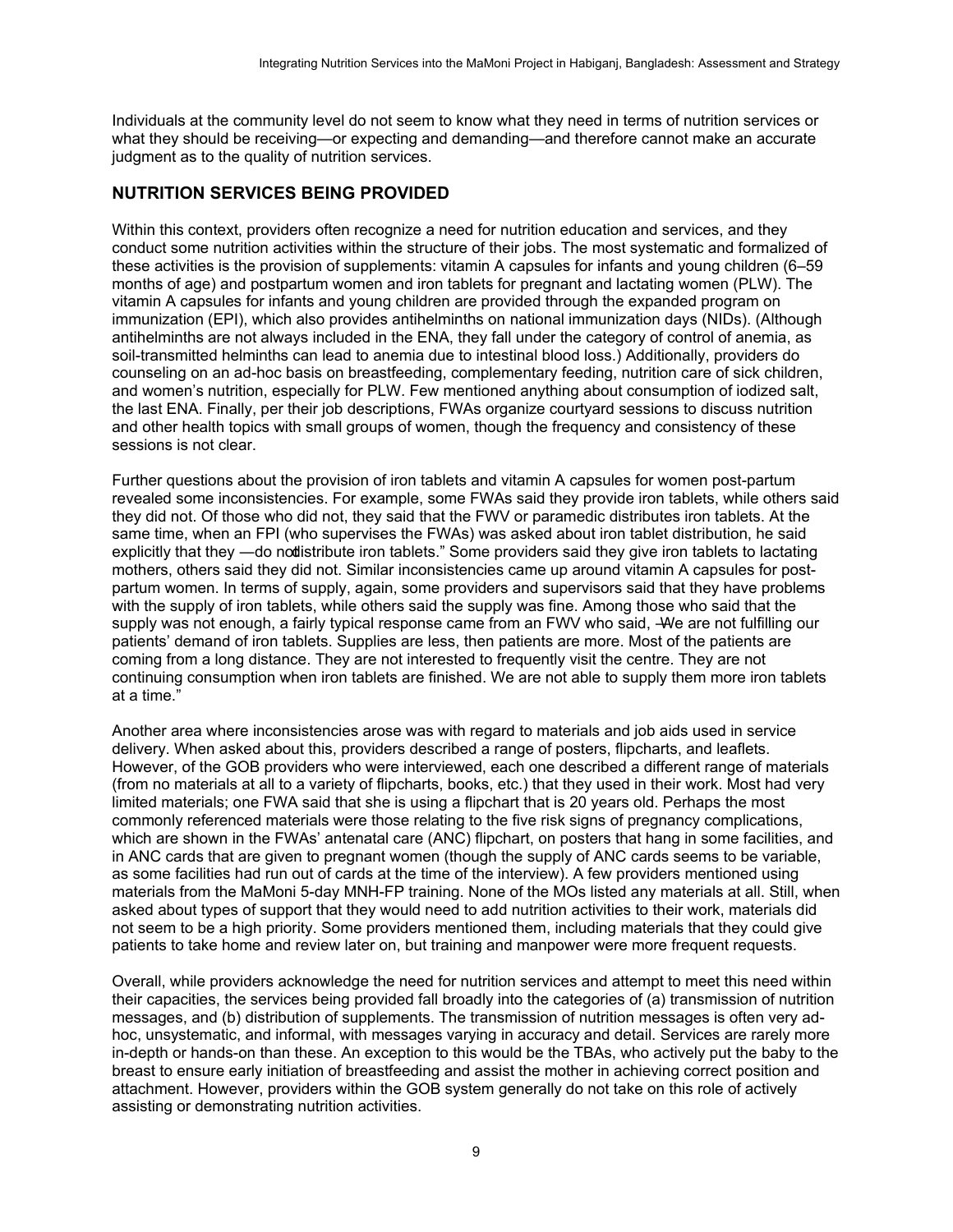Individuals at the community level do not seem to know what they need in terms of nutrition services or what they should be receiving—or expecting and demanding—and therefore cannot make an accurate judgment as to the quality of nutrition services.

## NUTRITION SERVICES BEING PROVIDED

Within this context, providers often recognize a need for nutrition education and services, and they conduct some nutrition activities within the structure of their jobs. The most systematic and formalized of these activities is the provision of supplements: vitamin A capsules for infants and young children (6–59 months of age) and postpartum women and iron tablets for pregnant and lactating women (PLW). The vitamin A capsules for infants and young children are provided through the expanded program on immunization (EPI), which also provides antihelminths on national immunization days (NIDs). (Although antihelminths are not always included in the ENA, they fall under the category of control of anemia, as soil-transmitted helminths can lead to anemia due to intestinal blood loss.) Additionally, providers do counseling on an ad-hoc basis on breastfeeding, complementary feeding, nutrition care of sick children, and women's nutrition, especially for PLW. Few mentioned anything about consumption of iodized salt, the last ENA. Finally, per their job descriptions, FWAs organize courtyard sessions to discuss nutrition and other health topics with small groups of women, though the frequency and consistency of these sessions is not clear.

Further questions about the provision of iron tablets and vitamin A capsules for women post-partum revealed some inconsistencies. For example, some FWAs said they provide iron tablets, while others said they did not. Of those who did not, they said that the FWV or paramedic distributes iron tablets. At the same time, when an FPI (who supervises the FWAs) was asked about iron tablet distribution, he said explicitly that they —do not distribute iron tablets." Some providers said they give iron tablets to lactating mothers, others said they did not. Similar inconsistencies came up around vitamin A capsules for post-partum women. In terms of supply, again, some providers and supervisors said that they have problems with the supply of iron tablets, while others said the supply was fine. Among those who said that the supply was not enough, a fairly typical response came from an FWV who said, —We are not fulfilling our patients' demand of iron tablets. Supplies are less, then patients are more. Most of the patients are coming from a long distance. They are not interested to frequently visit the centre. They are not continuing consumption when iron tablets are finished. We are not able to supply them more iron tablets at a time."

Another area where inconsistencies arose was with regard to materials and job aids used in service delivery. When asked about this, providers described a range of posters, flipcharts, and leaflets. However, of the GOB providers who were interviewed, each one described a different range of materials (from no materials at all to a variety of flipcharts, books, etc.) that they used in their work. Most had very limited materials; one FWA said that she is using a flipchart that is 20 years old. Perhaps the most commonly referenced materials were those relating to the five risk signs of pregnancy complications, which are shown in the FWAs' antenatal care (ANC) flipchart, on posters that hang in some facilities, and in ANC cards that are given to pregnant women (though the supply of ANC cards seems to be variable, as some facilities had run out of cards at the time of the interview). A few providers mentioned using materials from the MaMoni 5-day MNH-FP training. None of the MOs listed any materials at all. Still, when asked about types of support that they would need to add nutrition activities to their work, materials did not seem to be a high priority. Some providers mentioned them, including materials that they could give patients to take home and review later on, but training and manpower were more frequent requests.

Overall, while providers acknowledge the need for nutrition services and attempt to meet this need within their capacities, the services being provided fall broadly into the categories of (a) transmission of nutrition messages, and (b) distribution of supplements. The transmission of nutrition messages is often very ad-hoc, unsystematic, and informal, with messages varying in accuracy and detail. Services are rarely more in-depth or hands-on than these. An exception to this would be the TBAs, who actively put the baby to the breast to ensure early initiation of breastfeeding and assist the mother in achieving correct position and attachment. However, providers within the GOB system generally do not take on this role of actively assisting or demonstrating nutrition activities.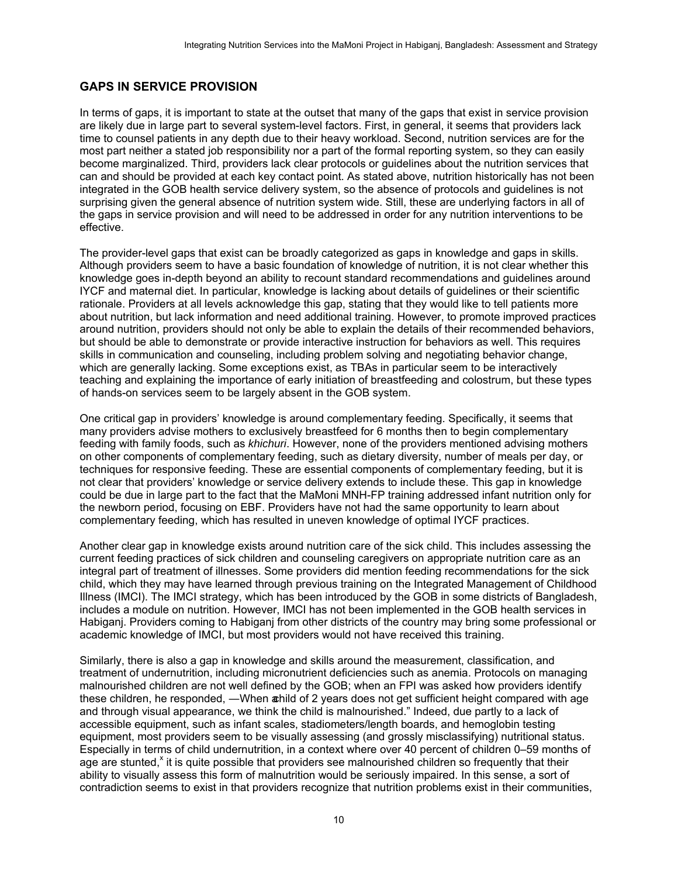## GAPS IN SERVICE PROVISION

In terms of gaps, it is important to state at the outset that many of the gaps that exist in service provision are likely due in large part to several system-level factors. First, in general, it seems that providers lack time to counsel patients in any depth due to their heavy workload. Second, nutrition services are for the most part neither a stated job responsibility nor a part of the formal reporting system, so they can easily become marginalized. Third, providers lack clear protocols or guidelines about the nutrition services that can and should be provided at each key contact point. As stated above, nutrition historically has not been integrated in the GOB health service delivery system, so the absence of protocols and guidelines is not surprising given the general absence of nutrition system wide. Still, these are underlying factors in all of the gaps in service provision and will need to be addressed in order for any nutrition interventions to be effective.

The provider-level gaps that exist can be broadly categorized as gaps in knowledge and gaps in skills. Although providers seem to have a basic foundation of knowledge of nutrition, it is not clear whether this knowledge goes in-depth beyond an ability to recount standard recommendations and guidelines around IYCF and maternal diet. In particular, knowledge is lacking about details of guidelines or their scientific rationale. Providers at all levels acknowledge this gap, stating that they would like to tell patients more about nutrition, but lack information and need additional training. However, to promote improved practices around nutrition, providers should not only be able to explain the details of their recommended behaviors, but should be able to demonstrate or provide interactive instruction for behaviors as well. This requires skills in communication and counseling, including problem solving and negotiating behavior change, which are generally lacking. Some exceptions exist, as TBAs in particular seem to be interactively teaching and explaining the importance of early initiation of breastfeeding and colostrum, but these types of hands-on services seem to be largely absent in the GOB system.

One critical gap in providers' knowledge is around complementary feeding. Specifically, it seems that many providers advise mothers to exclusively breastfeed for 6 months then to begin complementary feeding with family foods, such as *khichuri*. However, none of the providers mentioned advising mothers on other components of complementary feeding, such as dietary diversity, number of meals per day, or techniques for responsive feeding. These are essential components of complementary feeding, but it is not clear that providers' knowledge or service delivery extends to include these. This gap in knowledge could be due in large part to the fact that the MaMoni MNH-FP training addressed infant nutrition only for the newborn period, focusing on EBF. Providers have not had the same opportunity to learn about complementary feeding, which has resulted in uneven knowledge of optimal IYCF practices.

Another clear gap in knowledge exists around nutrition care of the sick child. This includes assessing the current feeding practices of sick children and counseling caregivers on appropriate nutrition care as an integral part of treatment of illnesses. Some providers did mention feeding recommendations for the sick child, which they may have learned through previous training on the Integrated Management of Childhood Illness (IMCI). The IMCI strategy, which has been introduced by the GOB in some districts of Bangladesh, includes a module on nutrition. However, IMCI has not been implemented in the GOB health services in Habiganj. Providers coming to Habiganj from other districts of the country may bring some professional or academic knowledge of IMCI, but most providers would not have received this training.

Similarly, there is also a gap in knowledge and skills around the measurement, classification, and treatment of undernutrition, including micronutrient deficiencies such as anemia. Protocols on managing malnourished children are not well defined by the GOB; when an FPI was asked how providers identify these children, he responded, —When a child of 2 years does not get sufficient height compared with age and through visual appearance, we think the child is malnourished." Indeed, due partly to a lack of accessible equipment, such as infant scales, stadiometers/length boards, and hemoglobin testing equipment, most providers seem to be visually assessing (and grossly misclassifying) nutritional status. Especially in terms of child undernutrition, in a context where over 40 percent of children 0–59 months of age are stunted,[x] it is quite possible that providers see malnourished children so frequently that their ability to visually assess this form of malnutrition would be seriously impaired. In this sense, a sort of contradiction seems to exist in that providers recognize that nutrition problems exist in their communities,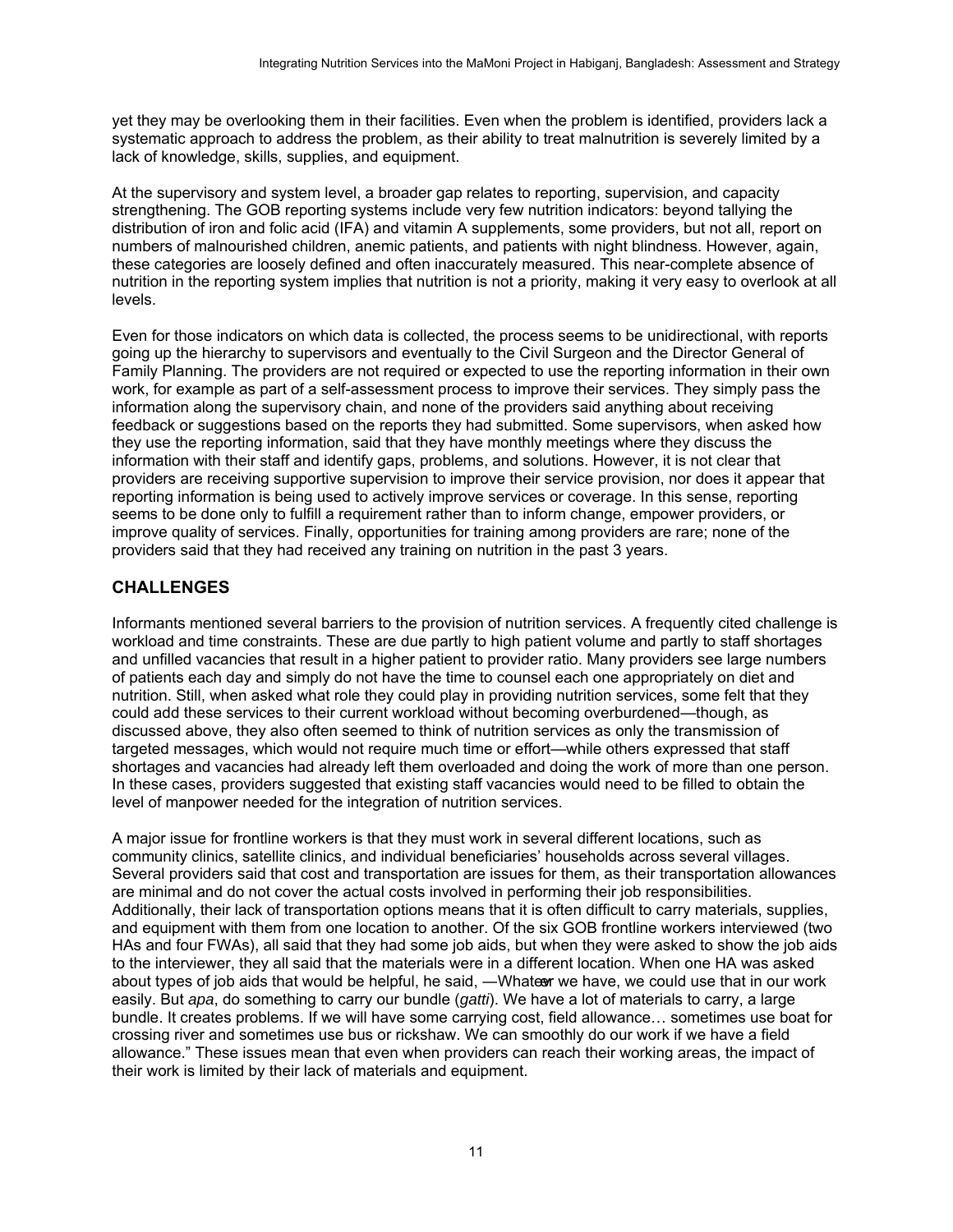yet they may be overlooking them in their facilities. Even when the problem is identified, providers lack a systematic approach to address the problem, as their ability to treat malnutrition is severely limited by a lack of knowledge, skills, supplies, and equipment.

At the supervisory and system level, a broader gap relates to reporting, supervision, and capacity strengthening. The GOB reporting systems include very few nutrition indicators: beyond tallying the distribution of iron and folic acid (IFA) and vitamin A supplements, some providers, but not all, report on numbers of malnourished children, anemic patients, and patients with night blindness. However, again, these categories are loosely defined and often inaccurately measured. This near-complete absence of nutrition in the reporting system implies that nutrition is not a priority, making it very easy to overlook at all levels.

Even for those indicators on which data is collected, the process seems to be unidirectional, with reports going up the hierarchy to supervisors and eventually to the Civil Surgeon and the Director General of Family Planning. The providers are not required or expected to use the reporting information in their own work, for example as part of a self-assessment process to improve their services. They simply pass the information along the supervisory chain, and none of the providers said anything about receiving feedback or suggestions based on the reports they had submitted. Some supervisors, when asked how they use the reporting information, said that they have monthly meetings where they discuss the information with their staff and identify gaps, problems, and solutions. However, it is not clear that providers are receiving supportive supervision to improve their service provision, nor does it appear that reporting information is being used to actively improve services or coverage. In this sense, reporting seems to be done only to fulfill a requirement rather than to inform change, empower providers, or improve quality of services. Finally, opportunities for training among providers are rare; none of the providers said that they had received any training on nutrition in the past 3 years.

## CHALLENGES

Informants mentioned several barriers to the provision of nutrition services. A frequently cited challenge is workload and time constraints. These are due partly to high patient volume and partly to staff shortages and unfilled vacancies that result in a higher patient to provider ratio. Many providers see large numbers of patients each day and simply do not have the time to counsel each one appropriately on diet and nutrition. Still, when asked what role they could play in providing nutrition services, some felt that they could add these services to their current workload without becoming overburdened—though, as discussed above, they also often seemed to think of nutrition services as only the transmission of targeted messages, which would not require much time or effort—while others expressed that staff shortages and vacancies had already left them overloaded and doing the work of more than one person. In these cases, providers suggested that existing staff vacancies would need to be filled to obtain the level of manpower needed for the integration of nutrition services.

A major issue for frontline workers is that they must work in several different locations, such as community clinics, satellite clinics, and individual beneficiaries' households across several villages. Several providers said that cost and transportation are issues for them, as their transportation allowances are minimal and do not cover the actual costs involved in performing their job responsibilities. Additionally, their lack of transportation options means that it is often difficult to carry materials, supplies, and equipment with them from one location to another. Of the six GOB frontline workers interviewed (two HAs and four FWAs), all said that they had some job aids, but when they were asked to show the job aids to the interviewer, they all said that the materials were in a different location. When one HA was asked about types of job aids that would be helpful, he said, —Whatever we have, we could use that in our work easily. But *apa*, do something to carry our bundle (*gatti*). We have a lot of materials to carry, a large bundle. It creates problems. If we will have some carrying cost, field allowance… sometimes use boat for crossing river and sometimes use bus or rickshaw. We can smoothly do our work if we have a field allowance." These issues mean that even when providers can reach their working areas, the impact of their work is limited by their lack of materials and equipment.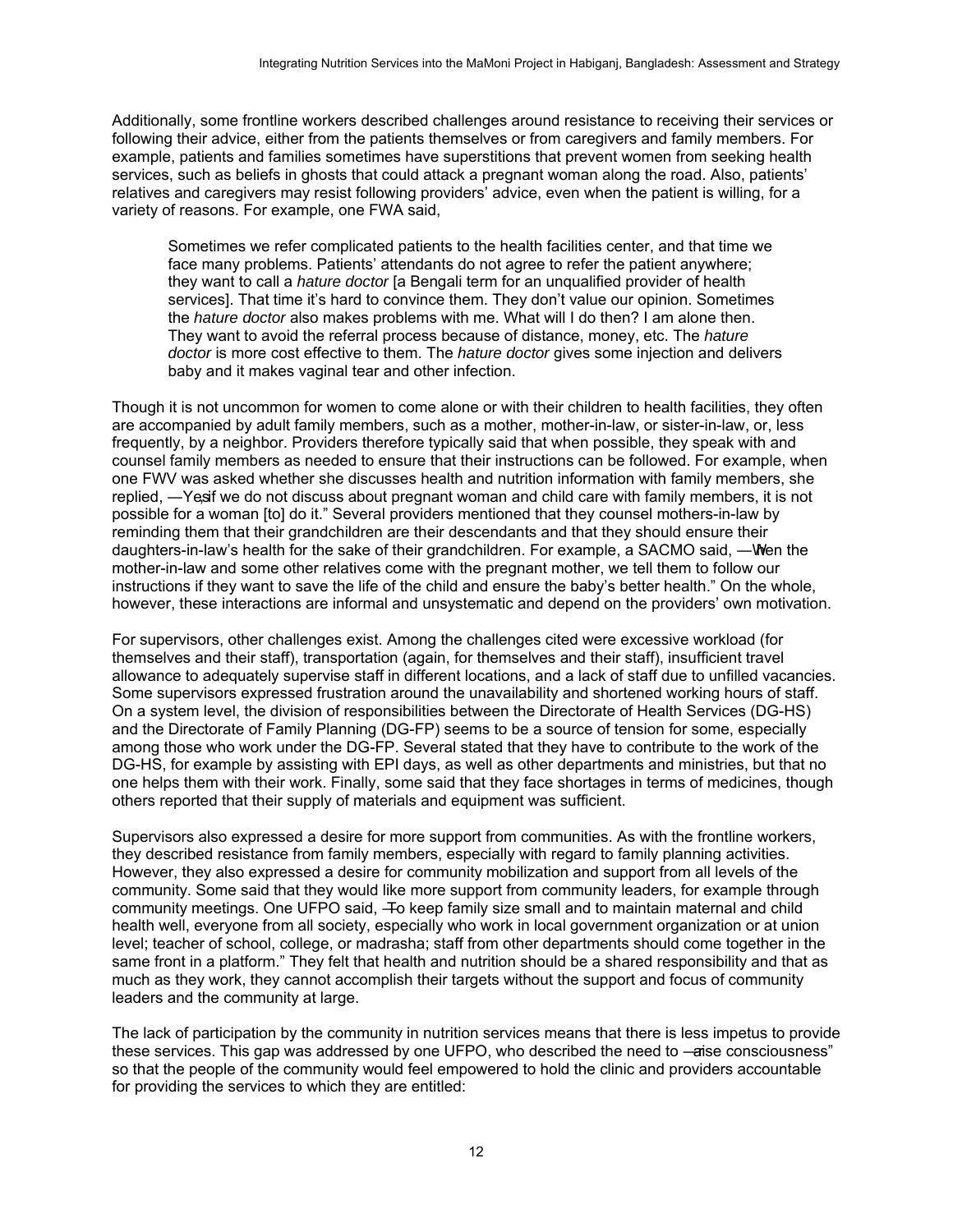Additionally, some frontline workers described challenges around resistance to receiving their services or following their advice, either from the patients themselves or from caregivers and family members. For example, patients and families sometimes have superstitions that prevent women from seeking health services, such as beliefs in ghosts that could attack a pregnant woman along the road. Also, patients' relatives and caregivers may resist following providers' advice, even when the patient is willing, for a variety of reasons. For example, one FWA said,

> Sometimes we refer complicated patients to the health facilities center, and that time we face many problems. Patients' attendants do not agree to refer the patient anywhere; they want to call a *hature doctor* [a Bengali term for an unqualified provider of health services]. That time it's hard to convince them. They don't value our opinion. Sometimes the *hature doctor* also makes problems with me. What will I do then? I am alone then. They want to avoid the referral process because of distance, money, etc. The *hature doctor* is more cost effective to them. The *hature doctor* gives some injection and delivers baby and it makes vaginal tear and other infection.

Though it is not uncommon for women to come alone or with their children to health facilities, they often are accompanied by adult family members, such as a mother, mother-in-law, or sister-in-law, or, less frequently, by a neighbor. Providers therefore typically said that when possible, they speak with and counsel family members as needed to ensure that their instructions can be followed. For example, when one FWV was asked whether she discusses health and nutrition information with family members, she replied, "Yes, if we do not discuss about pregnant woman and child care with family members, it is not possible for a woman [to] do it." Several providers mentioned that they counsel mothers-in-law by reminding them that their grandchildren are their descendants and that they should ensure their daughters-in-law's health for the sake of their grandchildren. For example, a SACMO said, "When the mother-in-law and some other relatives come with the pregnant mother, we tell them to follow our instructions if they want to save the life of the child and ensure the baby's better health." On the whole, however, these interactions are informal and unsystematic and depend on the providers' own motivation.

For supervisors, other challenges exist. Among the challenges cited were excessive workload (for themselves and their staff), transportation (again, for themselves and their staff), insufficient travel allowance to adequately supervise staff in different locations, and a lack of staff due to unfilled vacancies. Some supervisors expressed frustration around the unavailability and shortened working hours of staff. On a system level, the division of responsibilities between the Directorate of Health Services (DG-HS) and the Directorate of Family Planning (DG-FP) seems to be a source of tension for some, especially among those who work under the DG-FP. Several stated that they have to contribute to the work of the DG-HS, for example by assisting with EPI days, as well as other departments and ministries, but that no one helps them with their work. Finally, some said that they face shortages in terms of medicines, though others reported that their supply of materials and equipment was sufficient.

Supervisors also expressed a desire for more support from communities. As with the frontline workers, they described resistance from family members, especially with regard to family planning activities. However, they also expressed a desire for community mobilization and support from all levels of the community. Some said that they would like more support from community leaders, for example through community meetings. One UFPO said, "To keep family size small and to maintain maternal and child health well, everyone from all society, especially who work in local government organization or at union level; teacher of school, college, or madrasha; staff from other departments should come together in the same front in a platform." They felt that health and nutrition should be a shared responsibility and that as much as they work, they cannot accomplish their targets without the support and focus of community leaders and the community at large.

The lack of participation by the community in nutrition services means that there is less impetus to provide these services. This gap was addressed by one UFPO, who described the need to "raise consciousness" so that the people of the community would feel empowered to hold the clinic and providers accountable for providing the services to which they are entitled: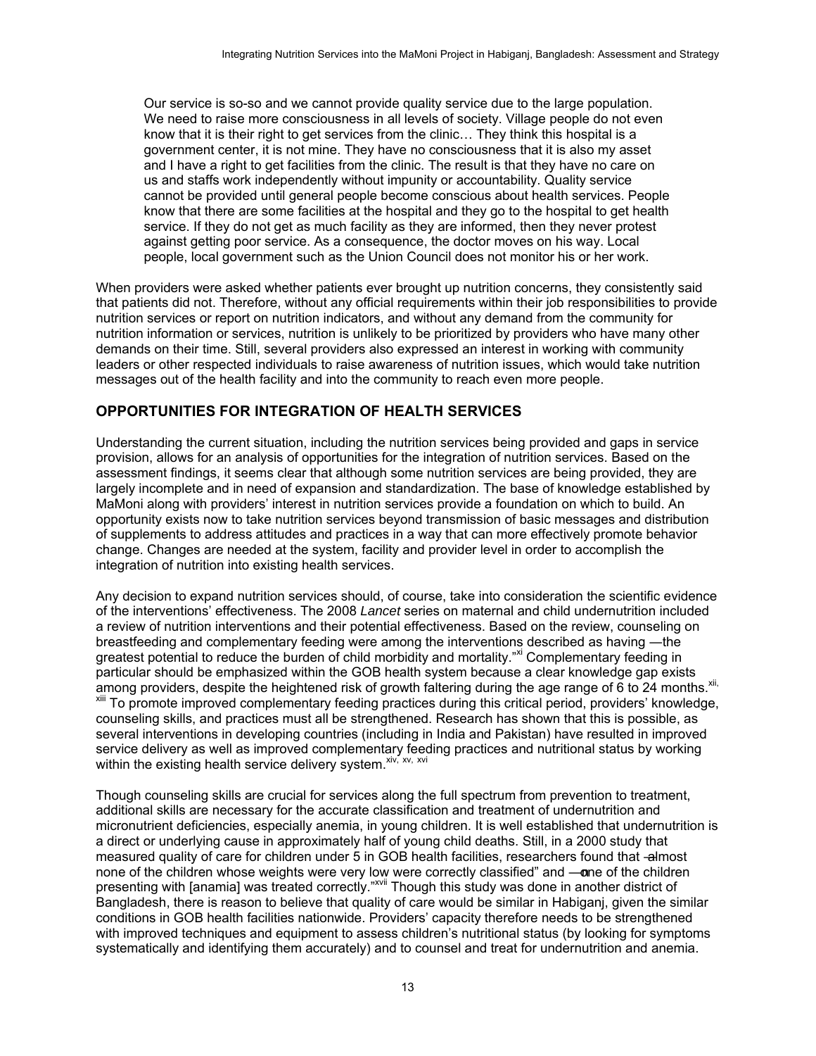> Our service is so-so and we cannot provide quality service due to the large population. We need to raise more consciousness in all levels of society. Village people do not even know that it is their right to get services from the clinic… They think this hospital is a government center, it is not mine. They have no consciousness that it is also my asset and I have a right to get facilities from the clinic. The result is that they have no care on us and staffs work independently without impunity or accountability. Quality service cannot be provided until general people become conscious about health services. People know that there are some facilities at the hospital and they go to the hospital to get health service. If they do not get as much facility as they are informed, then they never protest against getting poor service. As a consequence, the doctor moves on his way. Local people, local government such as the Union Council does not monitor his or her work.

When providers were asked whether patients ever brought up nutrition concerns, they consistently said that patients did not. Therefore, without any official requirements within their job responsibilities to provide nutrition services or report on nutrition indicators, and without any demand from the community for nutrition information or services, nutrition is unlikely to be prioritized by providers who have many other demands on their time. Still, several providers also expressed an interest in working with community leaders or other respected individuals to raise awareness of nutrition issues, which would take nutrition messages out of the health facility and into the community to reach even more people.

## OPPORTUNITIES FOR INTEGRATION OF HEALTH SERVICES

Understanding the current situation, including the nutrition services being provided and gaps in service provision, allows for an analysis of opportunities for the integration of nutrition services. Based on the assessment findings, it seems clear that although some nutrition services are being provided, they are largely incomplete and in need of expansion and standardization. The base of knowledge established by MaMoni along with providers' interest in nutrition services provide a foundation on which to build. An opportunity exists now to take nutrition services beyond transmission of basic messages and distribution of supplements to address attitudes and practices in a way that can more effectively promote behavior change. Changes are needed at the system, facility and provider level in order to accomplish the integration of nutrition into existing health services.

Any decision to expand nutrition services should, of course, take into consideration the scientific evidence of the interventions' effectiveness. The 2008 *Lancet* series on maternal and child undernutrition included a review of nutrition interventions and their potential effectiveness. Based on the review, counseling on breastfeeding and complementary feeding were among the interventions described as having ―the greatest potential to reduce the burden of child morbidity and mortality."[xi] Complementary feeding in particular should be emphasized within the GOB health system because a clear knowledge gap exists among providers, despite the heightened risk of growth faltering during the age range of 6 to 24 months.[xii, xiii] To promote improved complementary feeding practices during this critical period, providers' knowledge, counseling skills, and practices must all be strengthened. Research has shown that this is possible, as several interventions in developing countries (including in India and Pakistan) have resulted in improved service delivery as well as improved complementary feeding practices and nutritional status by working within the existing health service delivery system.[xiv, xv, xvi]

Though counseling skills are crucial for services along the full spectrum from prevention to treatment, additional skills are necessary for the accurate classification and treatment of undernutrition and micronutrient deficiencies, especially anemia, in young children. It is well established that undernutrition is a direct or underlying cause in approximately half of young child deaths. Still, in a 2000 study that measured quality of care for children under 5 in GOB health facilities, researchers found that ―almost none of the children whose weights were very low were correctly classified" and ―none of the children presenting with [anamia] was treated correctly."[xvii] Though this study was done in another district of Bangladesh, there is reason to believe that quality of care would be similar in Habiganj, given the similar conditions in GOB health facilities nationwide. Providers' capacity therefore needs to be strengthened with improved techniques and equipment to assess children's nutritional status (by looking for symptoms systematically and identifying them accurately) and to counsel and treat for undernutrition and anemia.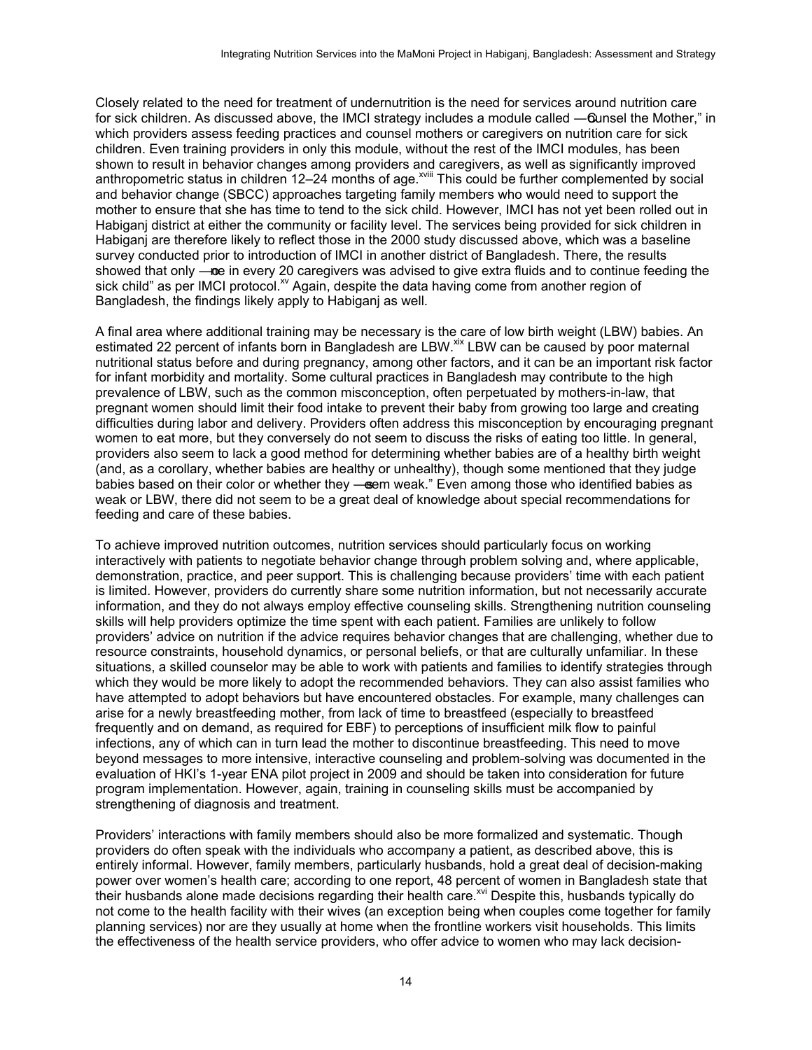Closely related to the need for treatment of undernutrition is the need for services around nutrition care for sick children. As discussed above, the IMCI strategy includes a module called ―Counsel the Mother," in which providers assess feeding practices and counsel mothers or caregivers on nutrition care for sick children. Even training providers in only this module, without the rest of the IMCI modules, has been shown to result in behavior changes among providers and caregivers, as well as significantly improved anthropometric status in children 12–24 months of age.[xviii] This could be further complemented by social and behavior change (SBCC) approaches targeting family members who would need to support the mother to ensure that she has time to tend to the sick child. However, IMCI has not yet been rolled out in Habiganj district at either the community or facility level. The services being provided for sick children in Habiganj are therefore likely to reflect those in the 2000 study discussed above, which was a baseline survey conducted prior to introduction of IMCI in another district of Bangladesh. There, the results showed that only ―one in every 20 caregivers was advised to give extra fluids and to continue feeding the sick child" as per IMCI protocol.[xv] Again, despite the data having come from another region of Bangladesh, the findings likely apply to Habiganj as well.

A final area where additional training may be necessary is the care of low birth weight (LBW) babies. An estimated 22 percent of infants born in Bangladesh are LBW.[xix] LBW can be caused by poor maternal nutritional status before and during pregnancy, among other factors, and it can be an important risk factor for infant morbidity and mortality. Some cultural practices in Bangladesh may contribute to the high prevalence of LBW, such as the common misconception, often perpetuated by mothers-in-law, that pregnant women should limit their food intake to prevent their baby from growing too large and creating difficulties during labor and delivery. Providers often address this misconception by encouraging pregnant women to eat more, but they conversely do not seem to discuss the risks of eating too little. In general, providers also seem to lack a good method for determining whether babies are of a healthy birth weight (and, as a corollary, whether babies are healthy or unhealthy), though some mentioned that they judge babies based on their color or whether they ―seem weak." Even among those who identified babies as weak or LBW, there did not seem to be a great deal of knowledge about special recommendations for feeding and care of these babies.

To achieve improved nutrition outcomes, nutrition services should particularly focus on working interactively with patients to negotiate behavior change through problem solving and, where applicable, demonstration, practice, and peer support. This is challenging because providers' time with each patient is limited. However, providers do currently share some nutrition information, but not necessarily accurate information, and they do not always employ effective counseling skills. Strengthening nutrition counseling skills will help providers optimize the time spent with each patient. Families are unlikely to follow providers' advice on nutrition if the advice requires behavior changes that are challenging, whether due to resource constraints, household dynamics, or personal beliefs, or that are culturally unfamiliar. In these situations, a skilled counselor may be able to work with patients and families to identify strategies through which they would be more likely to adopt the recommended behaviors. They can also assist families who have attempted to adopt behaviors but have encountered obstacles. For example, many challenges can arise for a newly breastfeeding mother, from lack of time to breastfeed (especially to breastfeed frequently and on demand, as required for EBF) to perceptions of insufficient milk flow to painful infections, any of which can in turn lead the mother to discontinue breastfeeding. This need to move beyond messages to more intensive, interactive counseling and problem-solving was documented in the evaluation of HKI's 1-year ENA pilot project in 2009 and should be taken into consideration for future program implementation. However, again, training in counseling skills must be accompanied by strengthening of diagnosis and treatment.

Providers' interactions with family members should also be more formalized and systematic. Though providers do often speak with the individuals who accompany a patient, as described above, this is entirely informal. However, family members, particularly husbands, hold a great deal of decision-making power over women's health care; according to one report, 48 percent of women in Bangladesh state that their husbands alone made decisions regarding their health care.[xvi] Despite this, husbands typically do not come to the health facility with their wives (an exception being when couples come together for family planning services) nor are they usually at home when the frontline workers visit households. This limits the effectiveness of the health service providers, who offer advice to women who may lack decision-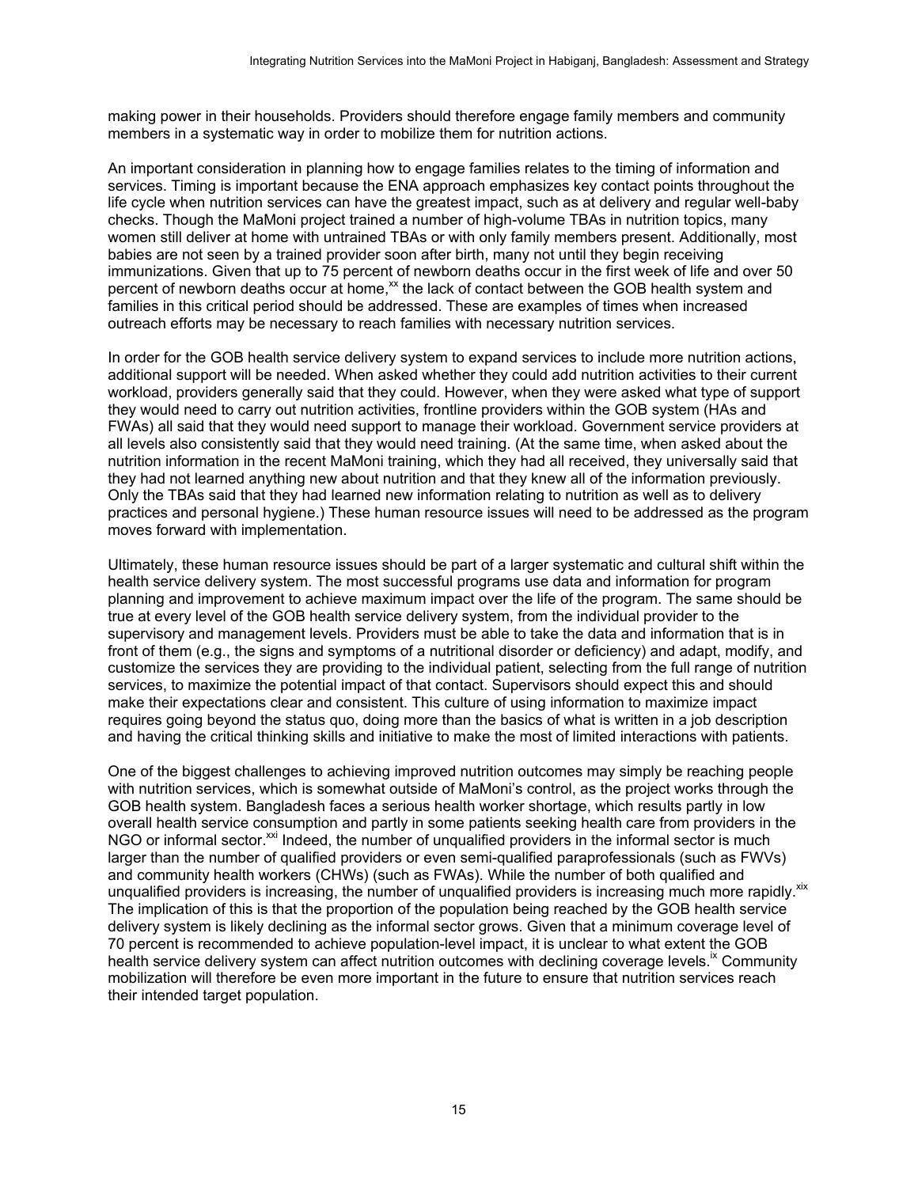making power in their households. Providers should therefore engage family members and community members in a systematic way in order to mobilize them for nutrition actions.

An important consideration in planning how to engage families relates to the timing of information and services. Timing is important because the ENA approach emphasizes key contact points throughout the life cycle when nutrition services can have the greatest impact, such as at delivery and regular well-baby checks. Though the MaMoni project trained a number of high-volume TBAs in nutrition topics, many women still deliver at home with untrained TBAs or with only family members present. Additionally, most babies are not seen by a trained provider soon after birth, many not until they begin receiving immunizations. Given that up to 75 percent of newborn deaths occur in the first week of life and over 50 percent of newborn deaths occur at home,[xx] the lack of contact between the GOB health system and families in this critical period should be addressed. These are examples of times when increased outreach efforts may be necessary to reach families with necessary nutrition services.

In order for the GOB health service delivery system to expand services to include more nutrition actions, additional support will be needed. When asked whether they could add nutrition activities to their current workload, providers generally said that they could. However, when they were asked what type of support they would need to carry out nutrition activities, frontline providers within the GOB system (HAs and FWAs) all said that they would need support to manage their workload. Government service providers at all levels also consistently said that they would need training. (At the same time, when asked about the nutrition information in the recent MaMoni training, which they had all received, they universally said that they had not learned anything new about nutrition and that they knew all of the information previously. Only the TBAs said that they had learned new information relating to nutrition as well as to delivery practices and personal hygiene.) These human resource issues will need to be addressed as the program moves forward with implementation.

Ultimately, these human resource issues should be part of a larger systematic and cultural shift within the health service delivery system. The most successful programs use data and information for program planning and improvement to achieve maximum impact over the life of the program. The same should be true at every level of the GOB health service delivery system, from the individual provider to the supervisory and management levels. Providers must be able to take the data and information that is in front of them (e.g., the signs and symptoms of a nutritional disorder or deficiency) and adapt, modify, and customize the services they are providing to the individual patient, selecting from the full range of nutrition services, to maximize the potential impact of that contact. Supervisors should expect this and should make their expectations clear and consistent. This culture of using information to maximize impact requires going beyond the status quo, doing more than the basics of what is written in a job description and having the critical thinking skills and initiative to make the most of limited interactions with patients.

One of the biggest challenges to achieving improved nutrition outcomes may simply be reaching people with nutrition services, which is somewhat outside of MaMoni's control, as the project works through the GOB health system. Bangladesh faces a serious health worker shortage, which results partly in low overall health service consumption and partly in some patients seeking health care from providers in the NGO or informal sector.[xxi] Indeed, the number of unqualified providers in the informal sector is much larger than the number of qualified providers or even semi-qualified paraprofessionals (such as FWVs) and community health workers (CHWs) (such as FWAs). While the number of both qualified and unqualified providers is increasing, the number of unqualified providers is increasing much more rapidly.[xix] The implication of this is that the proportion of the population being reached by the GOB health service delivery system is likely declining as the informal sector grows. Given that a minimum coverage level of 70 percent is recommended to achieve population-level impact, it is unclear to what extent the GOB health service delivery system can affect nutrition outcomes with declining coverage levels.[ix] Community mobilization will therefore be even more important in the future to ensure that nutrition services reach their intended target population.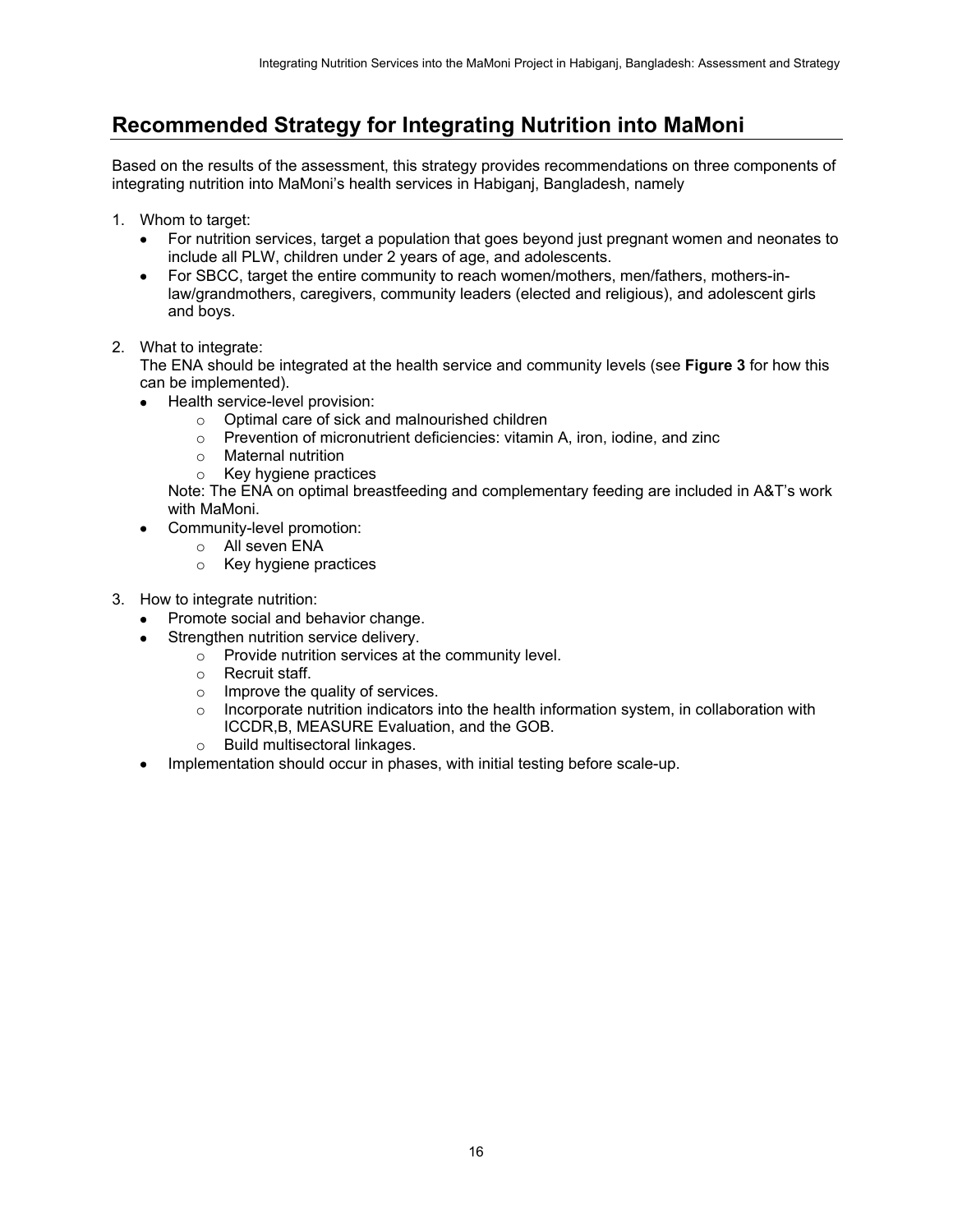## Recommended Strategy for Integrating Nutrition into MaMoni

Based on the results of the assessment, this strategy provides recommendations on three components of integrating nutrition into MaMoni's health services in Habiganj, Bangladesh, namely

1. Whom to target:
   - For nutrition services, target a population that goes beyond just pregnant women and neonates to include all PLW, children under 2 years of age, and adolescents.
   - For SBCC, target the entire community to reach women/mothers, men/fathers, mothers-in-law/grandmothers, caregivers, community leaders (elected and religious), and adolescent girls and boys.

2. What to integrate:
   The ENA should be integrated at the health service and community levels (see **Figure 3** for how this can be implemented).
   - Health service-level provision:
     - Optimal care of sick and malnourished children
     - Prevention of micronutrient deficiencies: vitamin A, iron, iodine, and zinc
     - Maternal nutrition
     - Key hygiene practices

     Note: The ENA on optimal breastfeeding and complementary feeding are included in A&T's work with MaMoni.
   - Community-level promotion:
     - All seven ENA
     - Key hygiene practices

3. How to integrate nutrition:
   - Promote social and behavior change.
   - Strengthen nutrition service delivery.
     - Provide nutrition services at the community level.
     - Recruit staff.
     - Improve the quality of services.
     - Incorporate nutrition indicators into the health information system, in collaboration with ICCDR,B, MEASURE Evaluation, and the GOB.
     - Build multisectoral linkages.
   - Implementation should occur in phases, with initial testing before scale-up.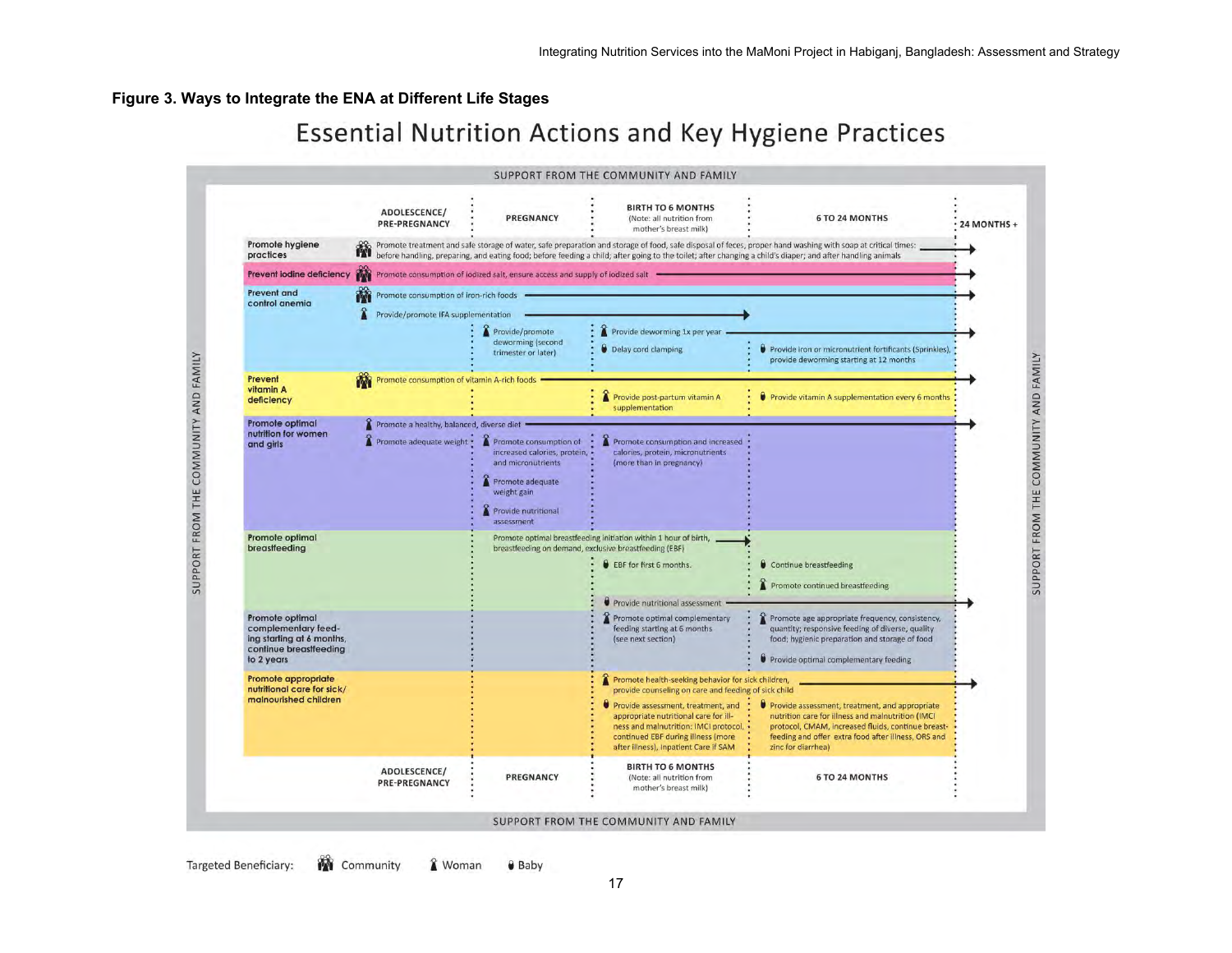**Figure 3. Ways to Integrate the ENA at Different Life Stages**

# Essential Nutrition Actions and Key Hygiene Practices

SUPPORT FROM THE COMMUNITY AND FAMILY

| | ADOLESCENCE/ PRE-PREGNANCY | PREGNANCY | BIRTH TO 6 MONTHS (Note: all nutrition from mother's breast milk) | 6 TO 24 MONTHS | 24 MONTHS + |
|---|---|---|---|---|---|
| **Promote hygiene practices** | (Community) Promote treatment and safe storage of water, safe preparation and storage of food, safe disposal of feces, proper hand washing with soap at critical times: before handling, preparing, and eating food; before feeding a child; after going to the toilet; after changing a child's diaper; and after handling animals → | | | | |
| **Prevent iodine deficiency** | (Community) Promote consumption of iodized salt, ensure access and supply of iodized salt → | | | | |
| **Prevent and control anemia** | (Community) Promote consumption of iron-rich foods → <br> (Woman) Provide/promote IFA supplementation → | (Woman) Provide/promote deworming (second trimester or later) | (Woman) Provide deworming 1x per year → <br> (Baby) Delay cord clamping | (Baby) Provide iron or micronutrient fortificants (Sprinkles), provide deworming starting at 12 months | |
| **Prevent vitamin A deficiency** | (Community) Promote consumption of vitamin A-rich foods → | | (Woman) Provide post-partum vitamin A supplementation | (Baby) Provide vitamin A supplementation every 6 months | |
| **Promote optimal nutrition for women and girls** | (Woman) Promote a healthy, balanced, diverse diet → <br> (Woman) Promote adequate weight | (Woman) Promote consumption of increased calories, protein, and micronutrients <br> (Woman) Promote adequate weight gain <br> (Woman) Provide nutritional assessment | (Woman) Promote consumption and increased calories, protein, micronutrients (more than in pregnancy) | | |
| **Promote optimal breastfeeding** | | Promote optimal breastfeeding initiation within 1 hour of birth, breastfeeding on demand, exclusive breastfeeding (EBF) → | (Baby) EBF for first 6 months. <br> (Baby) Provide nutritional assessment → | (Baby) Continue breastfeeding <br> (Woman) Promote continued breastfeeding | |
| **Promote optimal complementary feeding starting at 6 months, continue breastfeeding to 2 years** | | | (Woman) Promote optimal complementary feeding starting at 6 months (see next section) | (Woman) Promote age appropriate frequency, consistency, quantity; responsive feeding of diverse, quality food; hygienic preparation and storage of food <br> (Baby) Provide optimal complementary feeding | |
| **Promote appropriate nutritional care for sick/ malnourished children** | | | (Woman) Promote health-seeking behavior for sick children, provide counseling on care and feeding of sick child → <br> (Baby) Provide assessment, treatment, and appropriate nutritional care for illness and malnutrition: IMCI protocol, continued EBF during illness (more after illness), inpatient Care if SAM | (Baby) Provide assessment, treatment, and appropriate nutrition care for illness and malnutrition (IMCI protocol, CMAM, increased fluids, continue breastfeeding and offer extra food after illness, ORS and zinc for diarrhea) | |

SUPPORT FROM THE COMMUNITY AND FAMILY

Targeted Beneficiary: Community, Woman, Baby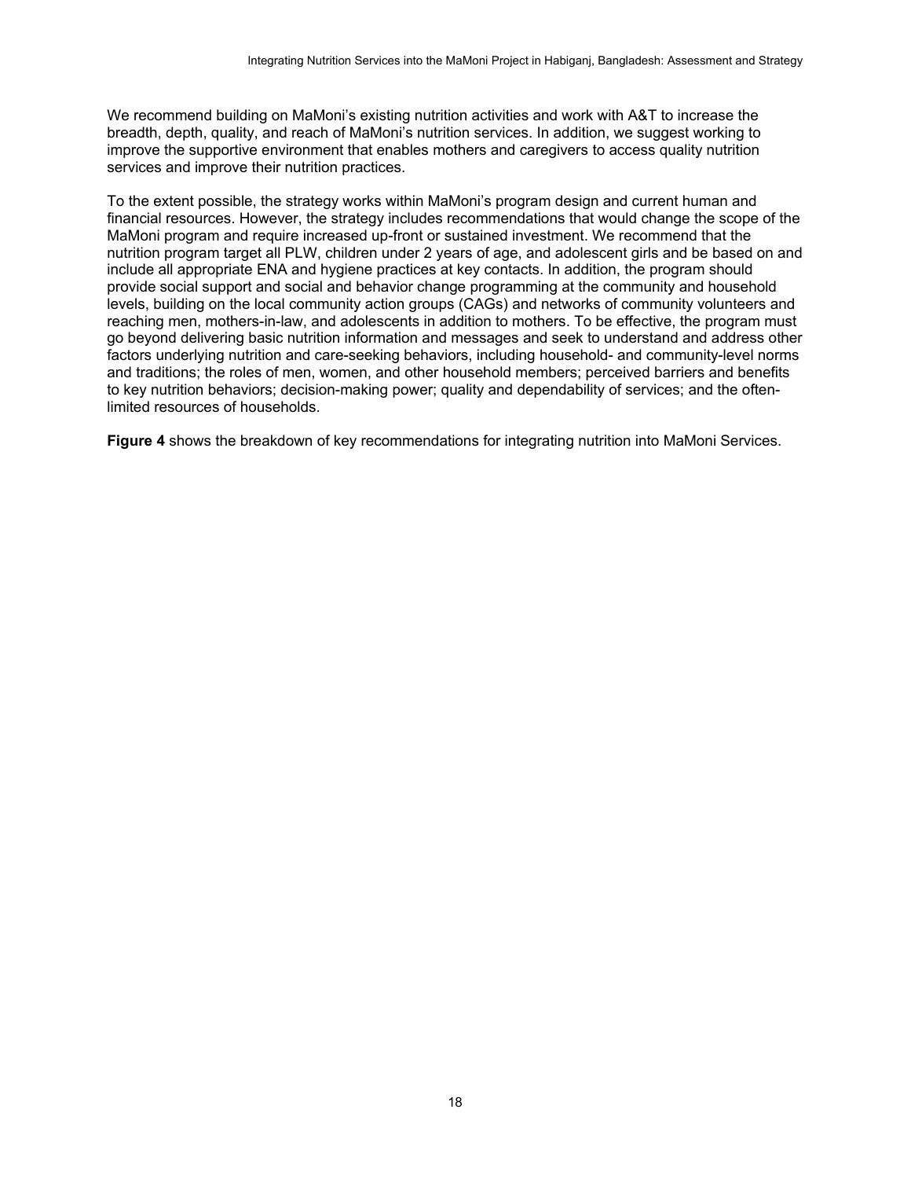We recommend building on MaMoni's existing nutrition activities and work with A&T to increase the breadth, depth, quality, and reach of MaMoni's nutrition services. In addition, we suggest working to improve the supportive environment that enables mothers and caregivers to access quality nutrition services and improve their nutrition practices.

To the extent possible, the strategy works within MaMoni's program design and current human and financial resources. However, the strategy includes recommendations that would change the scope of the MaMoni program and require increased up-front or sustained investment. We recommend that the nutrition program target all PLW, children under 2 years of age, and adolescent girls and be based on and include all appropriate ENA and hygiene practices at key contacts. In addition, the program should provide social support and social and behavior change programming at the community and household levels, building on the local community action groups (CAGs) and networks of community volunteers and reaching men, mothers-in-law, and adolescents in addition to mothers. To be effective, the program must go beyond delivering basic nutrition information and messages and seek to understand and address other factors underlying nutrition and care-seeking behaviors, including household- and community-level norms and traditions; the roles of men, women, and other household members; perceived barriers and benefits to key nutrition behaviors; decision-making power; quality and dependability of services; and the often-limited resources of households.

**Figure 4** shows the breakdown of key recommendations for integrating nutrition into MaMoni Services.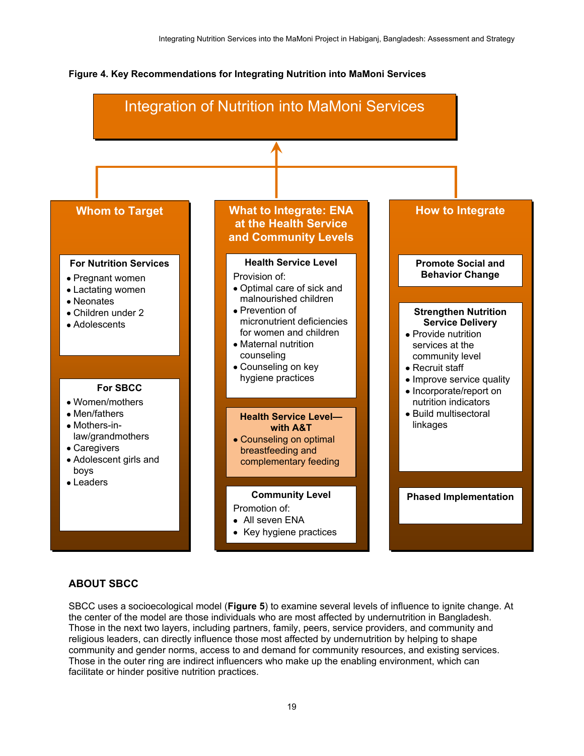**Figure 4. Key Recommendations for Integrating Nutrition into MaMoni Services**

## Integration of Nutrition into MaMoni Services

### Whom to Target

**For Nutrition Services**

- Pregnant women
- Lactating women
- Neonates
- Children under 2
- Adolescents

**For SBCC**

- Women/mothers
- Men/fathers
- Mothers-in-law/grandmothers
- Caregivers
- Adolescent girls and boys
- Leaders

### What to Integrate: ENA at the Health Service and Community Levels

**Health Service Level**

Provision of:

- Optimal care of sick and malnourished children
- Prevention of micronutrient deficiencies for women and children
- Maternal nutrition counseling
- Counseling on key hygiene practices

**Health Service Level—with A&T**

- Counseling on optimal breastfeeding and complementary feeding

**Community Level**

Promotion of:

- All seven ENA
- Key hygiene practices

### How to Integrate

**Promote Social and Behavior Change**

**Strengthen Nutrition Service Delivery**

- Provide nutrition services at the community level
- Recruit staff
- Improve service quality
- Incorporate/report on nutrition indicators
- Build multisectoral linkages

**Phased Implementation**

## ABOUT SBCC

SBCC uses a socioecological model (**Figure 5**) to examine several levels of influence to ignite change. At the center of the model are those individuals who are most affected by undernutrition in Bangladesh. Those in the next two layers, including partners, family, peers, service providers, and community and religious leaders, can directly influence those most affected by undernutrition by helping to shape community and gender norms, access to and demand for community resources, and existing services. Those in the outer ring are indirect influencers who make up the enabling environment, which can facilitate or hinder positive nutrition practices.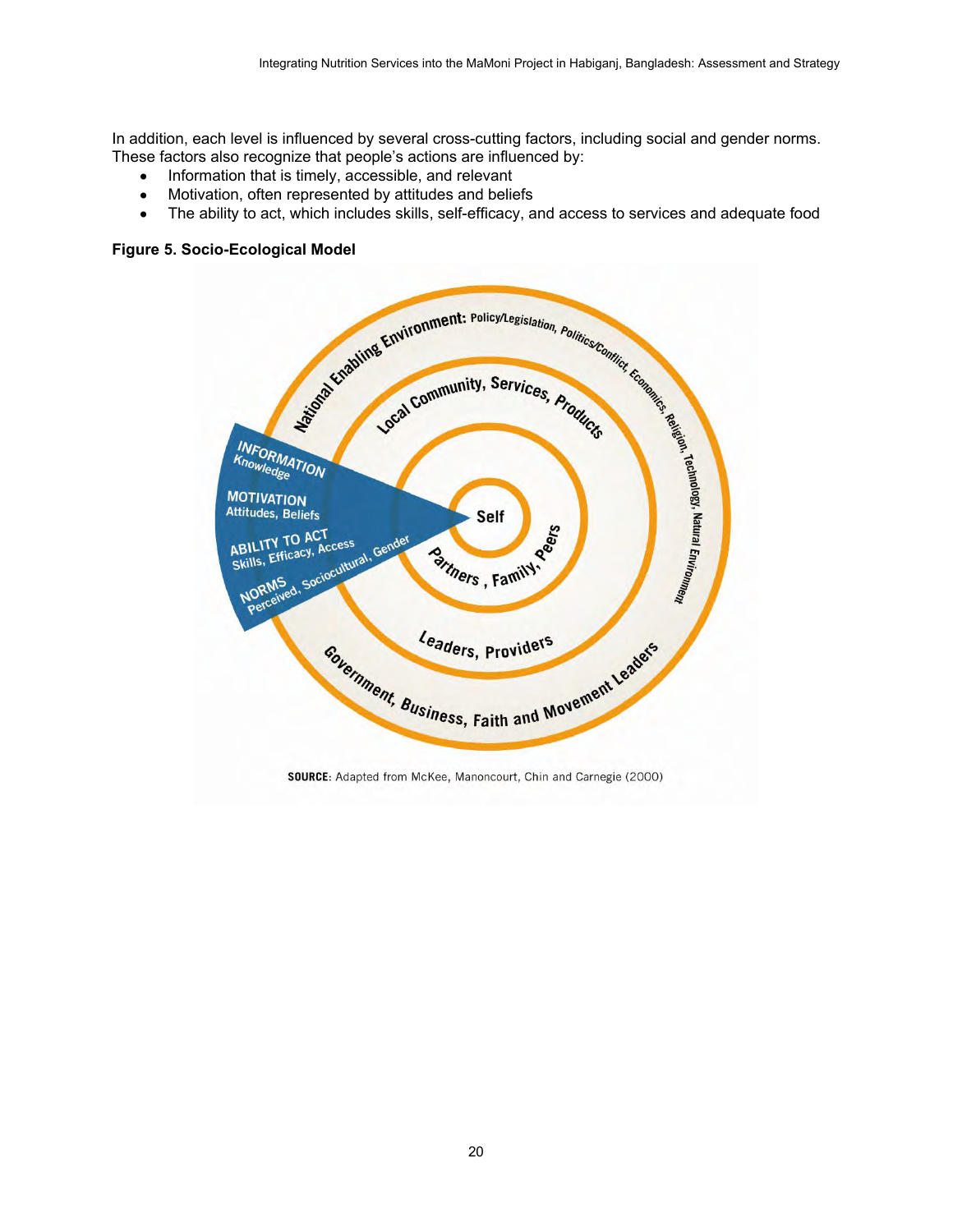In addition, each level is influenced by several cross-cutting factors, including social and gender norms. These factors also recognize that people's actions are influenced by:

- Information that is timely, accessible, and relevant
- Motivation, often represented by attitudes and beliefs
- The ability to act, which includes skills, self-efficacy, and access to services and adequate food

**Figure 5. Socio-Ecological Model**

National Enabling Environment: Policy/Legislation, Politics/Conflict, Economics, Religion, Technology, Natural Environment

Local Community, Services, Products

Self

Partners, Family, Peers

Leaders, Providers

Government, Business, Faith and Movement Leaders

INFORMATION Knowledge

MOTIVATION Attitudes, Beliefs

ABILITY TO ACT Skills, Efficacy, Access

NORMS Perceived, Sociocultural, Gender

**SOURCE**: Adapted from McKee, Manoncourt, Chin and Carnegie (2000)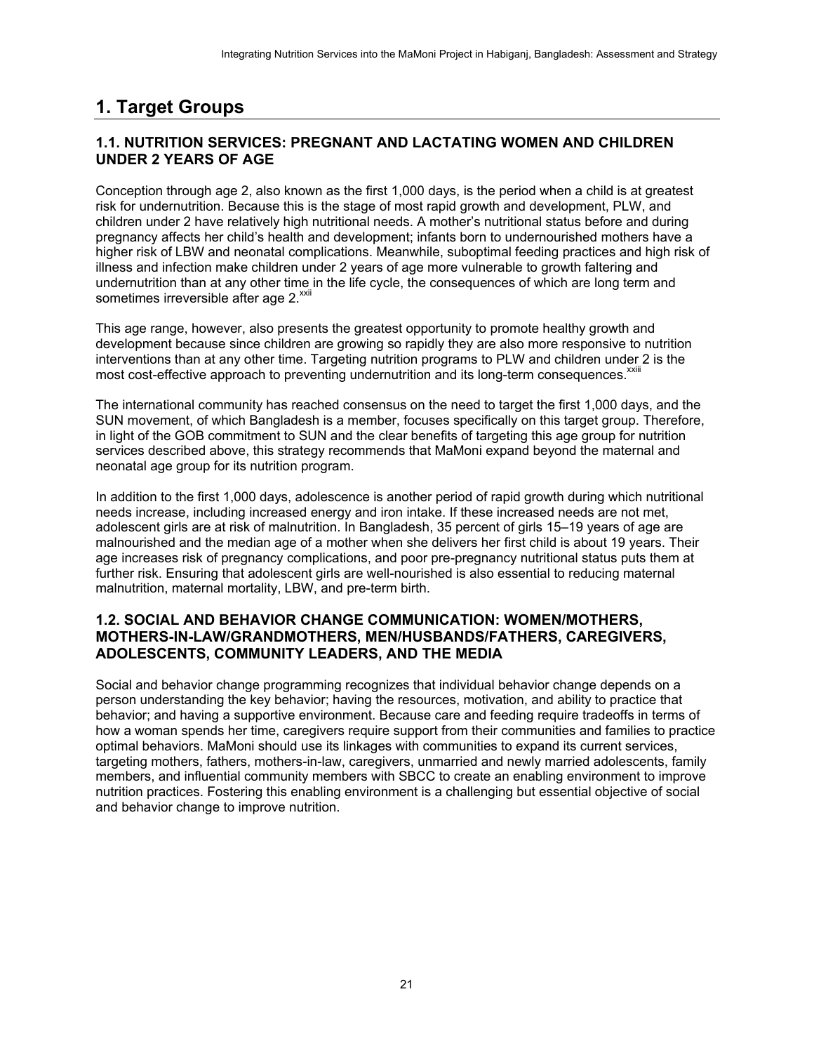# 1. Target Groups

## 1.1. NUTRITION SERVICES: PREGNANT AND LACTATING WOMEN AND CHILDREN UNDER 2 YEARS OF AGE

Conception through age 2, also known as the first 1,000 days, is the period when a child is at greatest risk for undernutrition. Because this is the stage of most rapid growth and development, PLW, and children under 2 have relatively high nutritional needs. A mother's nutritional status before and during pregnancy affects her child's health and development; infants born to undernourished mothers have a higher risk of LBW and neonatal complications. Meanwhile, suboptimal feeding practices and high risk of illness and infection make children under 2 years of age more vulnerable to growth faltering and undernutrition than at any other time in the life cycle, the consequences of which are long term and sometimes irreversible after age 2.[xxii]

This age range, however, also presents the greatest opportunity to promote healthy growth and development because since children are growing so rapidly they are also more responsive to nutrition interventions than at any other time. Targeting nutrition programs to PLW and children under 2 is the most cost-effective approach to preventing undernutrition and its long-term consequences.[xxiii]

The international community has reached consensus on the need to target the first 1,000 days, and the SUN movement, of which Bangladesh is a member, focuses specifically on this target group. Therefore, in light of the GOB commitment to SUN and the clear benefits of targeting this age group for nutrition services described above, this strategy recommends that MaMoni expand beyond the maternal and neonatal age group for its nutrition program.

In addition to the first 1,000 days, adolescence is another period of rapid growth during which nutritional needs increase, including increased energy and iron intake. If these increased needs are not met, adolescent girls are at risk of malnutrition. In Bangladesh, 35 percent of girls 15–19 years of age are malnourished and the median age of a mother when she delivers her first child is about 19 years. Their age increases risk of pregnancy complications, and poor pre-pregnancy nutritional status puts them at further risk. Ensuring that adolescent girls are well-nourished is also essential to reducing maternal malnutrition, maternal mortality, LBW, and pre-term birth.

## 1.2. SOCIAL AND BEHAVIOR CHANGE COMMUNICATION: WOMEN/MOTHERS, MOTHERS-IN-LAW/GRANDMOTHERS, MEN/HUSBANDS/FATHERS, CAREGIVERS, ADOLESCENTS, COMMUNITY LEADERS, AND THE MEDIA

Social and behavior change programming recognizes that individual behavior change depends on a person understanding the key behavior; having the resources, motivation, and ability to practice that behavior; and having a supportive environment. Because care and feeding require tradeoffs in terms of how a woman spends her time, caregivers require support from their communities and families to practice optimal behaviors. MaMoni should use its linkages with communities to expand its current services, targeting mothers, fathers, mothers-in-law, caregivers, unmarried and newly married adolescents, family members, and influential community members with SBCC to create an enabling environment to improve nutrition practices. Fostering this enabling environment is a challenging but essential objective of social and behavior change to improve nutrition.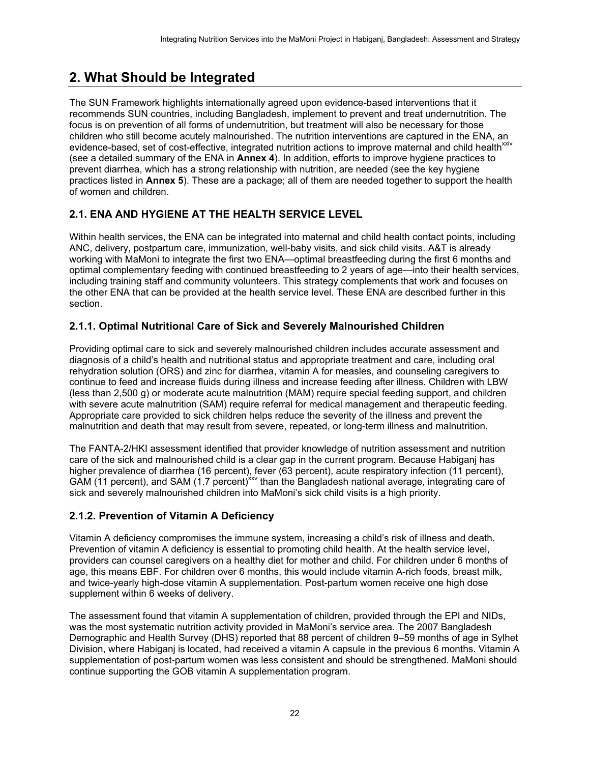## 2. What Should be Integrated

The SUN Framework highlights internationally agreed upon evidence-based interventions that it recommends SUN countries, including Bangladesh, implement to prevent and treat undernutrition. The focus is on prevention of all forms of undernutrition, but treatment will also be necessary for those children who still become acutely malnourished. The nutrition interventions are captured in the ENA, an evidence-based, set of cost-effective, integrated nutrition actions to improve maternal and child health[xxiv] (see a detailed summary of the ENA in **Annex 4**). In addition, efforts to improve hygiene practices to prevent diarrhea, which has a strong relationship with nutrition, are needed (see the key hygiene practices listed in **Annex 5**). These are a package; all of them are needed together to support the health of women and children.

### 2.1. ENA AND HYGIENE AT THE HEALTH SERVICE LEVEL

Within health services, the ENA can be integrated into maternal and child health contact points, including ANC, delivery, postpartum care, immunization, well-baby visits, and sick child visits. A&T is already working with MaMoni to integrate the first two ENA—optimal breastfeeding during the first 6 months and optimal complementary feeding with continued breastfeeding to 2 years of age—into their health services, including training staff and community volunteers. This strategy complements that work and focuses on the other ENA that can be provided at the health service level. These ENA are described further in this section.

#### 2.1.1. Optimal Nutritional Care of Sick and Severely Malnourished Children

Providing optimal care to sick and severely malnourished children includes accurate assessment and diagnosis of a child's health and nutritional status and appropriate treatment and care, including oral rehydration solution (ORS) and zinc for diarrhea, vitamin A for measles, and counseling caregivers to continue to feed and increase fluids during illness and increase feeding after illness. Children with LBW (less than 2,500 g) or moderate acute malnutrition (MAM) require special feeding support, and children with severe acute malnutrition (SAM) require referral for medical management and therapeutic feeding. Appropriate care provided to sick children helps reduce the severity of the illness and prevent the malnutrition and death that may result from severe, repeated, or long-term illness and malnutrition.

The FANTA-2/HKI assessment identified that provider knowledge of nutrition assessment and nutrition care of the sick and malnourished child is a clear gap in the current program. Because Habiganj has higher prevalence of diarrhea (16 percent), fever (63 percent), acute respiratory infection (11 percent), GAM (11 percent), and SAM (1.7 percent)[xxv] than the Bangladesh national average, integrating care of sick and severely malnourished children into MaMoni's sick child visits is a high priority.

#### 2.1.2. Prevention of Vitamin A Deficiency

Vitamin A deficiency compromises the immune system, increasing a child's risk of illness and death. Prevention of vitamin A deficiency is essential to promoting child health. At the health service level, providers can counsel caregivers on a healthy diet for mother and child. For children under 6 months of age, this means EBF. For children over 6 months, this would include vitamin A-rich foods, breast milk, and twice-yearly high-dose vitamin A supplementation. Post-partum women receive one high dose supplement within 6 weeks of delivery.

The assessment found that vitamin A supplementation of children, provided through the EPI and NIDs, was the most systematic nutrition activity provided in MaMoni's service area. The 2007 Bangladesh Demographic and Health Survey (DHS) reported that 88 percent of children 9–59 months of age in Sylhet Division, where Habiganj is located, had received a vitamin A capsule in the previous 6 months. Vitamin A supplementation of post-partum women was less consistent and should be strengthened. MaMoni should continue supporting the GOB vitamin A supplementation program.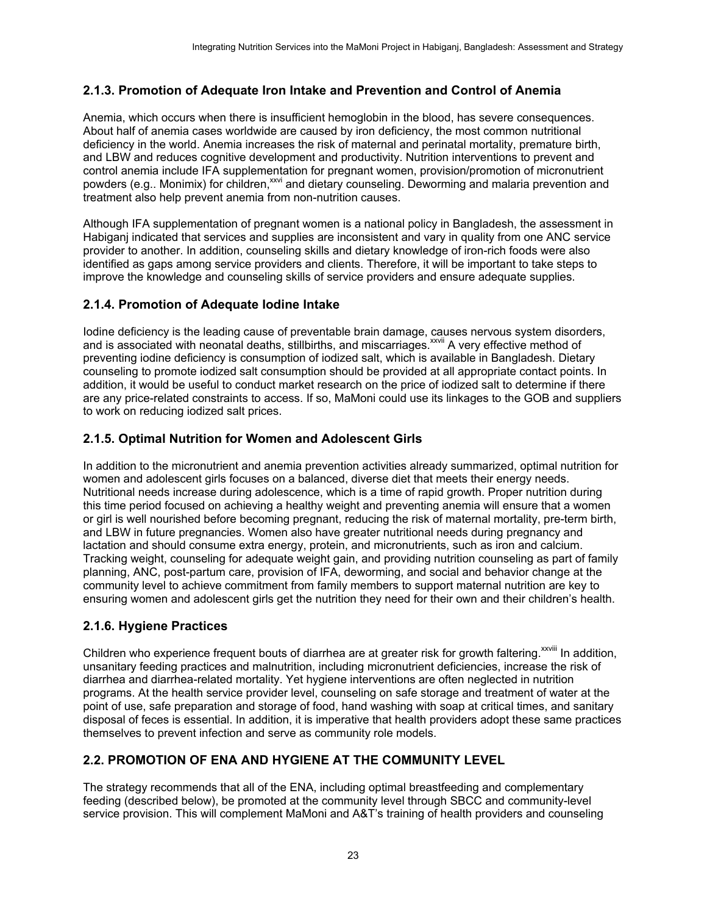### 2.1.3. Promotion of Adequate Iron Intake and Prevention and Control of Anemia

Anemia, which occurs when there is insufficient hemoglobin in the blood, has severe consequences. About half of anemia cases worldwide are caused by iron deficiency, the most common nutritional deficiency in the world. Anemia increases the risk of maternal and perinatal mortality, premature birth, and LBW and reduces cognitive development and productivity. Nutrition interventions to prevent and control anemia include IFA supplementation for pregnant women, provision/promotion of micronutrient powders (e.g.. Monimix) for children,[xxvi] and dietary counseling. Deworming and malaria prevention and treatment also help prevent anemia from non-nutrition causes.

Although IFA supplementation of pregnant women is a national policy in Bangladesh, the assessment in Habiganj indicated that services and supplies are inconsistent and vary in quality from one ANC service provider to another. In addition, counseling skills and dietary knowledge of iron-rich foods were also identified as gaps among service providers and clients. Therefore, it will be important to take steps to improve the knowledge and counseling skills of service providers and ensure adequate supplies.

### 2.1.4. Promotion of Adequate Iodine Intake

Iodine deficiency is the leading cause of preventable brain damage, causes nervous system disorders, and is associated with neonatal deaths, stillbirths, and miscarriages.[xxvii] A very effective method of preventing iodine deficiency is consumption of iodized salt, which is available in Bangladesh. Dietary counseling to promote iodized salt consumption should be provided at all appropriate contact points. In addition, it would be useful to conduct market research on the price of iodized salt to determine if there are any price-related constraints to access. If so, MaMoni could use its linkages to the GOB and suppliers to work on reducing iodized salt prices.

### 2.1.5. Optimal Nutrition for Women and Adolescent Girls

In addition to the micronutrient and anemia prevention activities already summarized, optimal nutrition for women and adolescent girls focuses on a balanced, diverse diet that meets their energy needs. Nutritional needs increase during adolescence, which is a time of rapid growth. Proper nutrition during this time period focused on achieving a healthy weight and preventing anemia will ensure that a women or girl is well nourished before becoming pregnant, reducing the risk of maternal mortality, pre-term birth, and LBW in future pregnancies. Women also have greater nutritional needs during pregnancy and lactation and should consume extra energy, protein, and micronutrients, such as iron and calcium. Tracking weight, counseling for adequate weight gain, and providing nutrition counseling as part of family planning, ANC, post-partum care, provision of IFA, deworming, and social and behavior change at the community level to achieve commitment from family members to support maternal nutrition are key to ensuring women and adolescent girls get the nutrition they need for their own and their children's health.

### 2.1.6. Hygiene Practices

Children who experience frequent bouts of diarrhea are at greater risk for growth faltering.[xxviii] In addition, unsanitary feeding practices and malnutrition, including micronutrient deficiencies, increase the risk of diarrhea and diarrhea-related mortality. Yet hygiene interventions are often neglected in nutrition programs. At the health service provider level, counseling on safe storage and treatment of water at the point of use, safe preparation and storage of food, hand washing with soap at critical times, and sanitary disposal of feces is essential. In addition, it is imperative that health providers adopt these same practices themselves to prevent infection and serve as community role models.

## 2.2. PROMOTION OF ENA AND HYGIENE AT THE COMMUNITY LEVEL

The strategy recommends that all of the ENA, including optimal breastfeeding and complementary feeding (described below), be promoted at the community level through SBCC and community-level service provision. This will complement MaMoni and A&T's training of health providers and counseling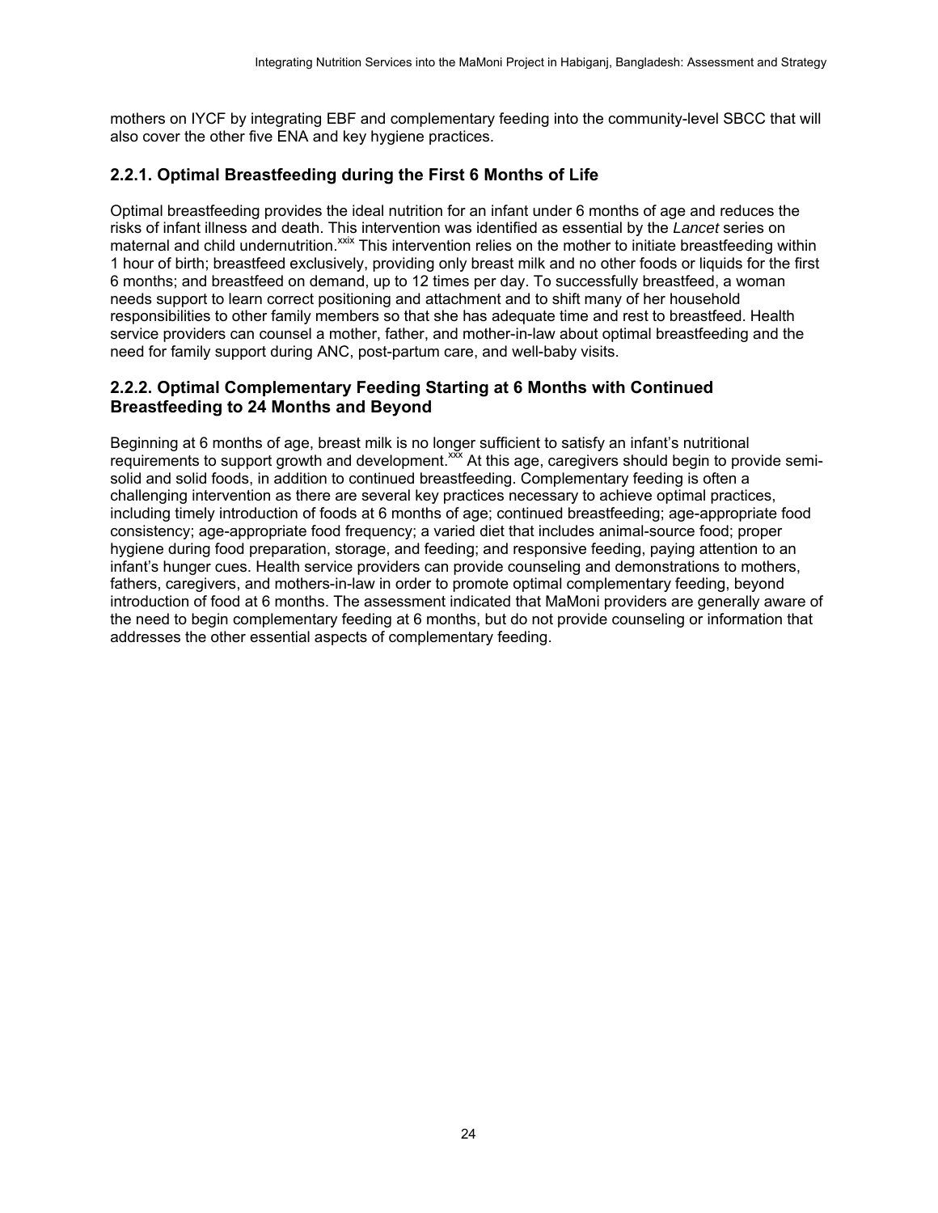mothers on IYCF by integrating EBF and complementary feeding into the community-level SBCC that will also cover the other five ENA and key hygiene practices.

### 2.2.1. Optimal Breastfeeding during the First 6 Months of Life

Optimal breastfeeding provides the ideal nutrition for an infant under 6 months of age and reduces the risks of infant illness and death. This intervention was identified as essential by the *Lancet* series on maternal and child undernutrition.[xxix] This intervention relies on the mother to initiate breastfeeding within 1 hour of birth; breastfeed exclusively, providing only breast milk and no other foods or liquids for the first 6 months; and breastfeed on demand, up to 12 times per day. To successfully breastfeed, a woman needs support to learn correct positioning and attachment and to shift many of her household responsibilities to other family members so that she has adequate time and rest to breastfeed. Health service providers can counsel a mother, father, and mother-in-law about optimal breastfeeding and the need for family support during ANC, post-partum care, and well-baby visits.

### 2.2.2. Optimal Complementary Feeding Starting at 6 Months with Continued Breastfeeding to 24 Months and Beyond

Beginning at 6 months of age, breast milk is no longer sufficient to satisfy an infant's nutritional requirements to support growth and development.[xxx] At this age, caregivers should begin to provide semi-solid and solid foods, in addition to continued breastfeeding. Complementary feeding is often a challenging intervention as there are several key practices necessary to achieve optimal practices, including timely introduction of foods at 6 months of age; continued breastfeeding; age-appropriate food consistency; age-appropriate food frequency; a varied diet that includes animal-source food; proper hygiene during food preparation, storage, and feeding; and responsive feeding, paying attention to an infant's hunger cues. Health service providers can provide counseling and demonstrations to mothers, fathers, caregivers, and mothers-in-law in order to promote optimal complementary feeding, beyond introduction of food at 6 months. The assessment indicated that MaMoni providers are generally aware of the need to begin complementary feeding at 6 months, but do not provide counseling or information that addresses the other essential aspects of complementary feeding.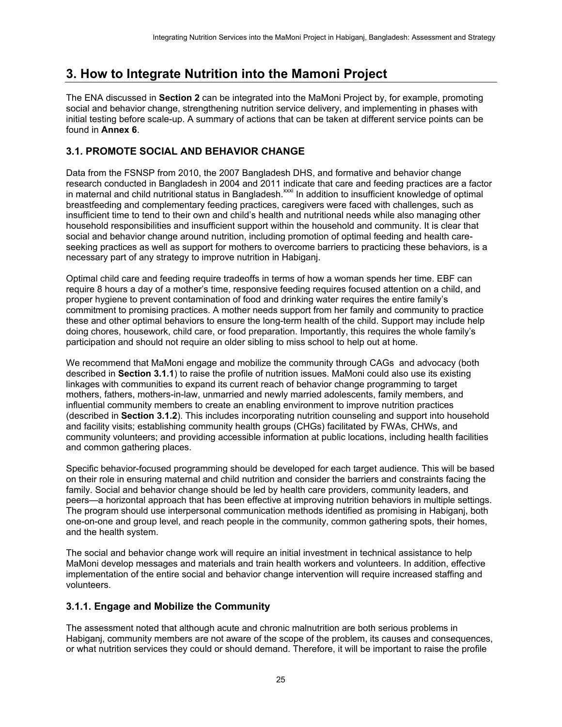# 3. How to Integrate Nutrition into the Mamoni Project

The ENA discussed in **Section 2** can be integrated into the MaMoni Project by, for example, promoting social and behavior change, strengthening nutrition service delivery, and implementing in phases with initial testing before scale-up. A summary of actions that can be taken at different service points can be found in **Annex 6**.

## 3.1. PROMOTE SOCIAL AND BEHAVIOR CHANGE

Data from the FSNSP from 2010, the 2007 Bangladesh DHS, and formative and behavior change research conducted in Bangladesh in 2004 and 2011 indicate that care and feeding practices are a factor in maternal and child nutritional status in Bangladesh.[xxxi] In addition to insufficient knowledge of optimal breastfeeding and complementary feeding practices, caregivers were faced with challenges, such as insufficient time to tend to their own and child's health and nutritional needs while also managing other household responsibilities and insufficient support within the household and community. It is clear that social and behavior change around nutrition, including promotion of optimal feeding and health care-seeking practices as well as support for mothers to overcome barriers to practicing these behaviors, is a necessary part of any strategy to improve nutrition in Habiganj.

Optimal child care and feeding require tradeoffs in terms of how a woman spends her time. EBF can require 8 hours a day of a mother's time, responsive feeding requires focused attention on a child, and proper hygiene to prevent contamination of food and drinking water requires the entire family's commitment to promising practices. A mother needs support from her family and community to practice these and other optimal behaviors to ensure the long-term health of the child. Support may include help doing chores, housework, child care, or food preparation. Importantly, this requires the whole family's participation and should not require an older sibling to miss school to help out at home.

We recommend that MaMoni engage and mobilize the community through CAGs and advocacy (both described in **Section 3.1.1**) to raise the profile of nutrition issues. MaMoni could also use its existing linkages with communities to expand its current reach of behavior change programming to target mothers, fathers, mothers-in-law, unmarried and newly married adolescents, family members, and influential community members to create an enabling environment to improve nutrition practices (described in **Section 3.1.2**). This includes incorporating nutrition counseling and support into household and facility visits; establishing community health groups (CHGs) facilitated by FWAs, CHWs, and community volunteers; and providing accessible information at public locations, including health facilities and common gathering places.

Specific behavior-focused programming should be developed for each target audience. This will be based on their role in ensuring maternal and child nutrition and consider the barriers and constraints facing the family. Social and behavior change should be led by health care providers, community leaders, and peers—a horizontal approach that has been effective at improving nutrition behaviors in multiple settings. The program should use interpersonal communication methods identified as promising in Habiganj, both one-on-one and group level, and reach people in the community, common gathering spots, their homes, and the health system.

The social and behavior change work will require an initial investment in technical assistance to help MaMoni develop messages and materials and train health workers and volunteers. In addition, effective implementation of the entire social and behavior change intervention will require increased staffing and volunteers.

### 3.1.1. Engage and Mobilize the Community

The assessment noted that although acute and chronic malnutrition are both serious problems in Habiganj, community members are not aware of the scope of the problem, its causes and consequences, or what nutrition services they could or should demand. Therefore, it will be important to raise the profile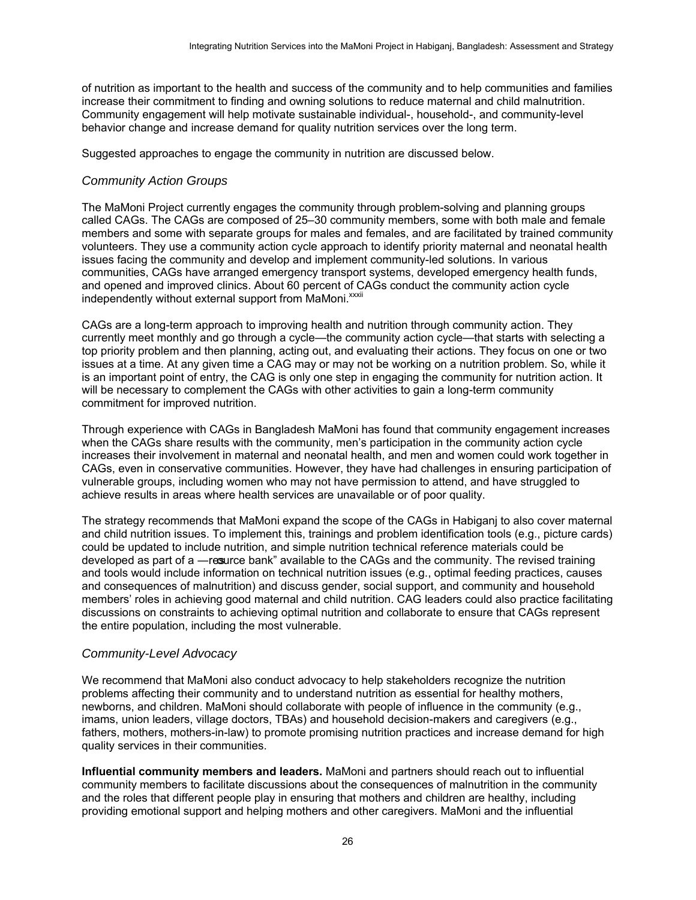of nutrition as important to the health and success of the community and to help communities and families increase their commitment to finding and owning solutions to reduce maternal and child malnutrition. Community engagement will help motivate sustainable individual-, household-, and community-level behavior change and increase demand for quality nutrition services over the long term.

Suggested approaches to engage the community in nutrition are discussed below.

### *Community Action Groups*

The MaMoni Project currently engages the community through problem-solving and planning groups called CAGs. The CAGs are composed of 25–30 community members, some with both male and female members and some with separate groups for males and females, and are facilitated by trained community volunteers. They use a community action cycle approach to identify priority maternal and neonatal health issues facing the community and develop and implement community-led solutions. In various communities, CAGs have arranged emergency transport systems, developed emergency health funds, and opened and improved clinics. About 60 percent of CAGs conduct the community action cycle independently without external support from MaMoni.[xxxii]

CAGs are a long-term approach to improving health and nutrition through community action. They currently meet monthly and go through a cycle—the community action cycle—that starts with selecting a top priority problem and then planning, acting out, and evaluating their actions. They focus on one or two issues at a time. At any given time a CAG may or may not be working on a nutrition problem. So, while it is an important point of entry, the CAG is only one step in engaging the community for nutrition action. It will be necessary to complement the CAGs with other activities to gain a long-term community commitment for improved nutrition.

Through experience with CAGs in Bangladesh MaMoni has found that community engagement increases when the CAGs share results with the community, men's participation in the community action cycle increases their involvement in maternal and neonatal health, and men and women could work together in CAGs, even in conservative communities. However, they have had challenges in ensuring participation of vulnerable groups, including women who may not have permission to attend, and have struggled to achieve results in areas where health services are unavailable or of poor quality.

The strategy recommends that MaMoni expand the scope of the CAGs in Habiganj to also cover maternal and child nutrition issues. To implement this, trainings and problem identification tools (e.g., picture cards) could be updated to include nutrition, and simple nutrition technical reference materials could be developed as part of a ―resource bank" available to the CAGs and the community. The revised training and tools would include information on technical nutrition issues (e.g., optimal feeding practices, causes and consequences of malnutrition) and discuss gender, social support, and community and household members' roles in achieving good maternal and child nutrition. CAG leaders could also practice facilitating discussions on constraints to achieving optimal nutrition and collaborate to ensure that CAGs represent the entire population, including the most vulnerable.

### *Community-Level Advocacy*

We recommend that MaMoni also conduct advocacy to help stakeholders recognize the nutrition problems affecting their community and to understand nutrition as essential for healthy mothers, newborns, and children. MaMoni should collaborate with people of influence in the community (e.g., imams, union leaders, village doctors, TBAs) and household decision-makers and caregivers (e.g., fathers, mothers, mothers-in-law) to promote promising nutrition practices and increase demand for high quality services in their communities.

**Influential community members and leaders.** MaMoni and partners should reach out to influential community members to facilitate discussions about the consequences of malnutrition in the community and the roles that different people play in ensuring that mothers and children are healthy, including providing emotional support and helping mothers and other caregivers. MaMoni and the influential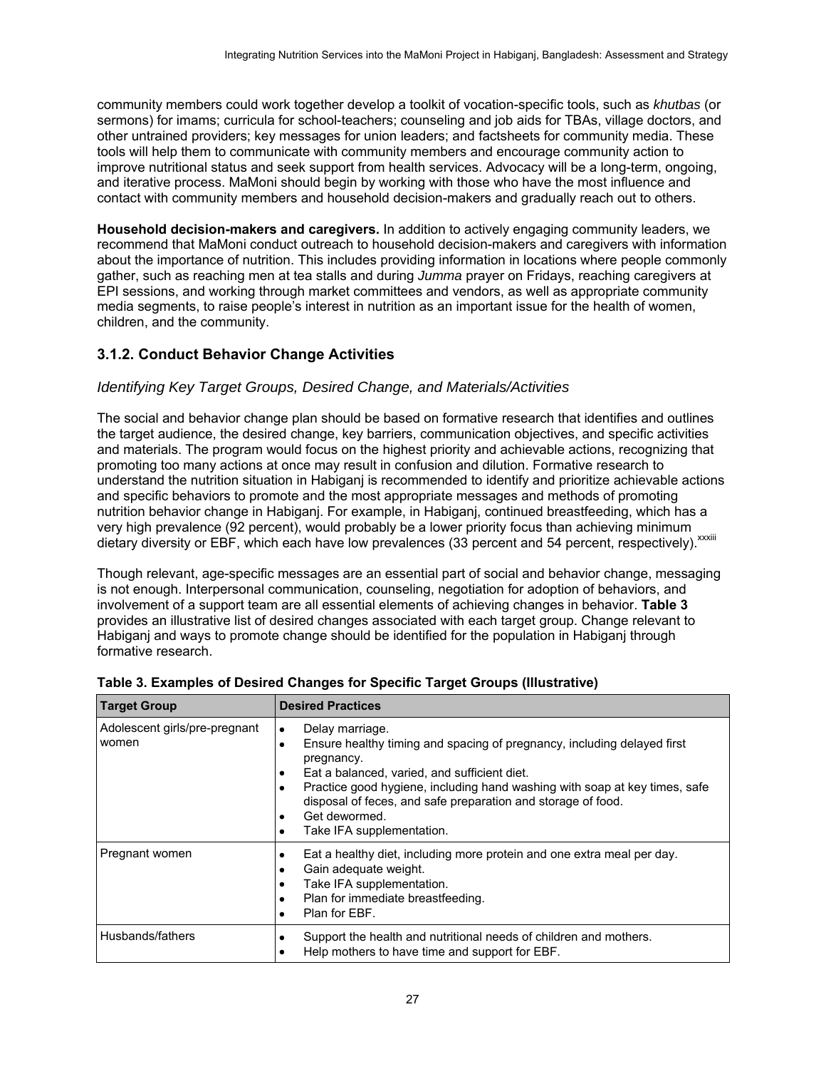community members could work together develop a toolkit of vocation-specific tools, such as *khutbas* (or sermons) for imams; curricula for school-teachers; counseling and job aids for TBAs, village doctors, and other untrained providers; key messages for union leaders; and factsheets for community media. These tools will help them to communicate with community members and encourage community action to improve nutritional status and seek support from health services. Advocacy will be a long-term, ongoing, and iterative process. MaMoni should begin by working with those who have the most influence and contact with community members and household decision-makers and gradually reach out to others.

**Household decision-makers and caregivers.** In addition to actively engaging community leaders, we recommend that MaMoni conduct outreach to household decision-makers and caregivers with information about the importance of nutrition. This includes providing information in locations where people commonly gather, such as reaching men at tea stalls and during *Jumma* prayer on Fridays, reaching caregivers at EPI sessions, and working through market committees and vendors, as well as appropriate community media segments, to raise people's interest in nutrition as an important issue for the health of women, children, and the community.

### 3.1.2. Conduct Behavior Change Activities

*Identifying Key Target Groups, Desired Change, and Materials/Activities*

The social and behavior change plan should be based on formative research that identifies and outlines the target audience, the desired change, key barriers, communication objectives, and specific activities and materials. The program would focus on the highest priority and achievable actions, recognizing that promoting too many actions at once may result in confusion and dilution. Formative research to understand the nutrition situation in Habiganj is recommended to identify and prioritize achievable actions and specific behaviors to promote and the most appropriate messages and methods of promoting nutrition behavior change in Habiganj. For example, in Habiganj, continued breastfeeding, which has a very high prevalence (92 percent), would probably be a lower priority focus than achieving minimum dietary diversity or EBF, which each have low prevalences (33 percent and 54 percent, respectively).[xxxiii]

Though relevant, age-specific messages are an essential part of social and behavior change, messaging is not enough. Interpersonal communication, counseling, negotiation for adoption of behaviors, and involvement of a support team are all essential elements of achieving changes in behavior. **Table 3** provides an illustrative list of desired changes associated with each target group. Change relevant to Habiganj and ways to promote change should be identified for the population in Habiganj through formative research.

**Table 3. Examples of Desired Changes for Specific Target Groups (Illustrative)**

| Target Group | Desired Practices |
|---|---|
| Adolescent girls/pre-pregnant women | • Delay marriage.<br>• Ensure healthy timing and spacing of pregnancy, including delayed first pregnancy.<br>• Eat a balanced, varied, and sufficient diet.<br>• Practice good hygiene, including hand washing with soap at key times, safe disposal of feces, and safe preparation and storage of food.<br>• Get dewormed.<br>• Take IFA supplementation. |
| Pregnant women | • Eat a healthy diet, including more protein and one extra meal per day.<br>• Gain adequate weight.<br>• Take IFA supplementation.<br>• Plan for immediate breastfeeding.<br>• Plan for EBF. |
| Husbands/fathers | • Support the health and nutritional needs of children and mothers.<br>• Help mothers to have time and support for EBF. |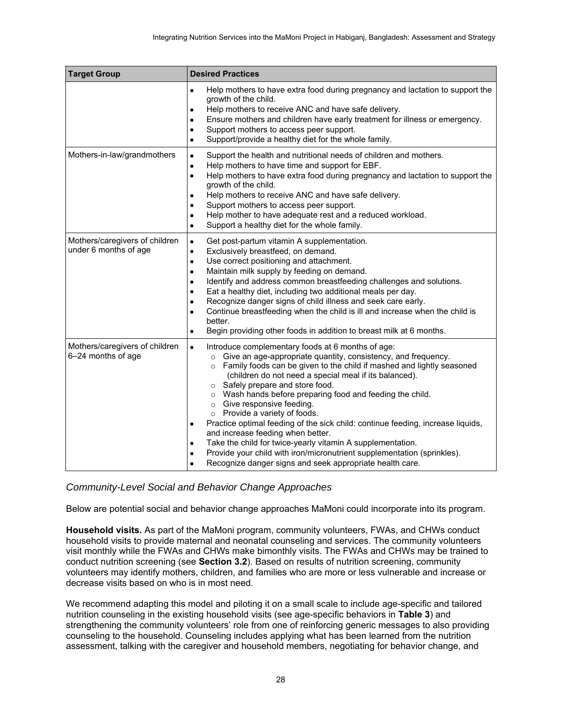| Target Group | Desired Practices |
|---|---|
| | • Help mothers to have extra food during pregnancy and lactation to support the growth of the child.<br>• Help mothers to receive ANC and have safe delivery.<br>• Ensure mothers and children have early treatment for illness or emergency.<br>• Support mothers to access peer support.<br>• Support/provide a healthy diet for the whole family. |
| Mothers-in-law/grandmothers | • Support the health and nutritional needs of children and mothers.<br>• Help mothers to have time and support for EBF.<br>• Help mothers to have extra food during pregnancy and lactation to support the growth of the child.<br>• Help mothers to receive ANC and have safe delivery.<br>• Support mothers to access peer support.<br>• Help mother to have adequate rest and a reduced workload.<br>• Support a healthy diet for the whole family. |
| Mothers/caregivers of children under 6 months of age | • Get post-partum vitamin A supplementation.<br>• Exclusively breastfeed, on demand.<br>• Use correct positioning and attachment.<br>• Maintain milk supply by feeding on demand.<br>• Identify and address common breastfeeding challenges and solutions.<br>• Eat a healthy diet, including two additional meals per day.<br>• Recognize danger signs of child illness and seek care early.<br>• Continue breastfeeding when the child is ill and increase when the child is better.<br>• Begin providing other foods in addition to breast milk at 6 months. |
| Mothers/caregivers of children 6–24 months of age | • Introduce complementary foods at 6 months of age:<br>  ○ Give an age-appropriate quantity, consistency, and frequency.<br>  ○ Family foods can be given to the child if mashed and lightly seasoned (children do not need a special meal if its balanced).<br>  ○ Safely prepare and store food.<br>  ○ Wash hands before preparing food and feeding the child.<br>  ○ Give responsive feeding.<br>  ○ Provide a variety of foods.<br>• Practice optimal feeding of the sick child: continue feeding, increase liquids, and increase feeding when better.<br>• Take the child for twice-yearly vitamin A supplementation.<br>• Provide your child with iron/micronutrient supplementation (sprinkles).<br>• Recognize danger signs and seek appropriate health care. |

### *Community-Level Social and Behavior Change Approaches*

Below are potential social and behavior change approaches MaMoni could incorporate into its program.

**Household visits.** As part of the MaMoni program, community volunteers, FWAs, and CHWs conduct household visits to provide maternal and neonatal counseling and services. The community volunteers visit monthly while the FWAs and CHWs make bimonthly visits. The FWAs and CHWs may be trained to conduct nutrition screening (see **Section 3.2**). Based on results of nutrition screening, community volunteers may identify mothers, children, and families who are more or less vulnerable and increase or decrease visits based on who is in most need.

We recommend adapting this model and piloting it on a small scale to include age-specific and tailored nutrition counseling in the existing household visits (see age-specific behaviors in **Table 3**) and strengthening the community volunteers' role from one of reinforcing generic messages to also providing counseling to the household. Counseling includes applying what has been learned from the nutrition assessment, talking with the caregiver and household members, negotiating for behavior change, and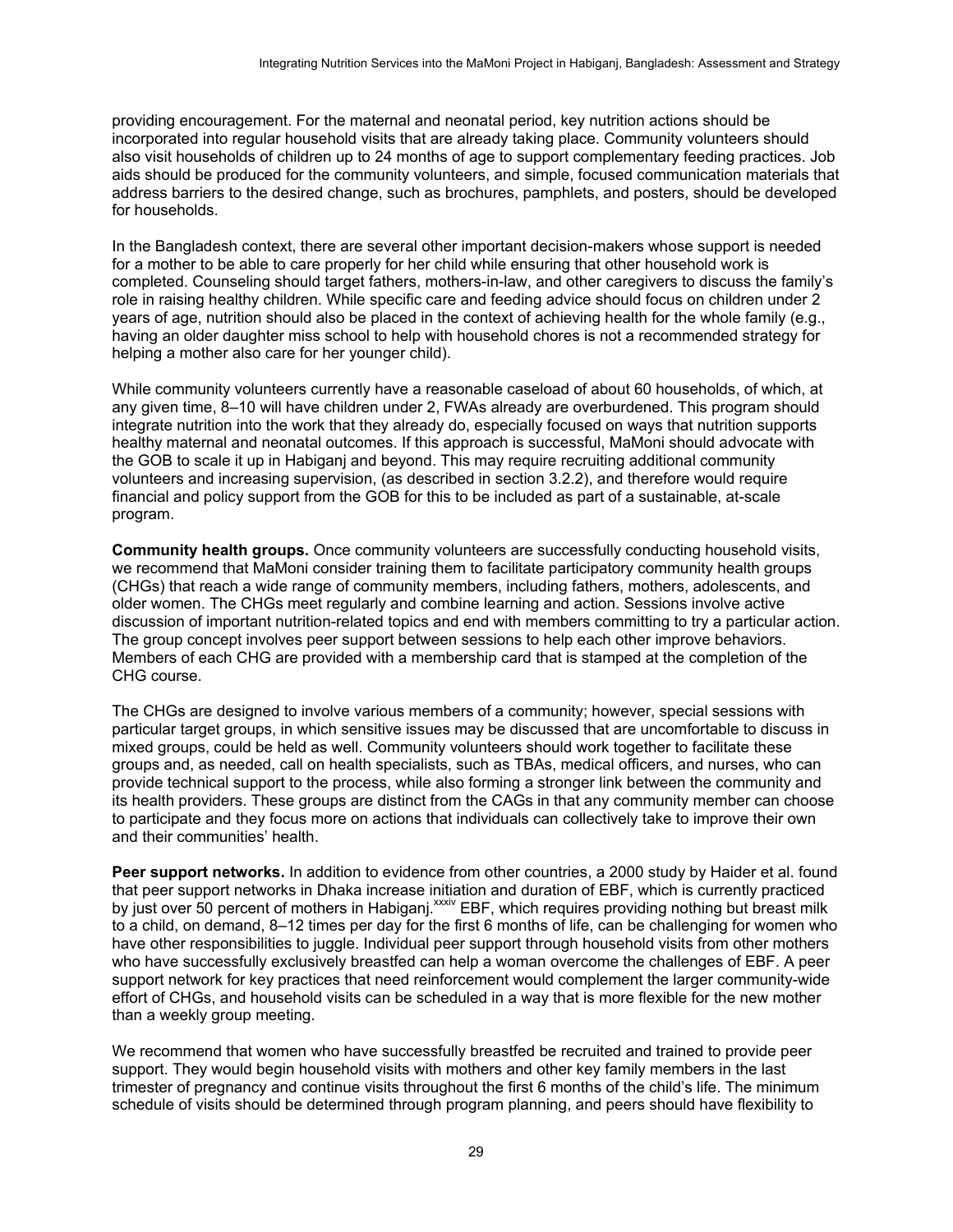providing encouragement. For the maternal and neonatal period, key nutrition actions should be incorporated into regular household visits that are already taking place. Community volunteers should also visit households of children up to 24 months of age to support complementary feeding practices. Job aids should be produced for the community volunteers, and simple, focused communication materials that address barriers to the desired change, such as brochures, pamphlets, and posters, should be developed for households.

In the Bangladesh context, there are several other important decision-makers whose support is needed for a mother to be able to care properly for her child while ensuring that other household work is completed. Counseling should target fathers, mothers-in-law, and other caregivers to discuss the family's role in raising healthy children. While specific care and feeding advice should focus on children under 2 years of age, nutrition should also be placed in the context of achieving health for the whole family (e.g., having an older daughter miss school to help with household chores is not a recommended strategy for helping a mother also care for her younger child).

While community volunteers currently have a reasonable caseload of about 60 households, of which, at any given time, 8–10 will have children under 2, FWAs already are overburdened. This program should integrate nutrition into the work that they already do, especially focused on ways that nutrition supports healthy maternal and neonatal outcomes. If this approach is successful, MaMoni should advocate with the GOB to scale it up in Habiganj and beyond. This may require recruiting additional community volunteers and increasing supervision, (as described in section 3.2.2), and therefore would require financial and policy support from the GOB for this to be included as part of a sustainable, at-scale program.

**Community health groups.** Once community volunteers are successfully conducting household visits, we recommend that MaMoni consider training them to facilitate participatory community health groups (CHGs) that reach a wide range of community members, including fathers, mothers, adolescents, and older women. The CHGs meet regularly and combine learning and action. Sessions involve active discussion of important nutrition-related topics and end with members committing to try a particular action. The group concept involves peer support between sessions to help each other improve behaviors. Members of each CHG are provided with a membership card that is stamped at the completion of the CHG course.

The CHGs are designed to involve various members of a community; however, special sessions with particular target groups, in which sensitive issues may be discussed that are uncomfortable to discuss in mixed groups, could be held as well. Community volunteers should work together to facilitate these groups and, as needed, call on health specialists, such as TBAs, medical officers, and nurses, who can provide technical support to the process, while also forming a stronger link between the community and its health providers. These groups are distinct from the CAGs in that any community member can choose to participate and they focus more on actions that individuals can collectively take to improve their own and their communities' health.

**Peer support networks.** In addition to evidence from other countries, a 2000 study by Haider et al. found that peer support networks in Dhaka increase initiation and duration of EBF, which is currently practiced by just over 50 percent of mothers in Habiganj.[xxxiv] EBF, which requires providing nothing but breast milk to a child, on demand, 8–12 times per day for the first 6 months of life, can be challenging for women who have other responsibilities to juggle. Individual peer support through household visits from other mothers who have successfully exclusively breastfed can help a woman overcome the challenges of EBF. A peer support network for key practices that need reinforcement would complement the larger community-wide effort of CHGs, and household visits can be scheduled in a way that is more flexible for the new mother than a weekly group meeting.

We recommend that women who have successfully breastfed be recruited and trained to provide peer support. They would begin household visits with mothers and other key family members in the last trimester of pregnancy and continue visits throughout the first 6 months of the child's life. The minimum schedule of visits should be determined through program planning, and peers should have flexibility to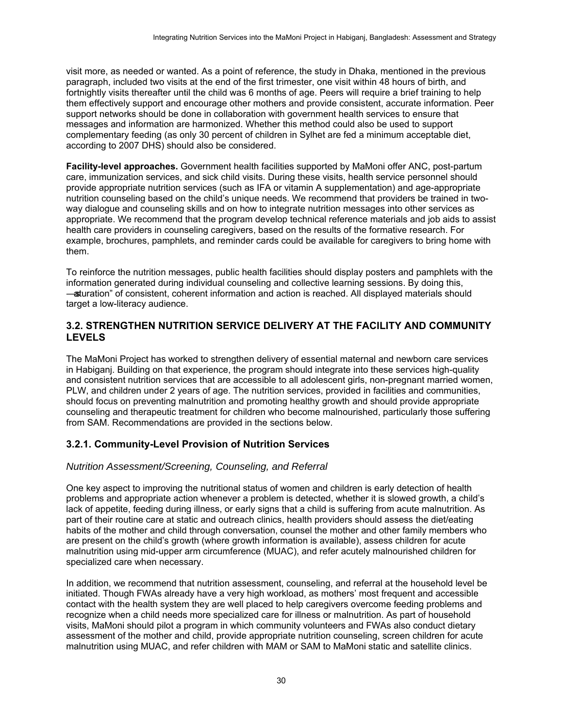visit more, as needed or wanted. As a point of reference, the study in Dhaka, mentioned in the previous paragraph, included two visits at the end of the first trimester, one visit within 48 hours of birth, and fortnightly visits thereafter until the child was 6 months of age. Peers will require a brief training to help them effectively support and encourage other mothers and provide consistent, accurate information. Peer support networks should be done in collaboration with government health services to ensure that messages and information are harmonized. Whether this method could also be used to support complementary feeding (as only 30 percent of children in Sylhet are fed a minimum acceptable diet, according to 2007 DHS) should also be considered.

**Facility-level approaches.** Government health facilities supported by MaMoni offer ANC, post-partum care, immunization services, and sick child visits. During these visits, health service personnel should provide appropriate nutrition services (such as IFA or vitamin A supplementation) and age-appropriate nutrition counseling based on the child's unique needs. We recommend that providers be trained in two-way dialogue and counseling skills and on how to integrate nutrition messages into other services as appropriate. We recommend that the program develop technical reference materials and job aids to assist health care providers in counseling caregivers, based on the results of the formative research. For example, brochures, pamphlets, and reminder cards could be available for caregivers to bring home with them.

To reinforce the nutrition messages, public health facilities should display posters and pamphlets with the information generated during individual counseling and collective learning sessions. By doing this, "saturation" of consistent, coherent information and action is reached. All displayed materials should target a low-literacy audience.

## 3.2. STRENGTHEN NUTRITION SERVICE DELIVERY AT THE FACILITY AND COMMUNITY LEVELS

The MaMoni Project has worked to strengthen delivery of essential maternal and newborn care services in Habiganj. Building on that experience, the program should integrate into these services high-quality and consistent nutrition services that are accessible to all adolescent girls, non-pregnant married women, PLW, and children under 2 years of age. The nutrition services, provided in facilities and communities, should focus on preventing malnutrition and promoting healthy growth and should provide appropriate counseling and therapeutic treatment for children who become malnourished, particularly those suffering from SAM. Recommendations are provided in the sections below.

### 3.2.1. Community-Level Provision of Nutrition Services

*Nutrition Assessment/Screening, Counseling, and Referral*

One key aspect to improving the nutritional status of women and children is early detection of health problems and appropriate action whenever a problem is detected, whether it is slowed growth, a child's lack of appetite, feeding during illness, or early signs that a child is suffering from acute malnutrition. As part of their routine care at static and outreach clinics, health providers should assess the diet/eating habits of the mother and child through conversation, counsel the mother and other family members who are present on the child's growth (where growth information is available), assess children for acute malnutrition using mid-upper arm circumference (MUAC), and refer acutely malnourished children for specialized care when necessary.

In addition, we recommend that nutrition assessment, counseling, and referral at the household level be initiated. Though FWAs already have a very high workload, as mothers' most frequent and accessible contact with the health system they are well placed to help caregivers overcome feeding problems and recognize when a child needs more specialized care for illness or malnutrition. As part of household visits, MaMoni should pilot a program in which community volunteers and FWAs also conduct dietary assessment of the mother and child, provide appropriate nutrition counseling, screen children for acute malnutrition using MUAC, and refer children with MAM or SAM to MaMoni static and satellite clinics.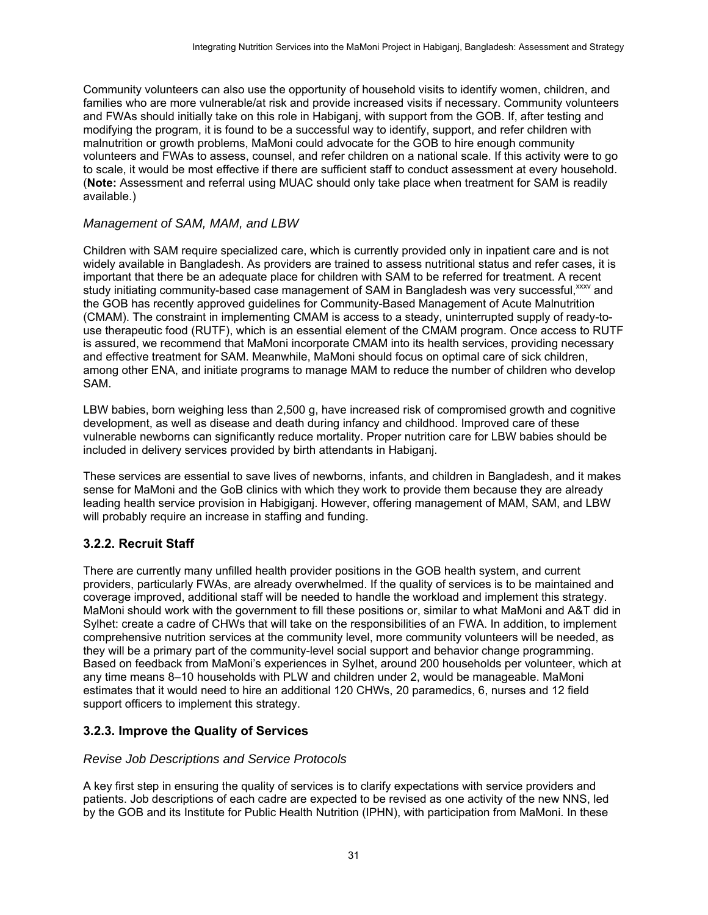Community volunteers can also use the opportunity of household visits to identify women, children, and families who are more vulnerable/at risk and provide increased visits if necessary. Community volunteers and FWAs should initially take on this role in Habiganj, with support from the GOB. If, after testing and modifying the program, it is found to be a successful way to identify, support, and refer children with malnutrition or growth problems, MaMoni could advocate for the GOB to hire enough community volunteers and FWAs to assess, counsel, and refer children on a national scale. If this activity were to go to scale, it would be most effective if there are sufficient staff to conduct assessment at every household. (**Note:** Assessment and referral using MUAC should only take place when treatment for SAM is readily available.)

### *Management of SAM, MAM, and LBW*

Children with SAM require specialized care, which is currently provided only in inpatient care and is not widely available in Bangladesh. As providers are trained to assess nutritional status and refer cases, it is important that there be an adequate place for children with SAM to be referred for treatment. A recent study initiating community-based case management of SAM in Bangladesh was very successful,[xxxv] and the GOB has recently approved guidelines for Community-Based Management of Acute Malnutrition (CMAM). The constraint in implementing CMAM is access to a steady, uninterrupted supply of ready-to-use therapeutic food (RUTF), which is an essential element of the CMAM program. Once access to RUTF is assured, we recommend that MaMoni incorporate CMAM into its health services, providing necessary and effective treatment for SAM. Meanwhile, MaMoni should focus on optimal care of sick children, among other ENA, and initiate programs to manage MAM to reduce the number of children who develop SAM.

LBW babies, born weighing less than 2,500 g, have increased risk of compromised growth and cognitive development, as well as disease and death during infancy and childhood. Improved care of these vulnerable newborns can significantly reduce mortality. Proper nutrition care for LBW babies should be included in delivery services provided by birth attendants in Habiganj.

These services are essential to save lives of newborns, infants, and children in Bangladesh, and it makes sense for MaMoni and the GoB clinics with which they work to provide them because they are already leading health service provision in Habigiganj. However, offering management of MAM, SAM, and LBW will probably require an increase in staffing and funding.

## 3.2.2. Recruit Staff

There are currently many unfilled health provider positions in the GOB health system, and current providers, particularly FWAs, are already overwhelmed. If the quality of services is to be maintained and coverage improved, additional staff will be needed to handle the workload and implement this strategy. MaMoni should work with the government to fill these positions or, similar to what MaMoni and A&T did in Sylhet: create a cadre of CHWs that will take on the responsibilities of an FWA. In addition, to implement comprehensive nutrition services at the community level, more community volunteers will be needed, as they will be a primary part of the community-level social support and behavior change programming. Based on feedback from MaMoni's experiences in Sylhet, around 200 households per volunteer, which at any time means 8–10 households with PLW and children under 2, would be manageable. MaMoni estimates that it would need to hire an additional 120 CHWs, 20 paramedics, 6, nurses and 12 field support officers to implement this strategy.

## 3.2.3. Improve the Quality of Services

### *Revise Job Descriptions and Service Protocols*

A key first step in ensuring the quality of services is to clarify expectations with service providers and patients. Job descriptions of each cadre are expected to be revised as one activity of the new NNS, led by the GOB and its Institute for Public Health Nutrition (IPHN), with participation from MaMoni. In these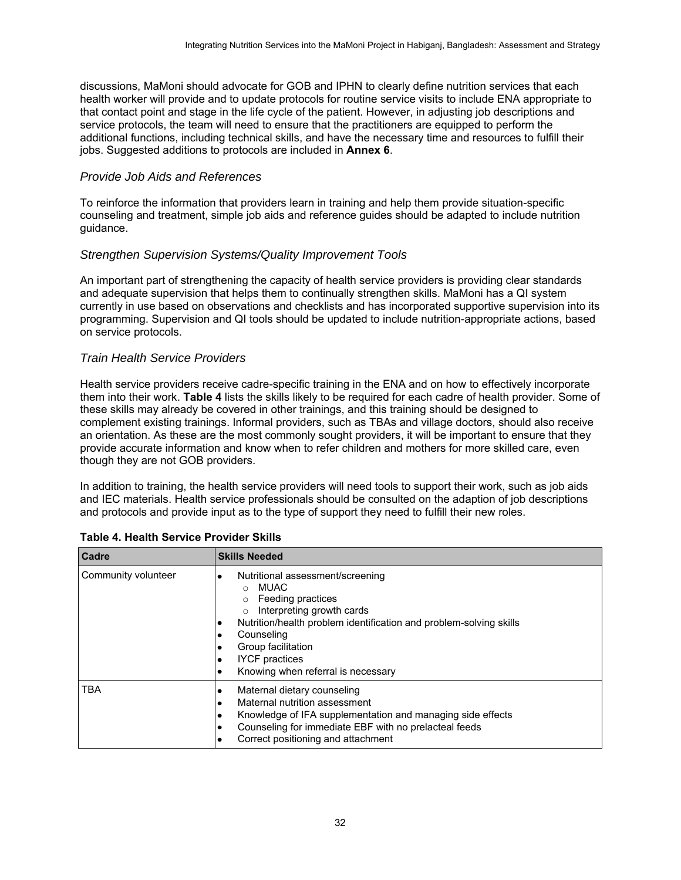discussions, MaMoni should advocate for GOB and IPHN to clearly define nutrition services that each health worker will provide and to update protocols for routine service visits to include ENA appropriate to that contact point and stage in the life cycle of the patient. However, in adjusting job descriptions and service protocols, the team will need to ensure that the practitioners are equipped to perform the additional functions, including technical skills, and have the necessary time and resources to fulfill their jobs. Suggested additions to protocols are included in **Annex 6**.

### *Provide Job Aids and References*

To reinforce the information that providers learn in training and help them provide situation-specific counseling and treatment, simple job aids and reference guides should be adapted to include nutrition guidance.

### *Strengthen Supervision Systems/Quality Improvement Tools*

An important part of strengthening the capacity of health service providers is providing clear standards and adequate supervision that helps them to continually strengthen skills. MaMoni has a QI system currently in use based on observations and checklists and has incorporated supportive supervision into its programming. Supervision and QI tools should be updated to include nutrition-appropriate actions, based on service protocols.

### *Train Health Service Providers*

Health service providers receive cadre-specific training in the ENA and on how to effectively incorporate them into their work. **Table 4** lists the skills likely to be required for each cadre of health provider. Some of these skills may already be covered in other trainings, and this training should be designed to complement existing trainings. Informal providers, such as TBAs and village doctors, should also receive an orientation. As these are the most commonly sought providers, it will be important to ensure that they provide accurate information and know when to refer children and mothers for more skilled care, even though they are not GOB providers.

In addition to training, the health service providers will need tools to support their work, such as job aids and IEC materials. Health service professionals should be consulted on the adaption of job descriptions and protocols and provide input as to the type of support they need to fulfill their new roles.

**Table 4. Health Service Provider Skills**

| Cadre | Skills Needed |
|---|---|
| Community volunteer | • Nutritional assessment/screening<br>  ○ MUAC<br>  ○ Feeding practices<br>  ○ Interpreting growth cards<br>• Nutrition/health problem identification and problem-solving skills<br>• Counseling<br>• Group facilitation<br>• IYCF practices<br>• Knowing when referral is necessary |
| TBA | • Maternal dietary counseling<br>• Maternal nutrition assessment<br>• Knowledge of IFA supplementation and managing side effects<br>• Counseling for immediate EBF with no prelacteal feeds<br>• Correct positioning and attachment |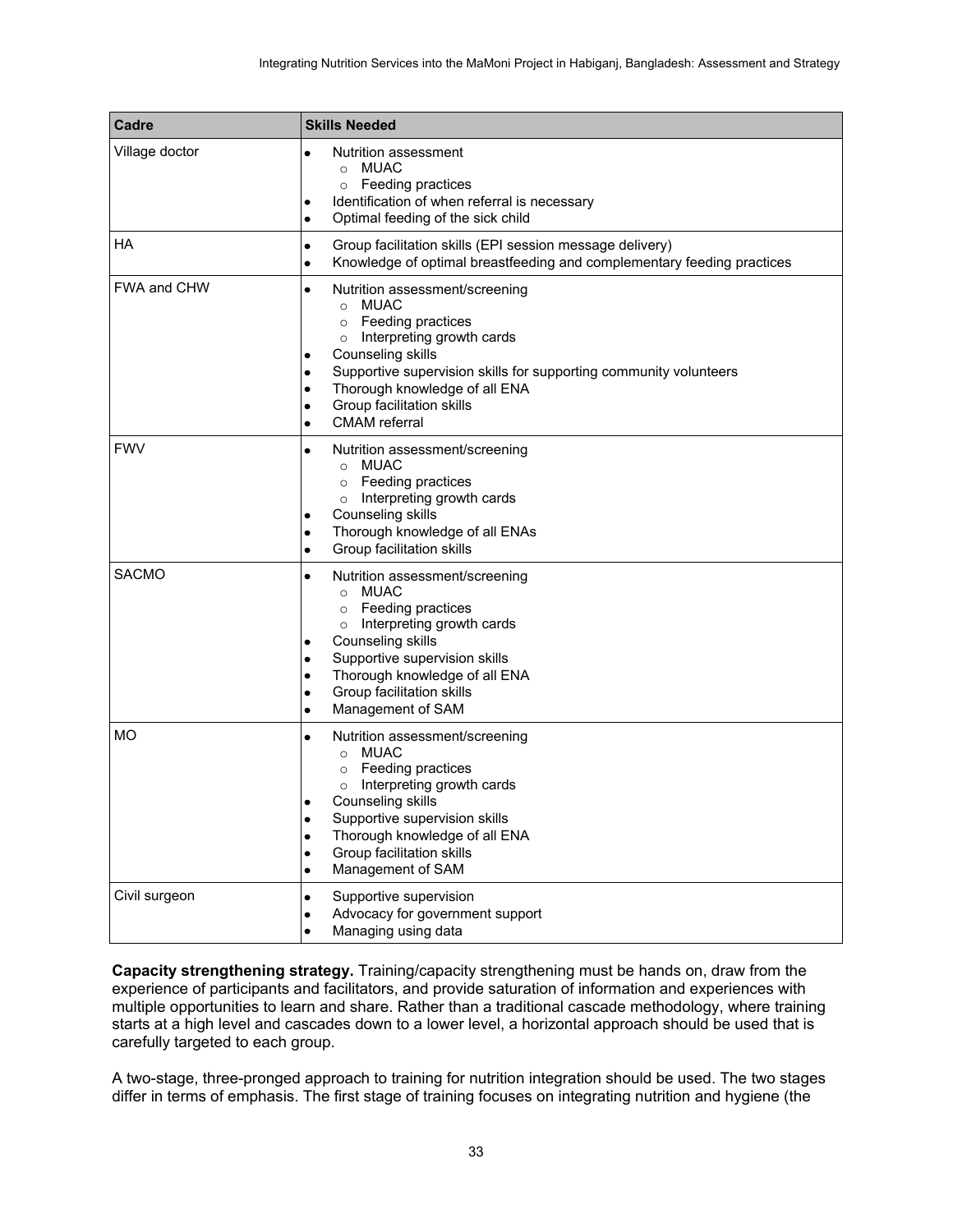| Cadre | Skills Needed |
| --- | --- |
| Village doctor | • Nutrition assessment<br>  ○ MUAC<br>  ○ Feeding practices<br>• Identification of when referral is necessary<br>• Optimal feeding of the sick child |
| HA | • Group facilitation skills (EPI session message delivery)<br>• Knowledge of optimal breastfeeding and complementary feeding practices |
| FWA and CHW | • Nutrition assessment/screening<br>  ○ MUAC<br>  ○ Feeding practices<br>  ○ Interpreting growth cards<br>• Counseling skills<br>• Supportive supervision skills for supporting community volunteers<br>• Thorough knowledge of all ENA<br>• Group facilitation skills<br>• CMAM referral |
| FWV | • Nutrition assessment/screening<br>  ○ MUAC<br>  ○ Feeding practices<br>  ○ Interpreting growth cards<br>• Counseling skills<br>• Thorough knowledge of all ENAs<br>• Group facilitation skills |
| SACMO | • Nutrition assessment/screening<br>  ○ MUAC<br>  ○ Feeding practices<br>  ○ Interpreting growth cards<br>• Counseling skills<br>• Supportive supervision skills<br>• Thorough knowledge of all ENA<br>• Group facilitation skills<br>• Management of SAM |
| MO | • Nutrition assessment/screening<br>  ○ MUAC<br>  ○ Feeding practices<br>  ○ Interpreting growth cards<br>• Counseling skills<br>• Supportive supervision skills<br>• Thorough knowledge of all ENA<br>• Group facilitation skills<br>• Management of SAM |
| Civil surgeon | • Supportive supervision<br>• Advocacy for government support<br>• Managing using data |

**Capacity strengthening strategy.** Training/capacity strengthening must be hands on, draw from the experience of participants and facilitators, and provide saturation of information and experiences with multiple opportunities to learn and share. Rather than a traditional cascade methodology, where training starts at a high level and cascades down to a lower level, a horizontal approach should be used that is carefully targeted to each group.

A two-stage, three-pronged approach to training for nutrition integration should be used. The two stages differ in terms of emphasis. The first stage of training focuses on integrating nutrition and hygiene (the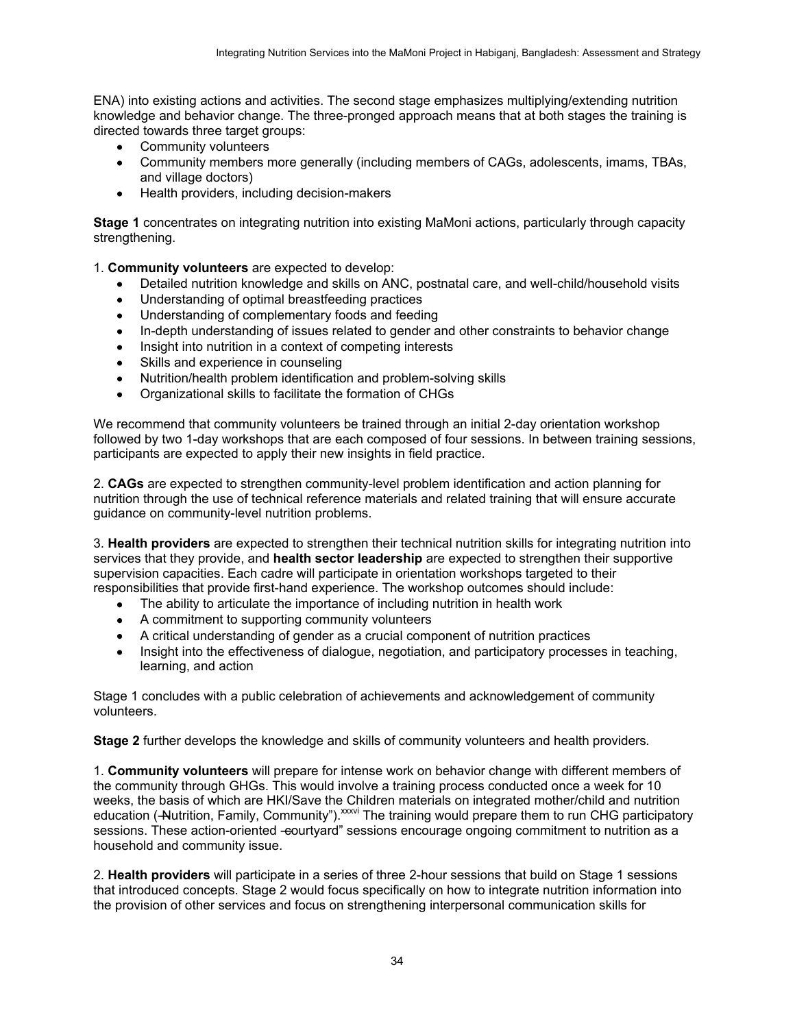ENA) into existing actions and activities. The second stage emphasizes multiplying/extending nutrition knowledge and behavior change. The three-pronged approach means that at both stages the training is directed towards three target groups:

- Community volunteers
- Community members more generally (including members of CAGs, adolescents, imams, TBAs, and village doctors)
- Health providers, including decision-makers

**Stage 1** concentrates on integrating nutrition into existing MaMoni actions, particularly through capacity strengthening.

1. **Community volunteers** are expected to develop:
   - Detailed nutrition knowledge and skills on ANC, postnatal care, and well-child/household visits
   - Understanding of optimal breastfeeding practices
   - Understanding of complementary foods and feeding
   - In-depth understanding of issues related to gender and other constraints to behavior change
   - Insight into nutrition in a context of competing interests
   - Skills and experience in counseling
   - Nutrition/health problem identification and problem-solving skills
   - Organizational skills to facilitate the formation of CHGs

We recommend that community volunteers be trained through an initial 2-day orientation workshop followed by two 1-day workshops that are each composed of four sessions. In between training sessions, participants are expected to apply their new insights in field practice.

2. **CAGs** are expected to strengthen community-level problem identification and action planning for nutrition through the use of technical reference materials and related training that will ensure accurate guidance on community-level nutrition problems.

3. **Health providers** are expected to strengthen their technical nutrition skills for integrating nutrition into services that they provide, and **health sector leadership** are expected to strengthen their supportive supervision capacities. Each cadre will participate in orientation workshops targeted to their responsibilities that provide first-hand experience. The workshop outcomes should include:
   - The ability to articulate the importance of including nutrition in health work
   - A commitment to supporting community volunteers
   - A critical understanding of gender as a crucial component of nutrition practices
   - Insight into the effectiveness of dialogue, negotiation, and participatory processes in teaching, learning, and action

Stage 1 concludes with a public celebration of achievements and acknowledgement of community volunteers.

**Stage 2** further develops the knowledge and skills of community volunteers and health providers.

1. **Community volunteers** will prepare for intense work on behavior change with different members of the community through GHGs. This would involve a training process conducted once a week for 10 weeks, the basis of which are HKI/Save the Children materials on integrated mother/child and nutrition education ("Nutrition, Family, Community").[xxxvi] The training would prepare them to run CHG participatory sessions. These action-oriented "courtyard" sessions encourage ongoing commitment to nutrition as a household and community issue.

2. **Health providers** will participate in a series of three 2-hour sessions that build on Stage 1 sessions that introduced concepts. Stage 2 would focus specifically on how to integrate nutrition information into the provision of other services and focus on strengthening interpersonal communication skills for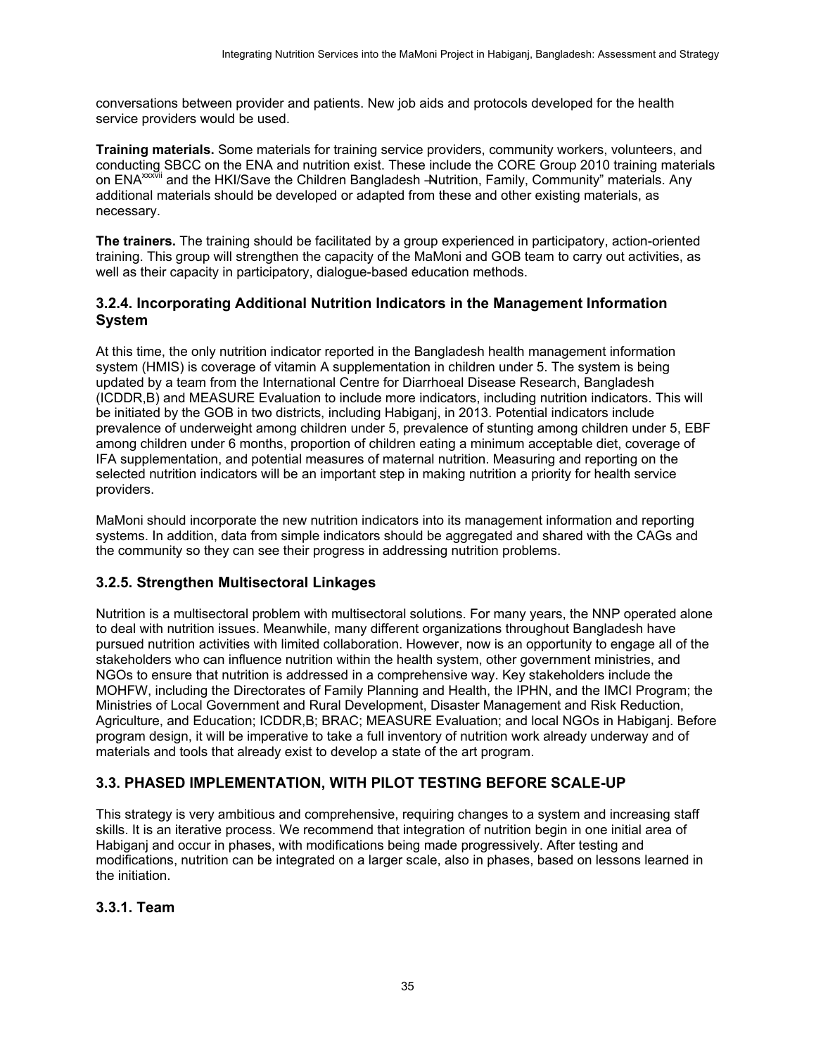conversations between provider and patients. New job aids and protocols developed for the health service providers would be used.

**Training materials.** Some materials for training service providers, community workers, volunteers, and conducting SBCC on the ENA and nutrition exist. These include the CORE Group 2010 training materials on ENA[xxxvii] and the HKI/Save the Children Bangladesh ―Nutrition, Family, Community" materials. Any additional materials should be developed or adapted from these and other existing materials, as necessary.

**The trainers.** The training should be facilitated by a group experienced in participatory, action-oriented training. This group will strengthen the capacity of the MaMoni and GOB team to carry out activities, as well as their capacity in participatory, dialogue-based education methods.

### 3.2.4. Incorporating Additional Nutrition Indicators in the Management Information System

At this time, the only nutrition indicator reported in the Bangladesh health management information system (HMIS) is coverage of vitamin A supplementation in children under 5. The system is being updated by a team from the International Centre for Diarrhoeal Disease Research, Bangladesh (ICDDR,B) and MEASURE Evaluation to include more indicators, including nutrition indicators. This will be initiated by the GOB in two districts, including Habiganj, in 2013. Potential indicators include prevalence of underweight among children under 5, prevalence of stunting among children under 5, EBF among children under 6 months, proportion of children eating a minimum acceptable diet, coverage of IFA supplementation, and potential measures of maternal nutrition. Measuring and reporting on the selected nutrition indicators will be an important step in making nutrition a priority for health service providers.

MaMoni should incorporate the new nutrition indicators into its management information and reporting systems. In addition, data from simple indicators should be aggregated and shared with the CAGs and the community so they can see their progress in addressing nutrition problems.

### 3.2.5. Strengthen Multisectoral Linkages

Nutrition is a multisectoral problem with multisectoral solutions. For many years, the NNP operated alone to deal with nutrition issues. Meanwhile, many different organizations throughout Bangladesh have pursued nutrition activities with limited collaboration. However, now is an opportunity to engage all of the stakeholders who can influence nutrition within the health system, other government ministries, and NGOs to ensure that nutrition is addressed in a comprehensive way. Key stakeholders include the MOHFW, including the Directorates of Family Planning and Health, the IPHN, and the IMCI Program; the Ministries of Local Government and Rural Development, Disaster Management and Risk Reduction, Agriculture, and Education; ICDDR,B; BRAC; MEASURE Evaluation; and local NGOs in Habiganj. Before program design, it will be imperative to take a full inventory of nutrition work already underway and of materials and tools that already exist to develop a state of the art program.

## 3.3. PHASED IMPLEMENTATION, WITH PILOT TESTING BEFORE SCALE-UP

This strategy is very ambitious and comprehensive, requiring changes to a system and increasing staff skills. It is an iterative process. We recommend that integration of nutrition begin in one initial area of Habiganj and occur in phases, with modifications being made progressively. After testing and modifications, nutrition can be integrated on a larger scale, also in phases, based on lessons learned in the initiation.

### 3.3.1. Team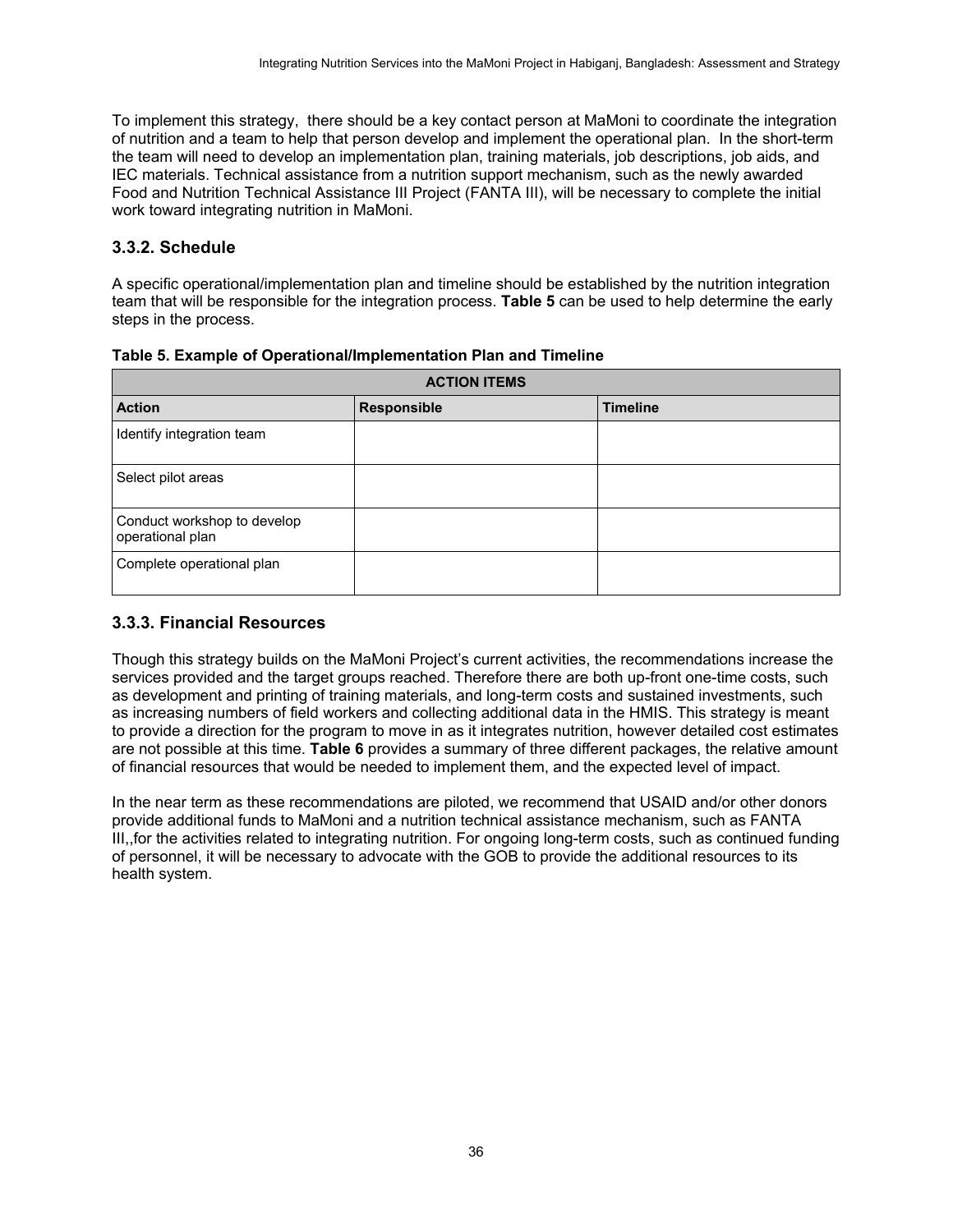To implement this strategy, there should be a key contact person at MaMoni to coordinate the integration of nutrition and a team to help that person develop and implement the operational plan. In the short-term the team will need to develop an implementation plan, training materials, job descriptions, job aids, and IEC materials. Technical assistance from a nutrition support mechanism, such as the newly awarded Food and Nutrition Technical Assistance III Project (FANTA III), will be necessary to complete the initial work toward integrating nutrition in MaMoni.

### 3.3.2. Schedule

A specific operational/implementation plan and timeline should be established by the nutrition integration team that will be responsible for the integration process. **Table 5** can be used to help determine the early steps in the process.

**Table 5. Example of Operational/Implementation Plan and Timeline**

| ACTION ITEMS | | |
|---|---|---|
| **Action** | **Responsible** | **Timeline** |
| Identify integration team | | |
| Select pilot areas | | |
| Conduct workshop to develop operational plan | | |
| Complete operational plan | | |

### 3.3.3. Financial Resources

Though this strategy builds on the MaMoni Project's current activities, the recommendations increase the services provided and the target groups reached. Therefore there are both up-front one-time costs, such as development and printing of training materials, and long-term costs and sustained investments, such as increasing numbers of field workers and collecting additional data in the HMIS. This strategy is meant to provide a direction for the program to move in as it integrates nutrition, however detailed cost estimates are not possible at this time. **Table 6** provides a summary of three different packages, the relative amount of financial resources that would be needed to implement them, and the expected level of impact.

In the near term as these recommendations are piloted, we recommend that USAID and/or other donors provide additional funds to MaMoni and a nutrition technical assistance mechanism, such as FANTA III,,for the activities related to integrating nutrition. For ongoing long-term costs, such as continued funding of personnel, it will be necessary to advocate with the GOB to provide the additional resources to its health system.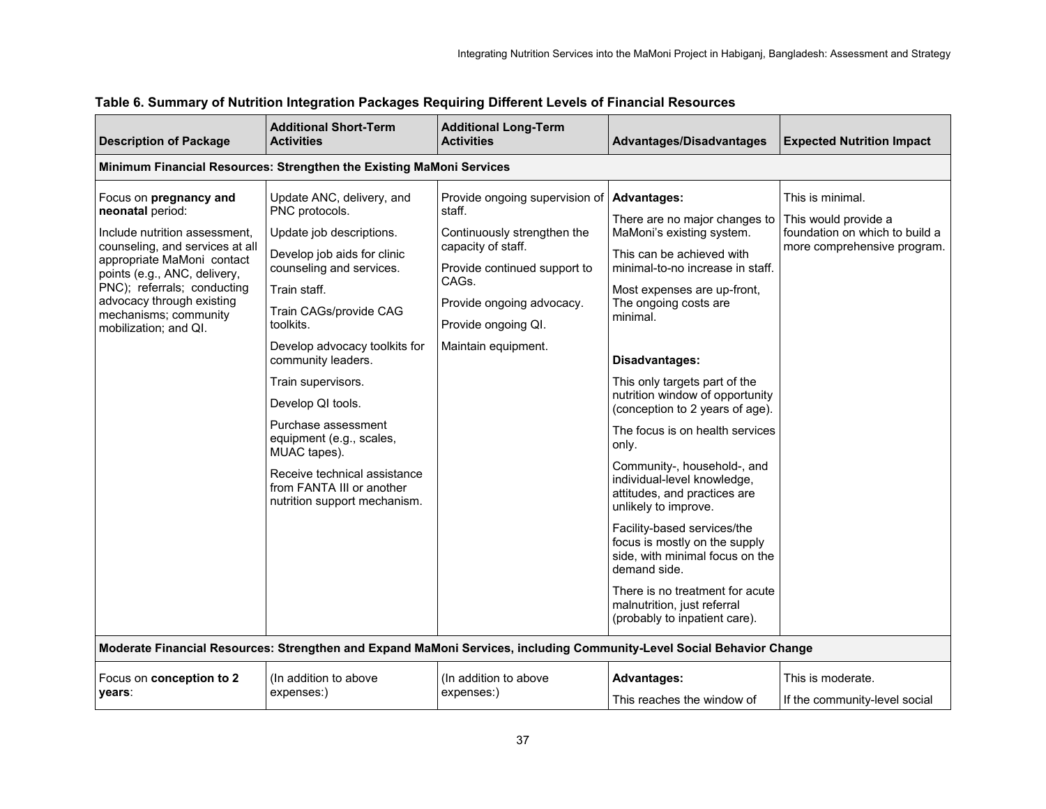**Table 6. Summary of Nutrition Integration Packages Requiring Different Levels of Financial Resources**

| Description of Package | Additional Short-Term Activities | Additional Long-Term Activities | Advantages/Disadvantages | Expected Nutrition Impact |
|---|---|---|---|---|
| **Minimum Financial Resources: Strengthen the Existing MaMoni Services** | | | | |
| Focus on **pregnancy and neonatal** period:<br><br>Include nutrition assessment, counseling, and services at all appropriate MaMoni contact points (e.g., ANC, delivery, PNC); referrals; conducting advocacy through existing mechanisms; community mobilization; and QI. | Update ANC, delivery, and PNC protocols.<br><br>Update job descriptions.<br><br>Develop job aids for clinic counseling and services.<br><br>Train staff.<br><br>Train CAGs/provide CAG toolkits.<br><br>Develop advocacy toolkits for community leaders.<br><br>Train supervisors.<br><br>Develop QI tools.<br><br>Purchase assessment equipment (e.g., scales, MUAC tapes).<br><br>Receive technical assistance from FANTA III or another nutrition support mechanism. | Provide ongoing supervision of staff.<br><br>Continuously strengthen the capacity of staff.<br><br>Provide continued support to CAGs.<br><br>Provide ongoing advocacy.<br><br>Provide ongoing QI.<br><br>Maintain equipment. | **Advantages:**<br><br>There are no major changes to MaMoni's existing system.<br><br>This can be achieved with minimal-to-no increase in staff.<br><br>Most expenses are up-front, The ongoing costs are minimal.<br><br>**Disadvantages:**<br><br>This only targets part of the nutrition window of opportunity (conception to 2 years of age).<br><br>The focus is on health services only.<br><br>Community-, household-, and individual-level knowledge, attitudes, and practices are unlikely to improve.<br><br>Facility-based services/the focus is mostly on the supply side, with minimal focus on the demand side.<br><br>There is no treatment for acute malnutrition, just referral (probably to inpatient care). | This is minimal.<br><br>This would provide a foundation on which to build a more comprehensive program. |
| **Moderate Financial Resources: Strengthen and Expand MaMoni Services, including Community-Level Social Behavior Change** | | | | |
| Focus on **conception to 2 years**: | (In addition to above expenses:) | (In addition to above expenses:) | **Advantages:**<br><br>This reaches the window of | This is moderate.<br><br>If the community-level social |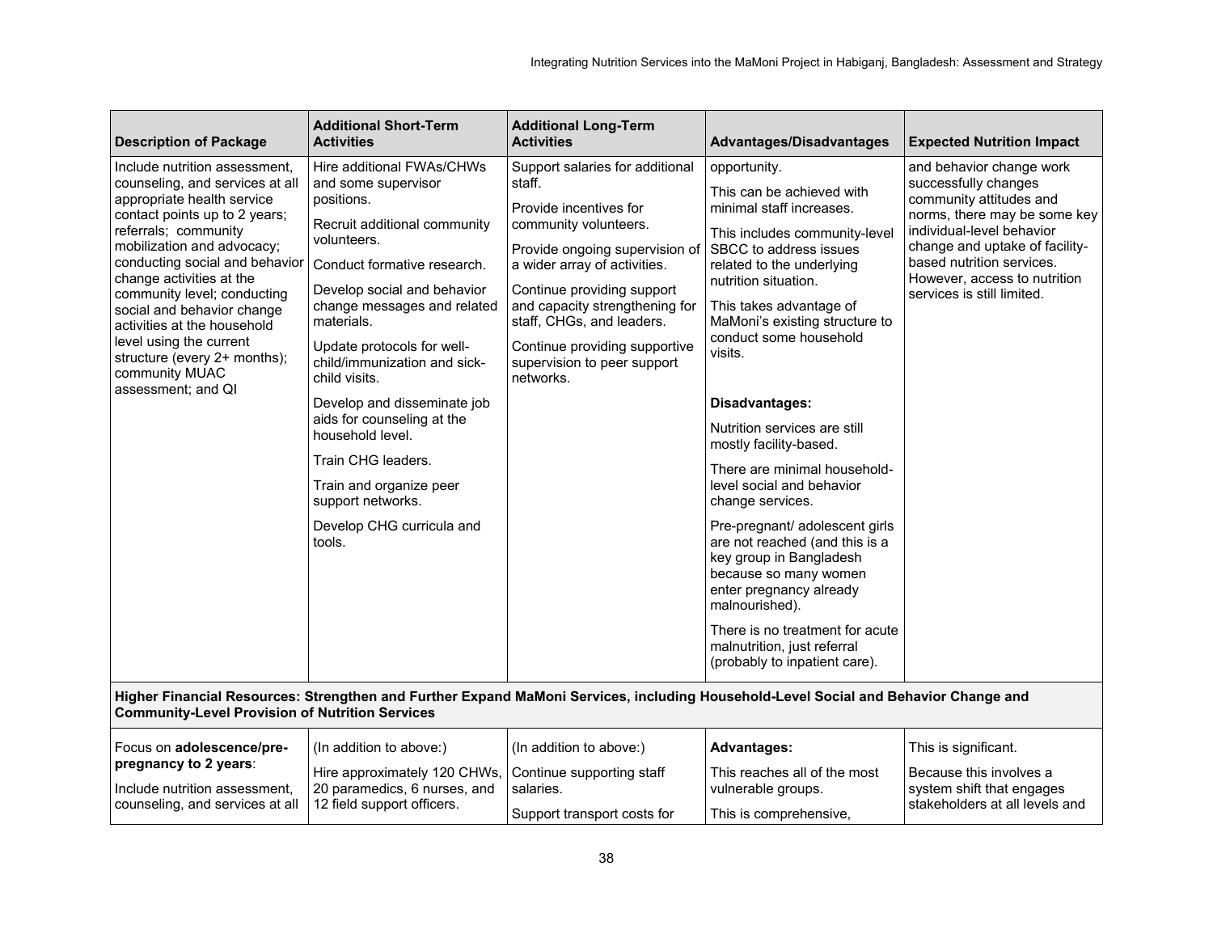| Description of Package | Additional Short-Term Activities | Additional Long-Term Activities | Advantages/Disadvantages | Expected Nutrition Impact |
|---|---|---|---|---|
| Include nutrition assessment, counseling, and services at all appropriate health service contact points up to 2 years; referrals; community mobilization and advocacy; conducting social and behavior change activities at the community level; conducting social and behavior change activities at the household level using the current structure (every 2+ months); community MUAC assessment; and QI | Hire additional FWAs/CHWs and some supervisor positions.<br><br>Recruit additional community volunteers.<br><br>Conduct formative research.<br><br>Develop social and behavior change messages and related materials.<br><br>Update protocols for well-child/immunization and sick-child visits.<br><br>Develop and disseminate job aids for counseling at the household level.<br><br>Train CHG leaders.<br><br>Train and organize peer support networks.<br><br>Develop CHG curricula and tools. | Support salaries for additional staff.<br><br>Provide incentives for community volunteers.<br><br>Provide ongoing supervision of a wider array of activities.<br><br>Continue providing support and capacity strengthening for staff, CHGs, and leaders.<br><br>Continue providing supportive supervision to peer support networks. | opportunity.<br><br>This can be achieved with minimal staff increases.<br><br>This includes community-level SBCC to address issues related to the underlying nutrition situation.<br><br>This takes advantage of MaMoni's existing structure to conduct some household visits.<br><br>**Disadvantages:**<br><br>Nutrition services are still mostly facility-based.<br><br>There are minimal household-level social and behavior change services.<br><br>Pre-pregnant/ adolescent girls are not reached (and this is a key group in Bangladesh because so many women enter pregnancy already malnourished).<br><br>There is no treatment for acute malnutrition, just referral (probably to inpatient care). | and behavior change work successfully changes community attitudes and norms, there may be some key individual-level behavior change and uptake of facility-based nutrition services. However, access to nutrition services is still limited. |
| **Higher Financial Resources: Strengthen and Further Expand MaMoni Services, including Household-Level Social and Behavior Change and Community-Level Provision of Nutrition Services** | | | | |
| Focus on **adolescence/pre-pregnancy to 2 years**:<br><br>Include nutrition assessment, counseling, and services at all | (In addition to above:)<br><br>Hire approximately 120 CHWs, 20 paramedics, 6 nurses, and 12 field support officers. | (In addition to above:)<br><br>Continue supporting staff salaries.<br><br>Support transport costs for | **Advantages:**<br><br>This reaches all of the most vulnerable groups.<br><br>This is comprehensive, | This is significant.<br><br>Because this involves a system shift that engages stakeholders at all levels and |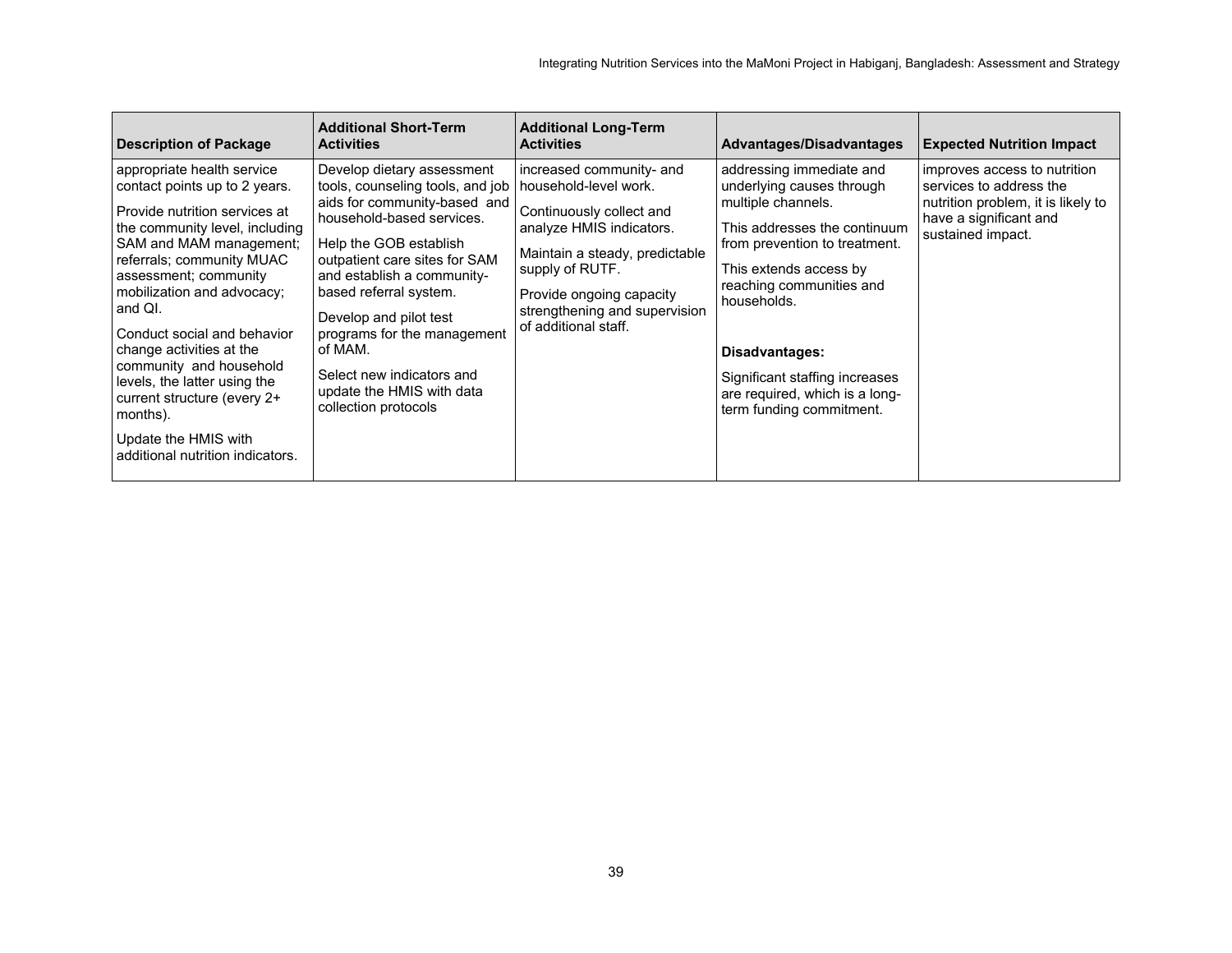| Description of Package | Additional Short-Term Activities | Additional Long-Term Activities | Advantages/Disadvantages | Expected Nutrition Impact |
|---|---|---|---|---|
| appropriate health service contact points up to 2 years.<br><br>Provide nutrition services at the community level, including SAM and MAM management; referrals; community MUAC assessment; community mobilization and advocacy; and QI.<br><br>Conduct social and behavior change activities at the community and household levels, the latter using the current structure (every 2+ months).<br><br>Update the HMIS with additional nutrition indicators. | Develop dietary assessment tools, counseling tools, and job aids for community-based and household-based services.<br><br>Help the GOB establish outpatient care sites for SAM and establish a community-based referral system.<br><br>Develop and pilot test programs for the management of MAM.<br><br>Select new indicators and update the HMIS with data collection protocols | increased community- and household-level work.<br><br>Continuously collect and analyze HMIS indicators.<br><br>Maintain a steady, predictable supply of RUTF.<br><br>Provide ongoing capacity strengthening and supervision of additional staff. | addressing immediate and underlying causes through multiple channels.<br><br>This addresses the continuum from prevention to treatment.<br><br>This extends access by reaching communities and households.<br><br>**Disadvantages:**<br><br>Significant staffing increases are required, which is a long-term funding commitment. | improves access to nutrition services to address the nutrition problem, it is likely to have a significant and sustained impact. |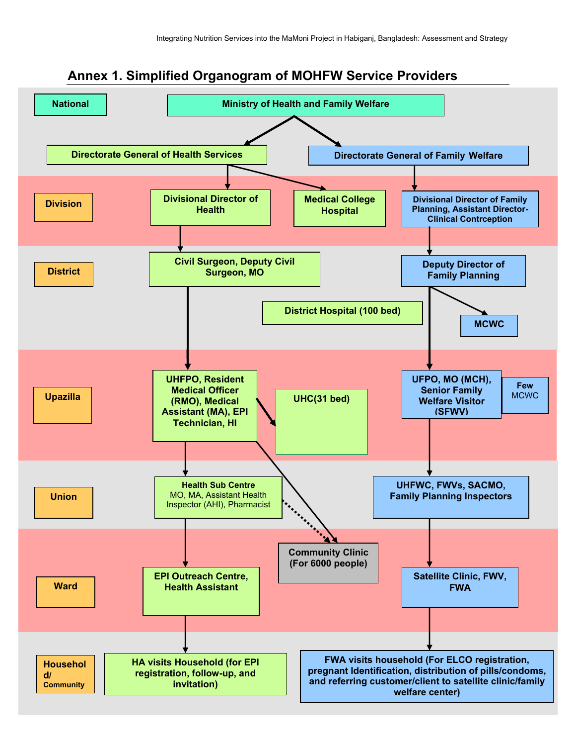# Annex 1. Simplified Organogram of MOHFW Service Providers

| Level | Health Services | | Family Welfare |
| --- | --- | --- | --- |
| National | Ministry of Health and Family Welfare | | |
| | Directorate General of Health Services | | Directorate General of Family Welfare |
| Division | Divisional Director of Health | Medical College Hospital | Divisional Director of Family Planning, Assistant Director-Clinical Contrception |
| District | Civil Surgeon, Deputy Civil Surgeon, MO | District Hospital (100 bed) | Deputy Director of Family Planning; MCWC |
| Upazilla | UHFPO, Resident Medical Officer (RMO), Medical Assistant (MA), EPI Technician, HI | UHC(31 bed) | UFPO, MO (MCH), Senior Family Welfare Visitor (SFWV); Few MCWC |
| Union | Health Sub Centre MO, MA, Assistant Health Inspector (AHI), Pharmacist | | UHFWC, FWVs, SACMO, Family Planning Inspectors |
| Ward | EPI Outreach Centre, Health Assistant | Community Clinic (For 6000 people) | Satellite Clinic, FWV, FWA |
| Household/ Community | HA visits Household (for EPI registration, follow-up, and invitation) | | FWA visits household (For ELCO registration, pregnant Identification, distribution of pills/condoms, and referring customer/client to satellite clinic/family welfare center) |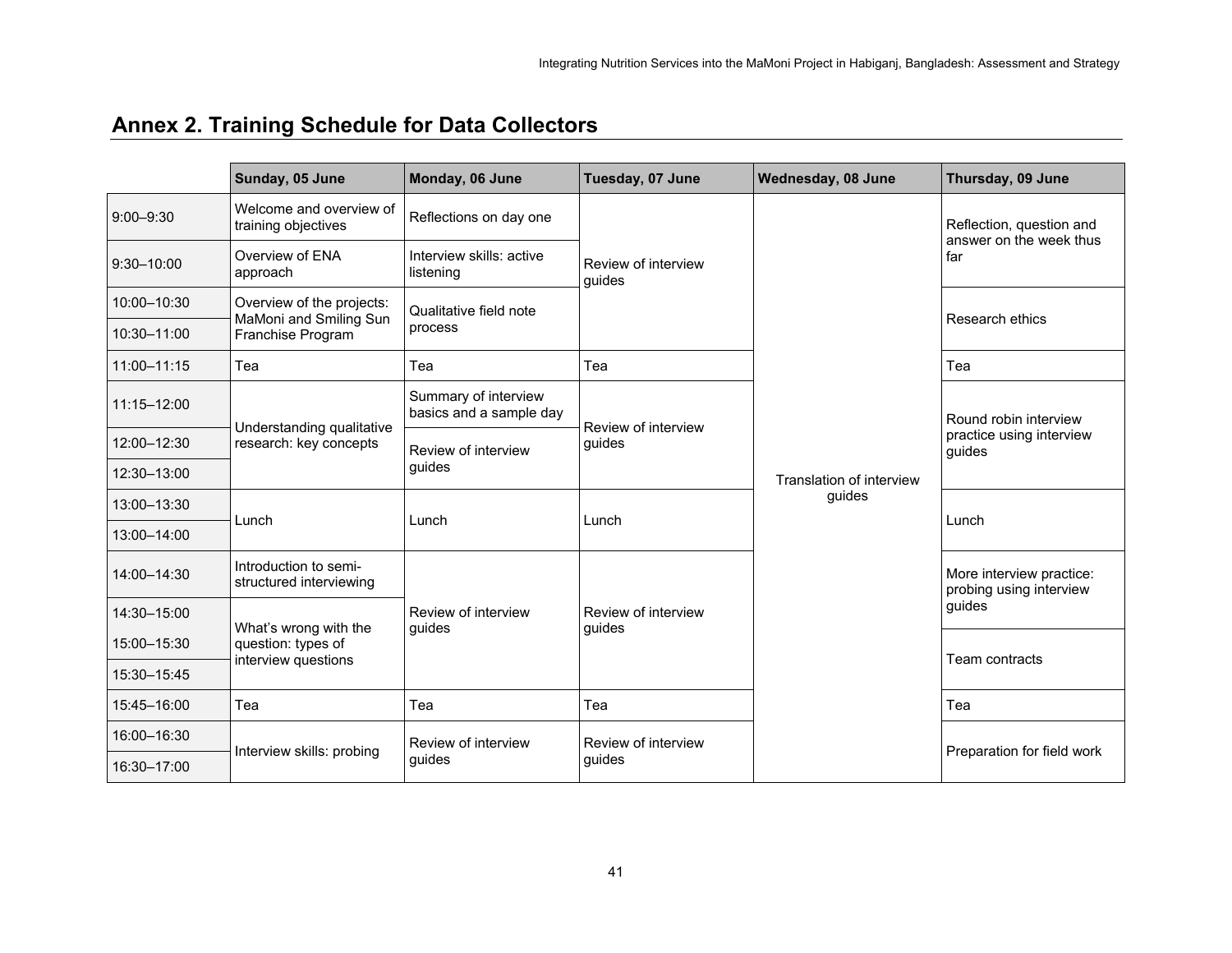## Annex 2. Training Schedule for Data Collectors

| | Sunday, 05 June | Monday, 06 June | Tuesday, 07 June | Wednesday, 08 June | Thursday, 09 June |
|---|---|---|---|---|---|
| 9:00–9:30 | Welcome and overview of training objectives | Reflections on day one | Review of interview guides | Translation of interview guides | Reflection, question and answer on the week thus far |
| 9:30–10:00 | Overview of ENA approach | Interview skills: active listening | | | |
| 10:00–10:30 | Overview of the projects: MaMoni and Smiling Sun Franchise Program | Qualitative field note process | | | Research ethics |
| 10:30–11:00 | | | | | |
| 11:00–11:15 | Tea | Tea | Tea | | Tea |
| 11:15–12:00 | Understanding qualitative research: key concepts | Summary of interview basics and a sample day | Review of interview guides | | Round robin interview practice using interview guides |
| 12:00–12:30 | | Review of interview guides | | | |
| 12:30–13:00 | | | | | |
| 13:00–13:30 | Lunch | Lunch | Lunch | | Lunch |
| 13:00–14:00 | | | | | |
| 14:00–14:30 | Introduction to semi-structured interviewing | Review of interview guides | Review of interview guides | | More interview practice: probing using interview guides |
| 14:30–15:00 | What's wrong with the question: types of interview questions | | | | |
| 15:00–15:30 | | | | | Team contracts |
| 15:30–15:45 | | | | | |
| 15:45–16:00 | Tea | Tea | Tea | | Tea |
| 16:00–16:30 | Interview skills: probing | Review of interview guides | Review of interview guides | | Preparation for field work |
| 16:30–17:00 | | | | | |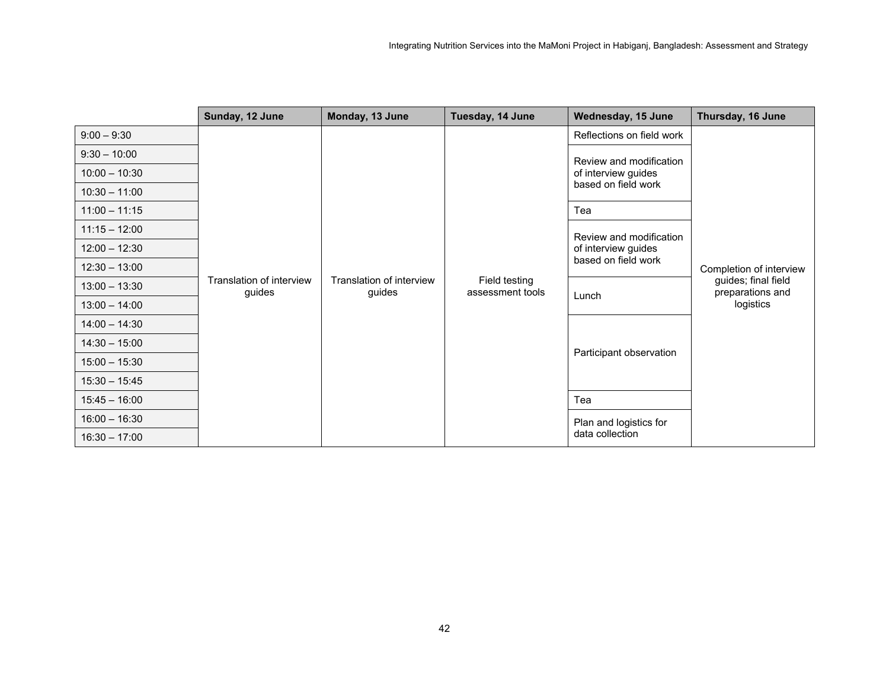| | Sunday, 12 June | Monday, 13 June | Tuesday, 14 June | Wednesday, 15 June | Thursday, 16 June |
|---|---|---|---|---|---|
| 9:00 – 9:30 | Translation of interview guides | Translation of interview guides | Field testing assessment tools | Reflections on field work | Completion of interview guides; final field preparations and logistics |
| 9:30 – 10:00 | | | | Review and modification of interview guides based on field work | |
| 10:00 – 10:30 | | | | | |
| 10:30 – 11:00 | | | | | |
| 11:00 – 11:15 | | | | Tea | |
| 11:15 – 12:00 | | | | Review and modification of interview guides based on field work | |
| 12:00 – 12:30 | | | | | |
| 12:30 – 13:00 | | | | | |
| 13:00 – 13:30 | | | | Lunch | |
| 13:00 – 14:00 | | | | | |
| 14:00 – 14:30 | | | | Participant observation | |
| 14:30 – 15:00 | | | | | |
| 15:00 – 15:30 | | | | | |
| 15:30 – 15:45 | | | | | |
| 15:45 – 16:00 | | | | Tea | |
| 16:00 – 16:30 | | | | Plan and logistics for data collection | |
| 16:30 – 17:00 | | | | | |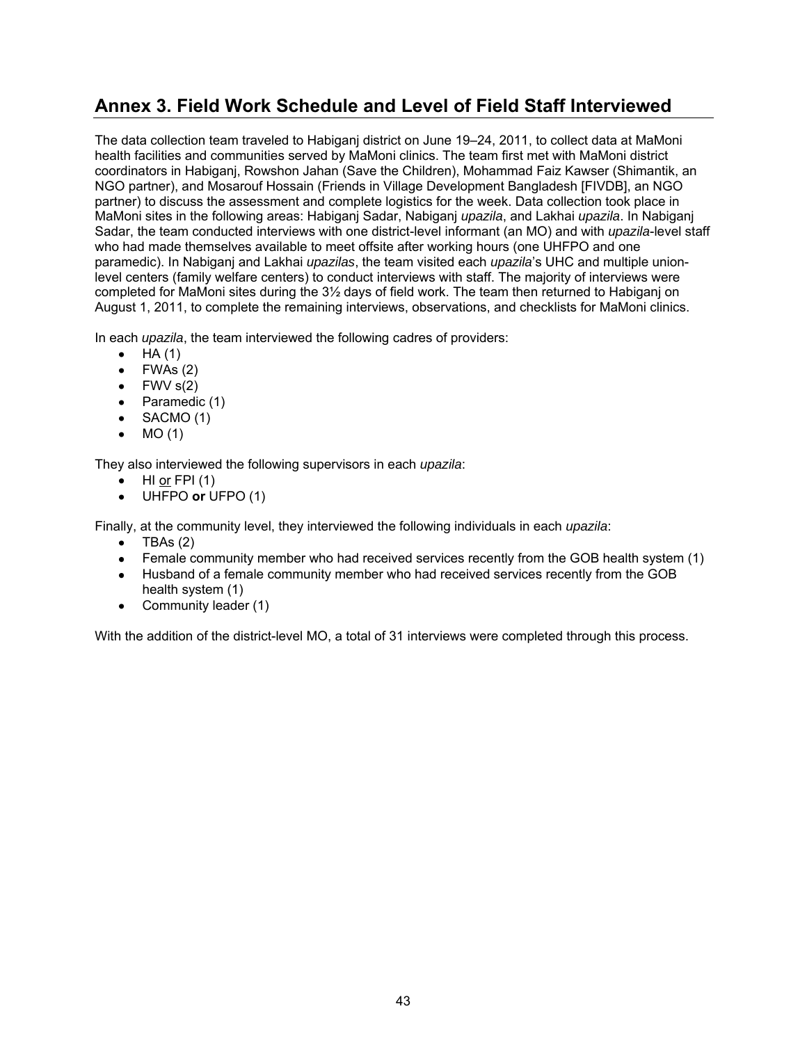## Annex 3. Field Work Schedule and Level of Field Staff Interviewed

The data collection team traveled to Habiganj district on June 19–24, 2011, to collect data at MaMoni health facilities and communities served by MaMoni clinics. The team first met with MaMoni district coordinators in Habiganj, Rowshon Jahan (Save the Children), Mohammad Faiz Kawser (Shimantik, an NGO partner), and Mosarouf Hossain (Friends in Village Development Bangladesh [FIVDB], an NGO partner) to discuss the assessment and complete logistics for the week. Data collection took place in MaMoni sites in the following areas: Habiganj Sadar, Nabiganj *upazila*, and Lakhai *upazila*. In Nabiganj Sadar, the team conducted interviews with one district-level informant (an MO) and with *upazila*-level staff who had made themselves available to meet offsite after working hours (one UHFPO and one paramedic). In Nabiganj and Lakhai *upazilas*, the team visited each *upazila*'s UHC and multiple union-level centers (family welfare centers) to conduct interviews with staff. The majority of interviews were completed for MaMoni sites during the 3½ days of field work. The team then returned to Habiganj on August 1, 2011, to complete the remaining interviews, observations, and checklists for MaMoni clinics.

In each *upazila*, the team interviewed the following cadres of providers:

- HA (1)
- FWAs (2)
- FWV s(2)
- Paramedic (1)
- SACMO (1)
- MO (1)

They also interviewed the following supervisors in each *upazila*:

- HI <u>or</u> FPI (1)
- UHFPO **or** UFPO (1)

Finally, at the community level, they interviewed the following individuals in each *upazila*:

- TBAs (2)
- Female community member who had received services recently from the GOB health system (1)
- Husband of a female community member who had received services recently from the GOB health system (1)
- Community leader (1)

With the addition of the district-level MO, a total of 31 interviews were completed through this process.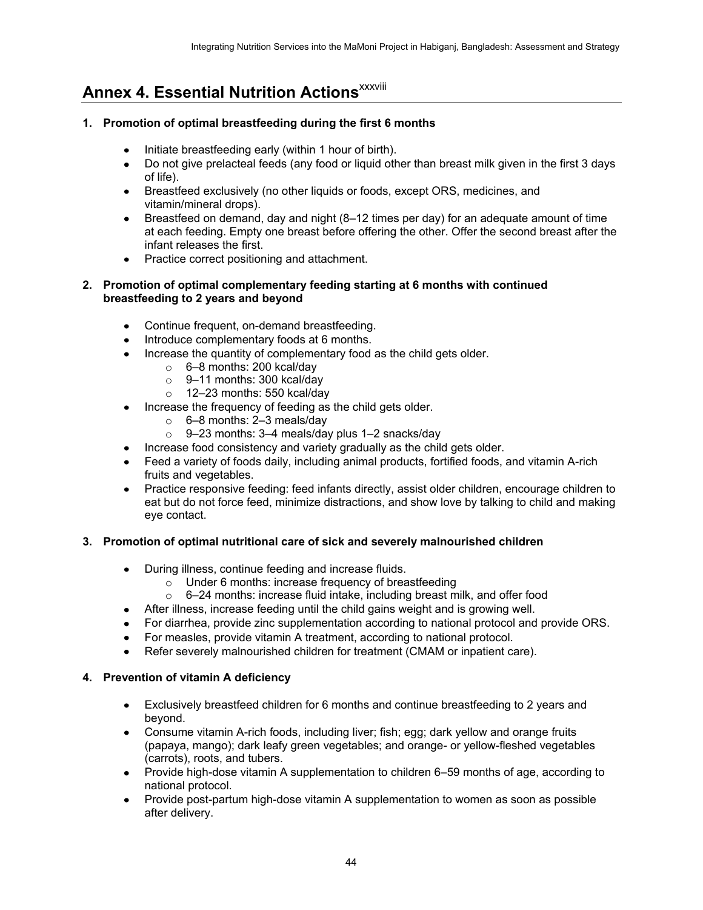# Annex 4. Essential Nutrition Actions[xxxviii]

**1. Promotion of optimal breastfeeding during the first 6 months**

- Initiate breastfeeding early (within 1 hour of birth).
- Do not give prelacteal feeds (any food or liquid other than breast milk given in the first 3 days of life).
- Breastfeed exclusively (no other liquids or foods, except ORS, medicines, and vitamin/mineral drops).
- Breastfeed on demand, day and night (8–12 times per day) for an adequate amount of time at each feeding. Empty one breast before offering the other. Offer the second breast after the infant releases the first.
- Practice correct positioning and attachment.

**2. Promotion of optimal complementary feeding starting at 6 months with continued breastfeeding to 2 years and beyond**

- Continue frequent, on-demand breastfeeding.
- Introduce complementary foods at 6 months.
- Increase the quantity of complementary food as the child gets older.
  - 6–8 months: 200 kcal/day
  - 9–11 months: 300 kcal/day
  - 12–23 months: 550 kcal/day
- Increase the frequency of feeding as the child gets older.
  - 6–8 months: 2–3 meals/day
  - 9–23 months: 3–4 meals/day plus 1–2 snacks/day
- Increase food consistency and variety gradually as the child gets older.
- Feed a variety of foods daily, including animal products, fortified foods, and vitamin A-rich fruits and vegetables.
- Practice responsive feeding: feed infants directly, assist older children, encourage children to eat but do not force feed, minimize distractions, and show love by talking to child and making eye contact.

**3. Promotion of optimal nutritional care of sick and severely malnourished children**

- During illness, continue feeding and increase fluids.
  - Under 6 months: increase frequency of breastfeeding
  - 6–24 months: increase fluid intake, including breast milk, and offer food
- After illness, increase feeding until the child gains weight and is growing well.
- For diarrhea, provide zinc supplementation according to national protocol and provide ORS.
- For measles, provide vitamin A treatment, according to national protocol.
- Refer severely malnourished children for treatment (CMAM or inpatient care).

**4. Prevention of vitamin A deficiency**

- Exclusively breastfeed children for 6 months and continue breastfeeding to 2 years and beyond.
- Consume vitamin A-rich foods, including liver; fish; egg; dark yellow and orange fruits (papaya, mango); dark leafy green vegetables; and orange- or yellow-fleshed vegetables (carrots), roots, and tubers.
- Provide high-dose vitamin A supplementation to children 6–59 months of age, according to national protocol.
- Provide post-partum high-dose vitamin A supplementation to women as soon as possible after delivery.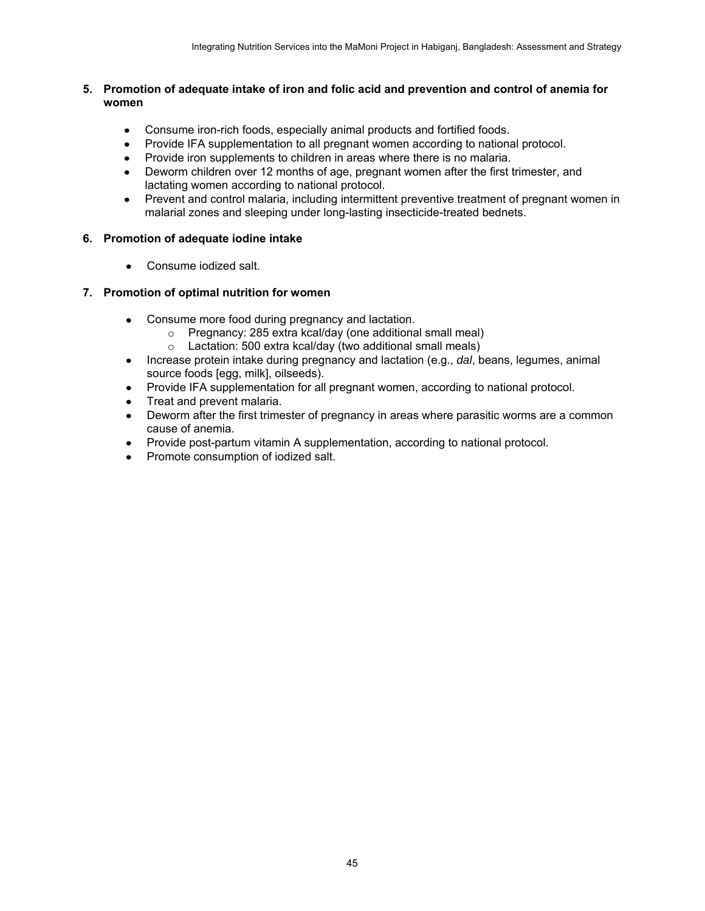**5. Promotion of adequate intake of iron and folic acid and prevention and control of anemia for women**

- Consume iron-rich foods, especially animal products and fortified foods.
- Provide IFA supplementation to all pregnant women according to national protocol.
- Provide iron supplements to children in areas where there is no malaria.
- Deworm children over 12 months of age, pregnant women after the first trimester, and lactating women according to national protocol.
- Prevent and control malaria, including intermittent preventive treatment of pregnant women in malarial zones and sleeping under long-lasting insecticide-treated bednets.

**6. Promotion of adequate iodine intake**

- Consume iodized salt.

**7. Promotion of optimal nutrition for women**

- Consume more food during pregnancy and lactation.
  - Pregnancy: 285 extra kcal/day (one additional small meal)
  - Lactation: 500 extra kcal/day (two additional small meals)
- Increase protein intake during pregnancy and lactation (e.g., *dal*, beans, legumes, animal source foods [egg, milk], oilseeds).
- Provide IFA supplementation for all pregnant women, according to national protocol.
- Treat and prevent malaria.
- Deworm after the first trimester of pregnancy in areas where parasitic worms are a common cause of anemia.
- Provide post-partum vitamin A supplementation, according to national protocol.
- Promote consumption of iodized salt.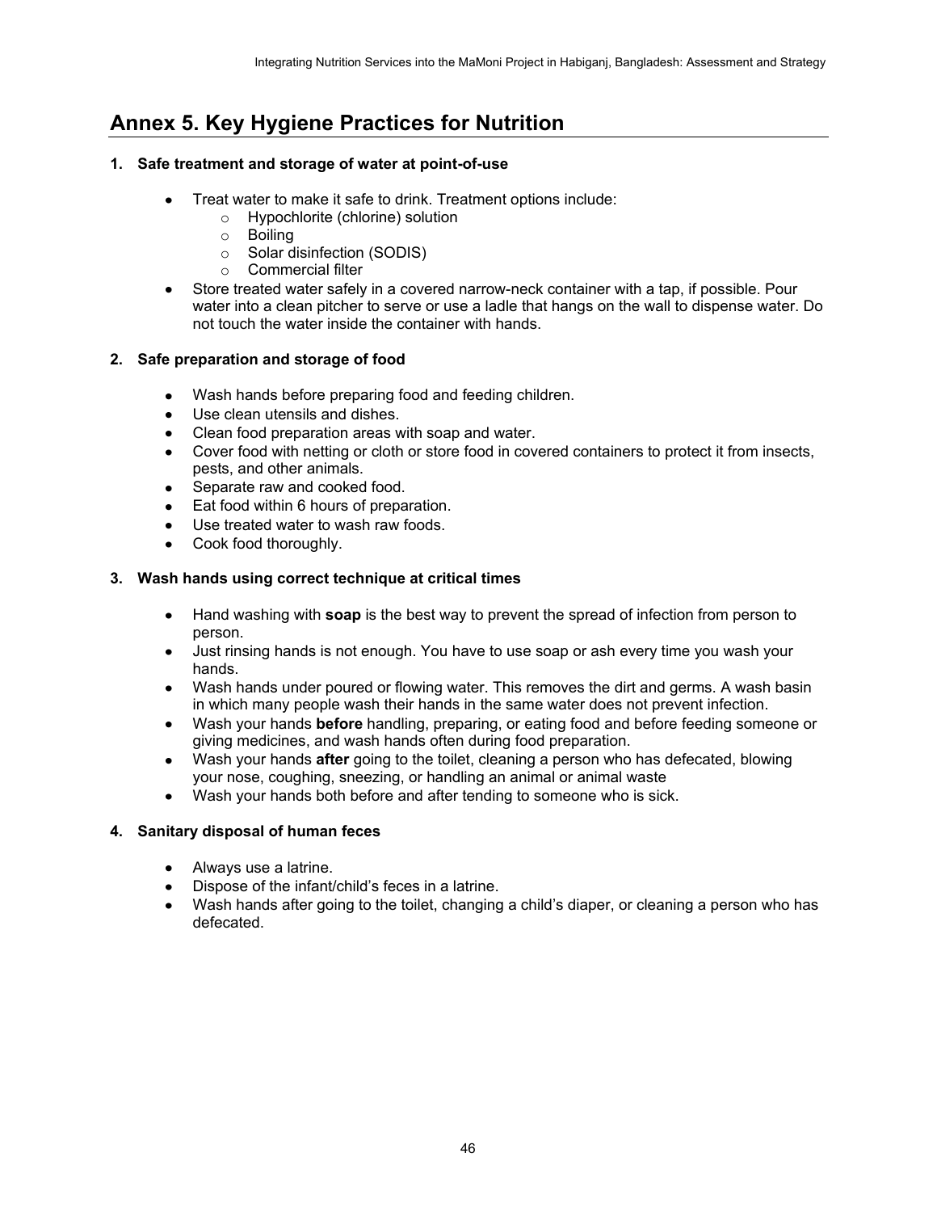# Annex 5. Key Hygiene Practices for Nutrition

**1. Safe treatment and storage of water at point-of-use**

- Treat water to make it safe to drink. Treatment options include:
  - Hypochlorite (chlorine) solution
  - Boiling
  - Solar disinfection (SODIS)
  - Commercial filter
- Store treated water safely in a covered narrow-neck container with a tap, if possible. Pour water into a clean pitcher to serve or use a ladle that hangs on the wall to dispense water. Do not touch the water inside the container with hands.

**2. Safe preparation and storage of food**

- Wash hands before preparing food and feeding children.
- Use clean utensils and dishes.
- Clean food preparation areas with soap and water.
- Cover food with netting or cloth or store food in covered containers to protect it from insects, pests, and other animals.
- Separate raw and cooked food.
- Eat food within 6 hours of preparation.
- Use treated water to wash raw foods.
- Cook food thoroughly.

**3. Wash hands using correct technique at critical times**

- Hand washing with **soap** is the best way to prevent the spread of infection from person to person.
- Just rinsing hands is not enough. You have to use soap or ash every time you wash your hands.
- Wash hands under poured or flowing water. This removes the dirt and germs. A wash basin in which many people wash their hands in the same water does not prevent infection.
- Wash your hands **before** handling, preparing, or eating food and before feeding someone or giving medicines, and wash hands often during food preparation.
- Wash your hands **after** going to the toilet, cleaning a person who has defecated, blowing your nose, coughing, sneezing, or handling an animal or animal waste
- Wash your hands both before and after tending to someone who is sick.

**4. Sanitary disposal of human feces**

- Always use a latrine.
- Dispose of the infant/child's feces in a latrine.
- Wash hands after going to the toilet, changing a child's diaper, or cleaning a person who has defecated.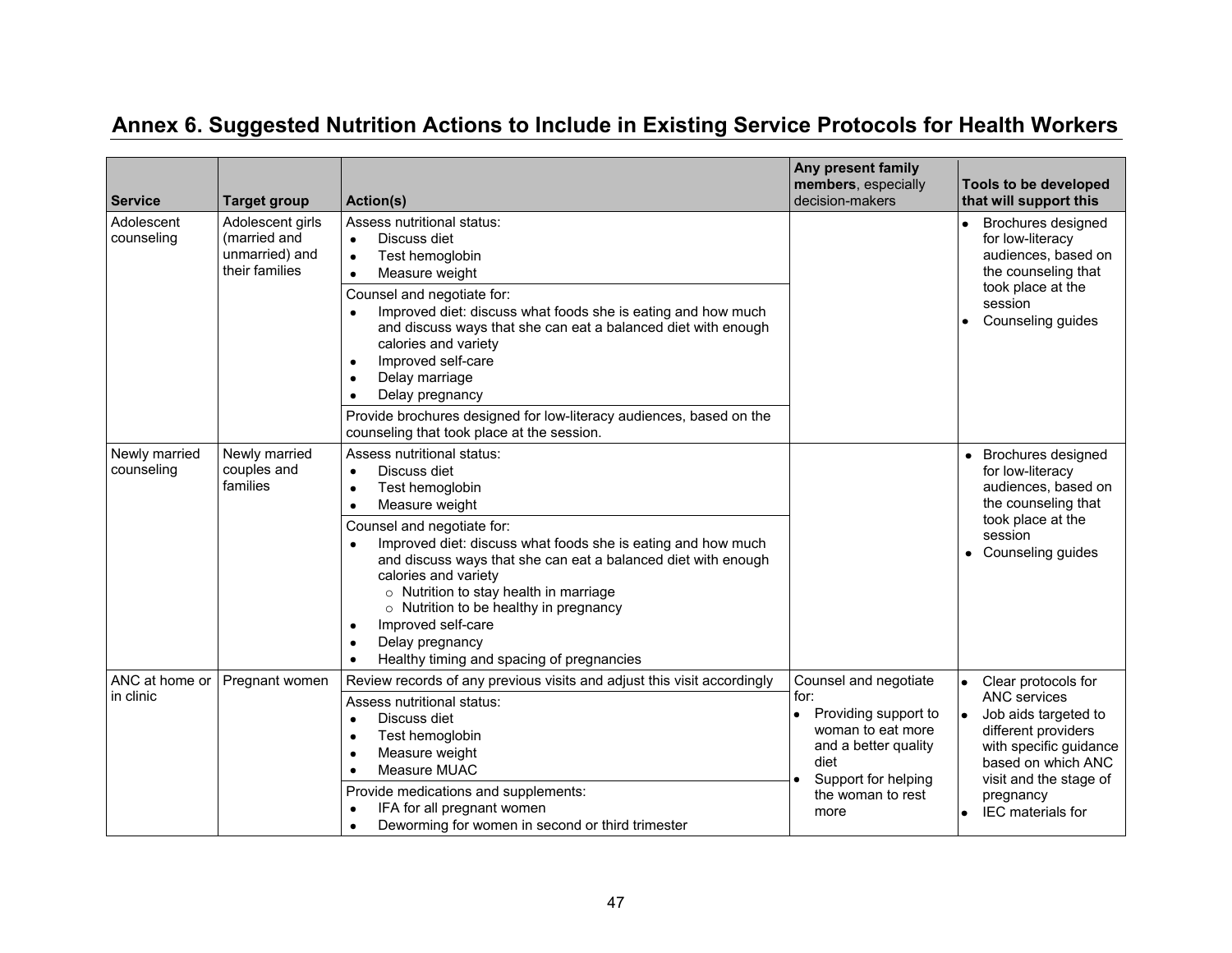# Annex 6. Suggested Nutrition Actions to Include in Existing Service Protocols for Health Workers

| Service | Target group | Action(s) | Any present family members, especially decision-makers | Tools to be developed that will support this |
|---|---|---|---|---|
| Adolescent counseling | Adolescent girls (married and unmarried) and their families | Assess nutritional status:<br>• Discuss diet<br>• Test hemoglobin<br>• Measure weight | | • Brochures designed for low-literacy audiences, based on the counseling that took place at the session<br>• Counseling guides |
| | | Counsel and negotiate for:<br>• Improved diet: discuss what foods she is eating and how much and discuss ways that she can eat a balanced diet with enough calories and variety<br>• Improved self-care<br>• Delay marriage<br>• Delay pregnancy | | |
| | | Provide brochures designed for low-literacy audiences, based on the counseling that took place at the session. | | |
| Newly married counseling | Newly married couples and families | Assess nutritional status:<br>• Discuss diet<br>• Test hemoglobin<br>• Measure weight | | • Brochures designed for low-literacy audiences, based on the counseling that took place at the session<br>• Counseling guides |
| | | Counsel and negotiate for:<br>• Improved diet: discuss what foods she is eating and how much and discuss ways that she can eat a balanced diet with enough calories and variety<br>  ○ Nutrition to stay health in marriage<br>  ○ Nutrition to be healthy in pregnancy<br>• Improved self-care<br>• Delay pregnancy<br>• Healthy timing and spacing of pregnancies | | |
| ANC at home or in clinic | Pregnant women | Review records of any previous visits and adjust this visit accordingly | Counsel and negotiate for:<br>• Providing support to woman to eat more and a better quality diet<br>• Support for helping the woman to rest more | • Clear protocols for ANC services<br>• Job aids targeted to different providers with specific guidance based on which ANC visit and the stage of pregnancy<br>• IEC materials for |
| | | Assess nutritional status:<br>• Discuss diet<br>• Test hemoglobin<br>• Measure weight<br>• Measure MUAC | | |
| | | Provide medications and supplements:<br>• IFA for all pregnant women<br>• Deworming for women in second or third trimester | | |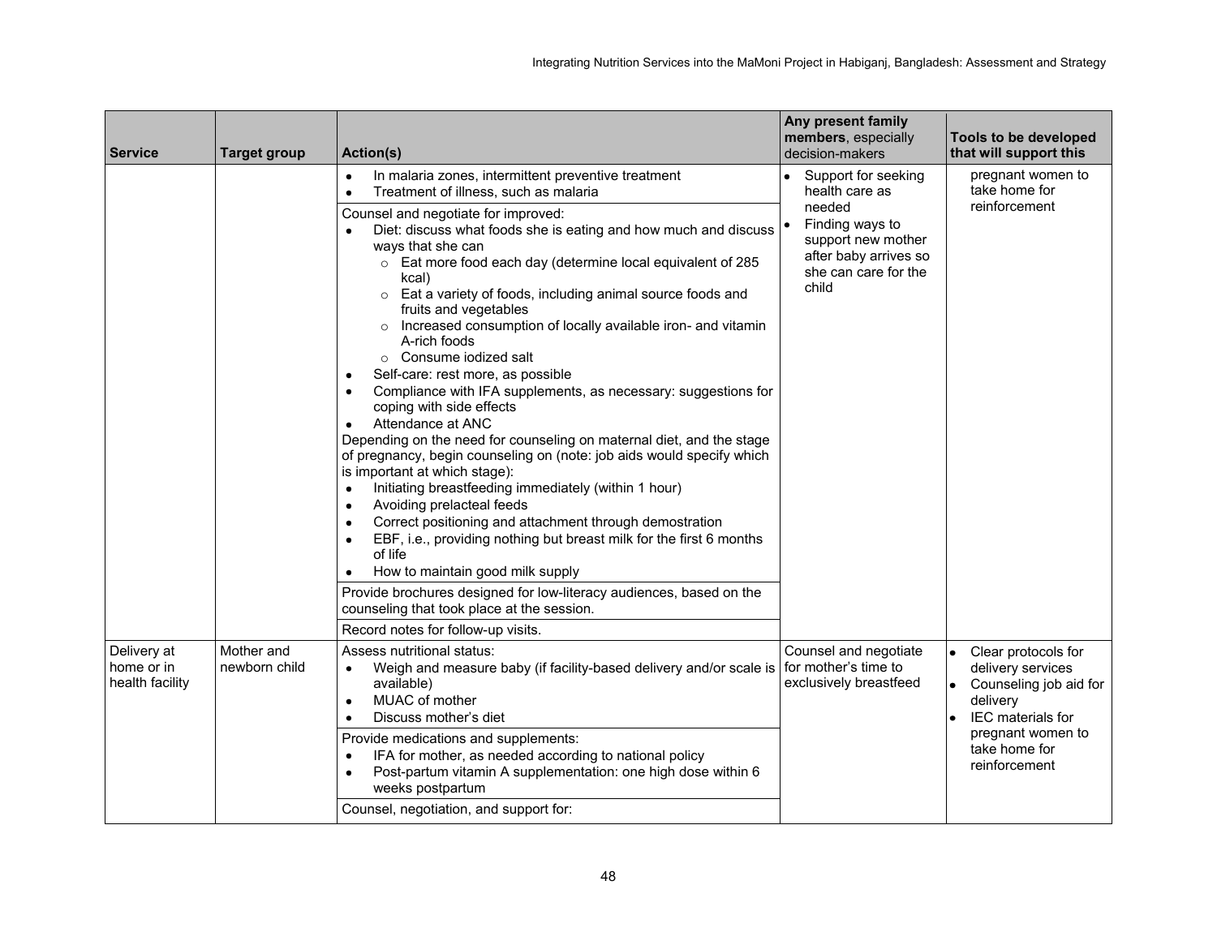| Service | Target group | Action(s) | Any present family **members**, especially decision-makers | Tools to be developed that will support this |
|---|---|---|---|---|
| | | • In malaria zones, intermittent preventive treatment<br>• Treatment of illness, such as malaria | • Support for seeking health care as needed<br>• Finding ways to support new mother after baby arrives so she can care for the child | pregnant women to take home for reinforcement |
| | | Counsel and negotiate for improved:<br>• Diet: discuss what foods she is eating and how much and discuss ways that she can<br>  ○ Eat more food each day (determine local equivalent of 285 kcal)<br>  ○ Eat a variety of foods, including animal source foods and fruits and vegetables<br>  ○ Increased consumption of locally available iron- and vitamin A-rich foods<br>  ○ Consume iodized salt<br>• Self-care: rest more, as possible<br>• Compliance with IFA supplements, as necessary: suggestions for coping with side effects<br>• Attendance at ANC<br>Depending on the need for counseling on maternal diet, and the stage of pregnancy, begin counseling on (note: job aids would specify which is important at which stage):<br>• Initiating breastfeeding immediately (within 1 hour)<br>• Avoiding prelacteal feeds<br>• Correct positioning and attachment through demostration<br>• EBF, i.e., providing nothing but breast milk for the first 6 months of life<br>• How to maintain good milk supply | | |
| | | Provide brochures designed for low-literacy audiences, based on the counseling that took place at the session. | | |
| | | Record notes for follow-up visits. | | |
| Delivery at home or in health facility | Mother and newborn child | Assess nutritional status:<br>• Weigh and measure baby (if facility-based delivery and/or scale is available)<br>• MUAC of mother<br>• Discuss mother's diet | Counsel and negotiate for mother's time to exclusively breastfeed | • Clear protocols for delivery services<br>• Counseling job aid for delivery<br>• IEC materials for pregnant women to take home for reinforcement |
| | | Provide medications and supplements:<br>• IFA for mother, as needed according to national policy<br>• Post-partum vitamin A supplementation: one high dose within 6 weeks postpartum | | |
| | | Counsel, negotiation, and support for: | | |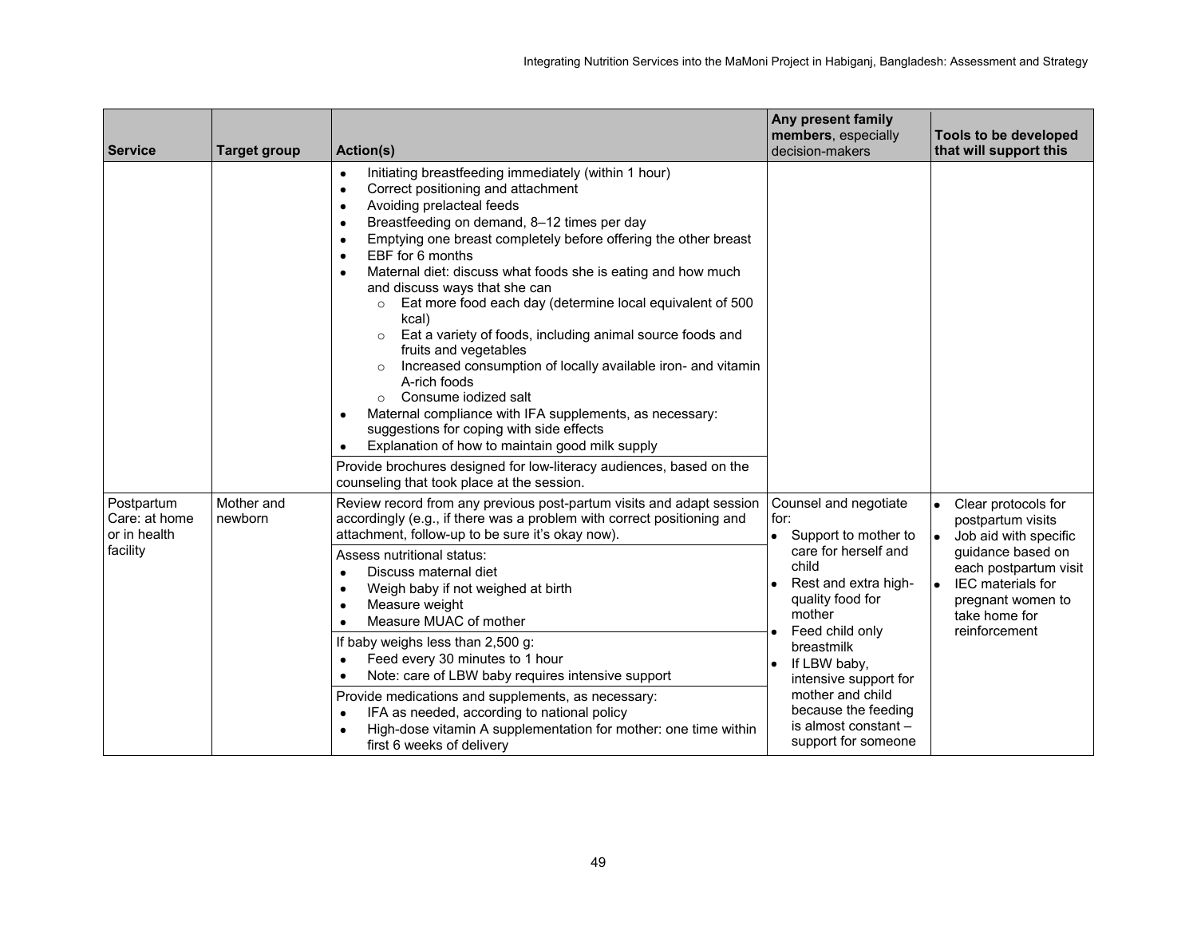| Service | Target group | Action(s) | Any present family members, especially decision-makers | Tools to be developed that will support this |
|---|---|---|---|---|
| | | • Initiating breastfeeding immediately (within 1 hour)<br>• Correct positioning and attachment<br>• Avoiding prelacteal feeds<br>• Breastfeeding on demand, 8–12 times per day<br>• Emptying one breast completely before offering the other breast<br>• EBF for 6 months<br>• Maternal diet: discuss what foods she is eating and how much and discuss ways that she can<br>  ○ Eat more food each day (determine local equivalent of 500 kcal)<br>  ○ Eat a variety of foods, including animal source foods and fruits and vegetables<br>  ○ Increased consumption of locally available iron- and vitamin A-rich foods<br>  ○ Consume iodized salt<br>• Maternal compliance with IFA supplements, as necessary: suggestions for coping with side effects<br>• Explanation of how to maintain good milk supply | | |
| | | Provide brochures designed for low-literacy audiences, based on the counseling that took place at the session. | | |
| Postpartum Care: at home or in health facility | Mother and newborn | Review record from any previous post-partum visits and adapt session accordingly (e.g., if there was a problem with correct positioning and attachment, follow-up to be sure it's okay now). | Counsel and negotiate for:<br>• Support to mother to care for herself and child<br>• Rest and extra high-quality food for mother<br>• Feed child only breastmilk<br>• If LBW baby, intensive support for mother and child because the feeding is almost constant – support for someone | • Clear protocols for postpartum visits<br>• Job aid with specific guidance based on each postpartum visit<br>• IEC materials for pregnant women to take home for reinforcement |
| | | Assess nutritional status:<br>• Discuss maternal diet<br>• Weigh baby if not weighed at birth<br>• Measure weight<br>• Measure MUAC of mother | | |
| | | If baby weighs less than 2,500 g:<br>• Feed every 30 minutes to 1 hour<br>• Note: care of LBW baby requires intensive support | | |
| | | Provide medications and supplements, as necessary:<br>• IFA as needed, according to national policy<br>• High-dose vitamin A supplementation for mother: one time within first 6 weeks of delivery | | |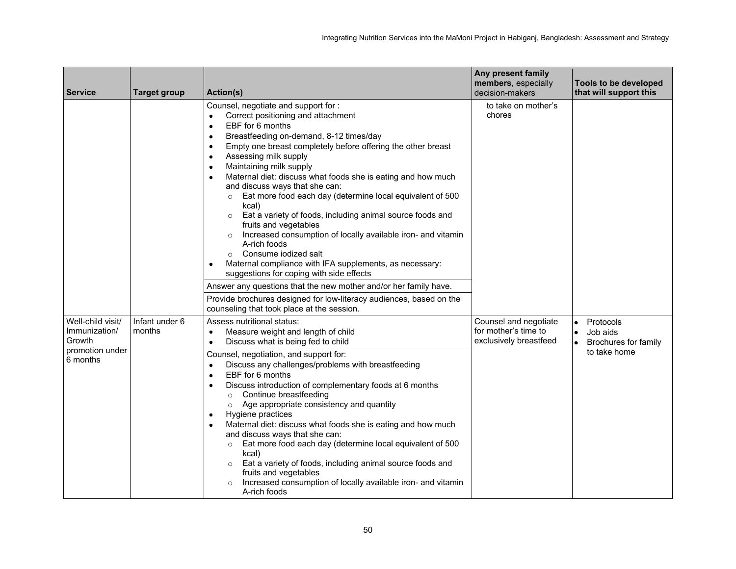| Service | Target group | Action(s) | Any present family members, especially decision-makers | Tools to be developed that will support this |
|---|---|---|---|---|
| | | Counsel, negotiate and support for :<br>• Correct positioning and attachment<br>• EBF for 6 months<br>• Breastfeeding on-demand, 8-12 times/day<br>• Empty one breast completely before offering the other breast<br>• Assessing milk supply<br>• Maintaining milk supply<br>• Maternal diet: discuss what foods she is eating and how much and discuss ways that she can:<br>○ Eat more food each day (determine local equivalent of 500 kcal)<br>○ Eat a variety of foods, including animal source foods and fruits and vegetables<br>○ Increased consumption of locally available iron- and vitamin A-rich foods<br>○ Consume iodized salt<br>• Maternal compliance with IFA supplements, as necessary: suggestions for coping with side effects | to take on mother's chores | |
| | | Answer any questions that the new mother and/or her family have. | | |
| | | Provide brochures designed for low-literacy audiences, based on the counseling that took place at the session. | | |
| Well-child visit/ Immunization/ Growth promotion under 6 months | Infant under 6 months | Assess nutritional status:<br>• Measure weight and length of child<br>• Discuss what is being fed to child | Counsel and negotiate for mother's time to exclusively breastfeed | • Protocols<br>• Job aids<br>• Brochures for family to take home |
| | | Counsel, negotiation, and support for:<br>• Discuss any challenges/problems with breastfeeding<br>• EBF for 6 months<br>• Discuss introduction of complementary foods at 6 months<br>○ Continue breastfeeding<br>○ Age appropriate consistency and quantity<br>• Hygiene practices<br>• Maternal diet: discuss what foods she is eating and how much and discuss ways that she can:<br>○ Eat more food each day (determine local equivalent of 500 kcal)<br>○ Eat a variety of foods, including animal source foods and fruits and vegetables<br>○ Increased consumption of locally available iron- and vitamin A-rich foods | | |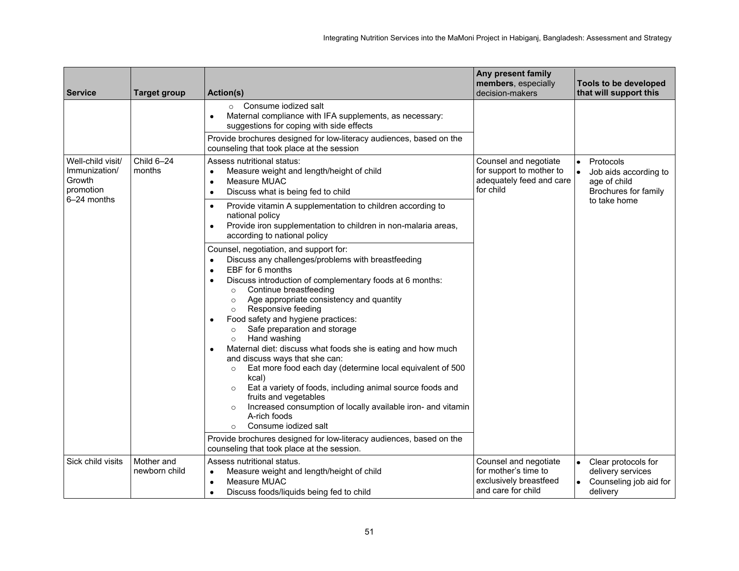| Service | Target group | Action(s) | Any present family members, especially decision-makers | Tools to be developed that will support this |
|---|---|---|---|---|
| | | ○ Consume iodized salt<br>• Maternal compliance with IFA supplements, as necessary: suggestions for coping with side effects | | |
| | | Provide brochures designed for low-literacy audiences, based on the counseling that took place at the session | | |
| Well-child visit/ Immunization/ Growth promotion 6–24 months | Child 6–24 months | Assess nutritional status:<br>• Measure weight and length/height of child<br>• Measure MUAC<br>• Discuss what is being fed to child | Counsel and negotiate for support to mother to adequately feed and care for child | • Protocols<br>• Job aids according to age of child Brochures for family to take home |
| | | • Provide vitamin A supplementation to children according to national policy<br>• Provide iron supplementation to children in non-malaria areas, according to national policy | | |
| | | Counsel, negotiation, and support for:<br>• Discuss any challenges/problems with breastfeeding<br>• EBF for 6 months<br>• Discuss introduction of complementary foods at 6 months:<br>○ Continue breastfeeding<br>○ Age appropriate consistency and quantity<br>○ Responsive feeding<br>• Food safety and hygiene practices:<br>○ Safe preparation and storage<br>○ Hand washing<br>• Maternal diet: discuss what foods she is eating and how much and discuss ways that she can:<br>○ Eat more food each day (determine local equivalent of 500 kcal)<br>○ Eat a variety of foods, including animal source foods and fruits and vegetables<br>○ Increased consumption of locally available iron- and vitamin A-rich foods<br>○ Consume iodized salt | | |
| | | Provide brochures designed for low-literacy audiences, based on the counseling that took place at the session. | | |
| Sick child visits | Mother and newborn child | Assess nutritional status.<br>• Measure weight and length/height of child<br>• Measure MUAC<br>• Discuss foods/liquids being fed to child | Counsel and negotiate for mother's time to exclusively breastfeed and care for child | • Clear protocols for delivery services<br>• Counseling job aid for delivery |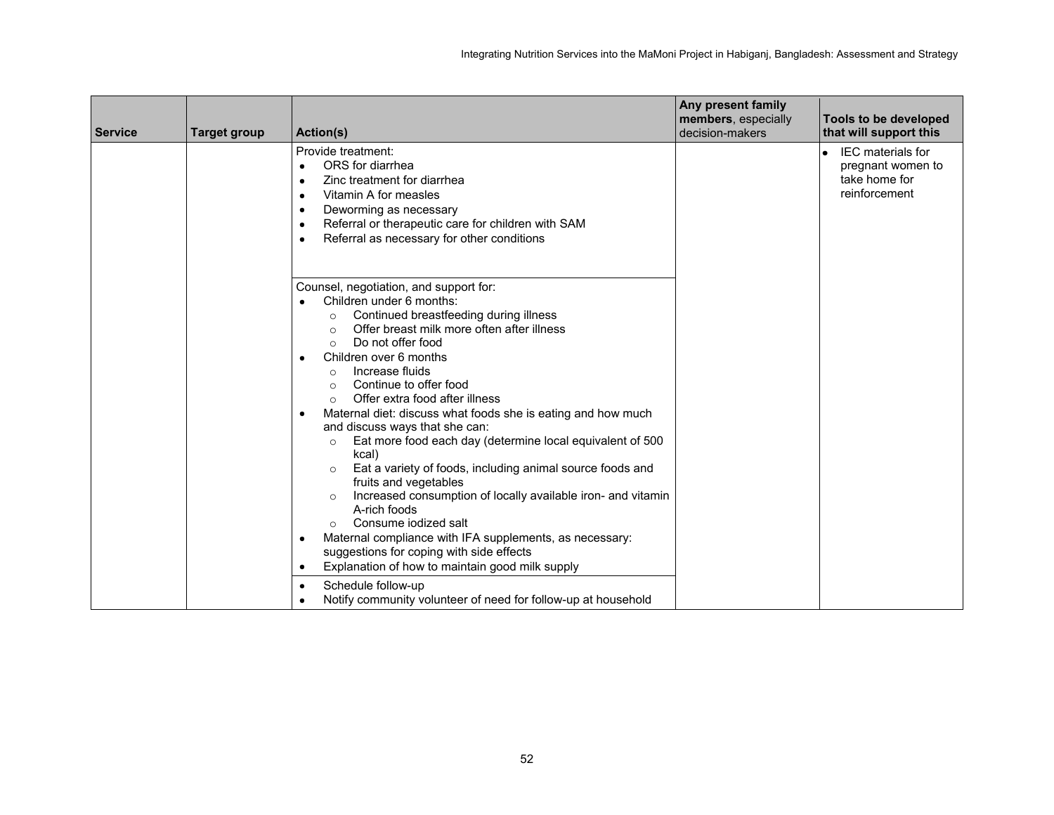| Service | Target group | Action(s) | **Any present family members**, especially decision-makers | Tools to be developed that will support this |
|---|---|---|---|---|
| | | Provide treatment:<br>• ORS for diarrhea<br>• Zinc treatment for diarrhea<br>• Vitamin A for measles<br>• Deworming as necessary<br>• Referral or therapeutic care for children with SAM<br>• Referral as necessary for other conditions | | • IEC materials for pregnant women to take home for reinforcement |
| | | Counsel, negotiation, and support for:<br>• Children under 6 months:<br>  ○ Continued breastfeeding during illness<br>  ○ Offer breast milk more often after illness<br>  ○ Do not offer food<br>• Children over 6 months<br>  ○ Increase fluids<br>  ○ Continue to offer food<br>  ○ Offer extra food after illness<br>• Maternal diet: discuss what foods she is eating and how much and discuss ways that she can:<br>  ○ Eat more food each day (determine local equivalent of 500 kcal)<br>  ○ Eat a variety of foods, including animal source foods and fruits and vegetables<br>  ○ Increased consumption of locally available iron- and vitamin A-rich foods<br>  ○ Consume iodized salt<br>• Maternal compliance with IFA supplements, as necessary: suggestions for coping with side effects<br>• Explanation of how to maintain good milk supply | | |
| | | • Schedule follow-up<br>• Notify community volunteer of need for follow-up at household | | |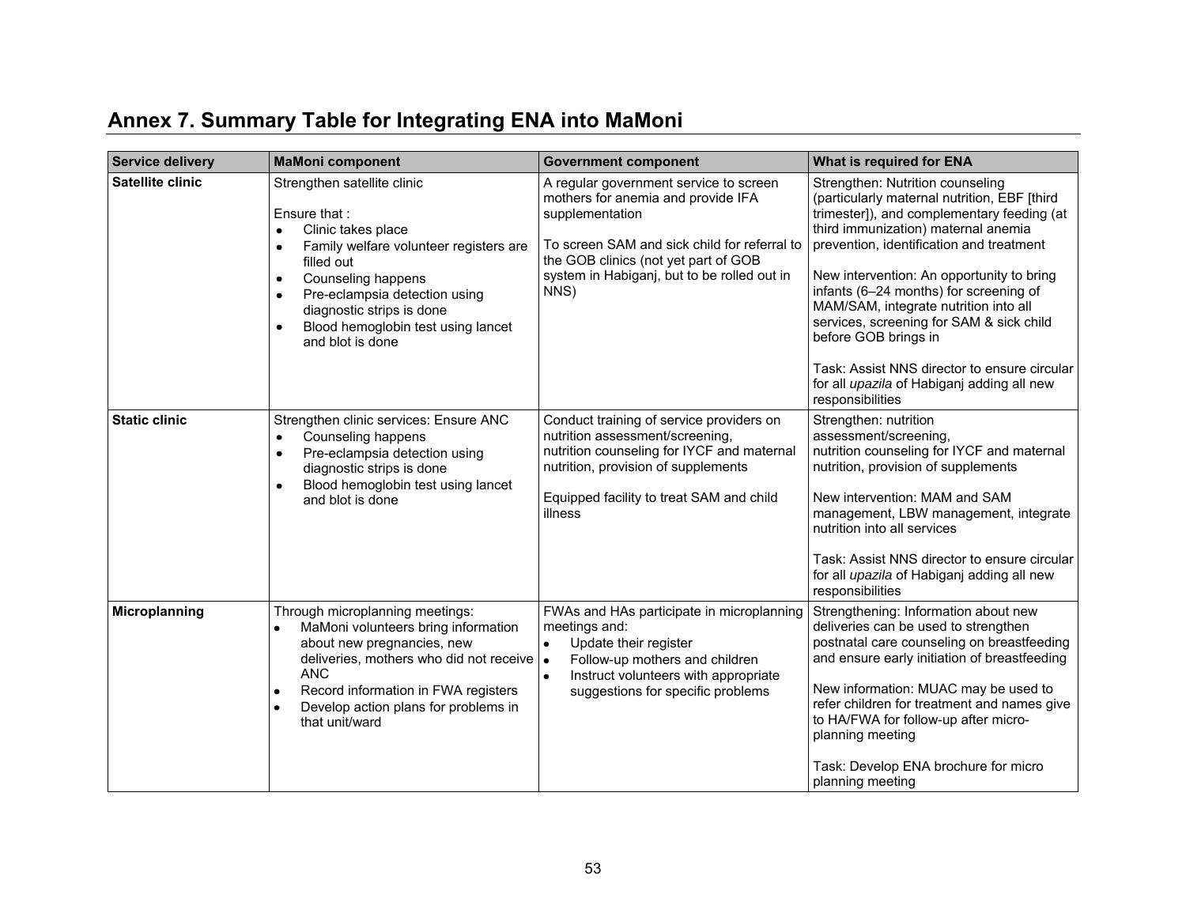## Annex 7. Summary Table for Integrating ENA into MaMoni

| Service delivery | MaMoni component | Government component | What is required for ENA |
|---|---|---|---|
| **Satellite clinic** | Strengthen satellite clinic<br><br>Ensure that :<br>• Clinic takes place<br>• Family welfare volunteer registers are filled out<br>• Counseling happens<br>• Pre-eclampsia detection using diagnostic strips is done<br>• Blood hemoglobin test using lancet and blot is done | A regular government service to screen mothers for anemia and provide IFA supplementation<br><br>To screen SAM and sick child for referral to the GOB clinics (not yet part of GOB system in Habiganj, but to be rolled out in NNS) | Strengthen: Nutrition counseling (particularly maternal nutrition, EBF [third trimester]), and complementary feeding (at third immunization) maternal anemia prevention, identification and treatment<br><br>New intervention: An opportunity to bring infants (6–24 months) for screening of MAM/SAM, integrate nutrition into all services, screening for SAM & sick child before GOB brings in<br><br>Task: Assist NNS director to ensure circular for all *upazila* of Habiganj adding all new responsibilities |
| **Static clinic** | Strengthen clinic services: Ensure ANC<br>• Counseling happens<br>• Pre-eclampsia detection using diagnostic strips is done<br>• Blood hemoglobin test using lancet and blot is done | Conduct training of service providers on nutrition assessment/screening, nutrition counseling for IYCF and maternal nutrition, provision of supplements<br><br>Equipped facility to treat SAM and child illness | Strengthen: nutrition assessment/screening, nutrition counseling for IYCF and maternal nutrition, provision of supplements<br><br>New intervention: MAM and SAM management, LBW management, integrate nutrition into all services<br><br>Task: Assist NNS director to ensure circular for all *upazila* of Habiganj adding all new responsibilities |
| **Microplanning** | Through microplanning meetings:<br>• MaMoni volunteers bring information about new pregnancies, new deliveries, mothers who did not receive ANC<br>• Record information in FWA registers<br>• Develop action plans for problems in that unit/ward | FWAs and HAs participate in microplanning meetings and:<br>• Update their register<br>• Follow-up mothers and children<br>• Instruct volunteers with appropriate suggestions for specific problems | Strengthening: Information about new deliveries can be used to strengthen postnatal care counseling on breastfeeding and ensure early initiation of breastfeeding<br><br>New information: MUAC may be used to refer children for treatment and names give to HA/FWA for follow-up after micro-planning meeting<br><br>Task: Develop ENA brochure for micro planning meeting |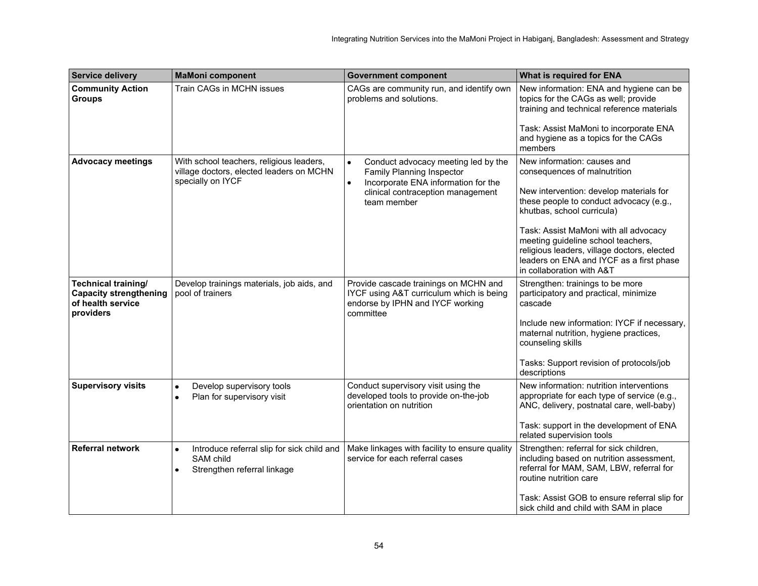| Service delivery | MaMoni component | Government component | What is required for ENA |
|---|---|---|---|
| **Community Action Groups** | Train CAGs in MCHN issues | CAGs are community run, and identify own problems and solutions. | New information: ENA and hygiene can be topics for the CAGs as well; provide training and technical reference materials<br><br>Task: Assist MaMoni to incorporate ENA and hygiene as a topics for the CAGs members |
| **Advocacy meetings** | With school teachers, religious leaders, village doctors, elected leaders on MCHN specially on IYCF | • Conduct advocacy meeting led by the Family Planning Inspector<br>• Incorporate ENA information for the clinical contraception management team member | New information: causes and consequences of malnutrition<br><br>New intervention: develop materials for these people to conduct advocacy (e.g., khutbas, school curricula)<br><br>Task: Assist MaMoni with all advocacy meeting guideline school teachers, religious leaders, village doctors, elected leaders on ENA and IYCF as a first phase in collaboration with A&T |
| **Technical training/ Capacity strengthening of health service providers** | Develop trainings materials, job aids, and pool of trainers | Provide cascade trainings on MCHN and IYCF using A&T curriculum which is being endorse by IPHN and IYCF working committee | Strengthen: trainings to be more participatory and practical, minimize cascade<br><br>Include new information: IYCF if necessary, maternal nutrition, hygiene practices, counseling skills<br><br>Tasks: Support revision of protocols/job descriptions |
| **Supervisory visits** | • Develop supervisory tools<br>• Plan for supervisory visit | Conduct supervisory visit using the developed tools to provide on-the-job orientation on nutrition | New information: nutrition interventions appropriate for each type of service (e.g., ANC, delivery, postnatal care, well-baby)<br><br>Task: support in the development of ENA related supervision tools |
| **Referral network** | • Introduce referral slip for sick child and SAM child<br>• Strengthen referral linkage | Make linkages with facility to ensure quality service for each referral cases | Strengthen: referral for sick children, including based on nutrition assessment, referral for MAM, SAM, LBW, referral for routine nutrition care<br><br>Task: Assist GOB to ensure referral slip for sick child and child with SAM in place |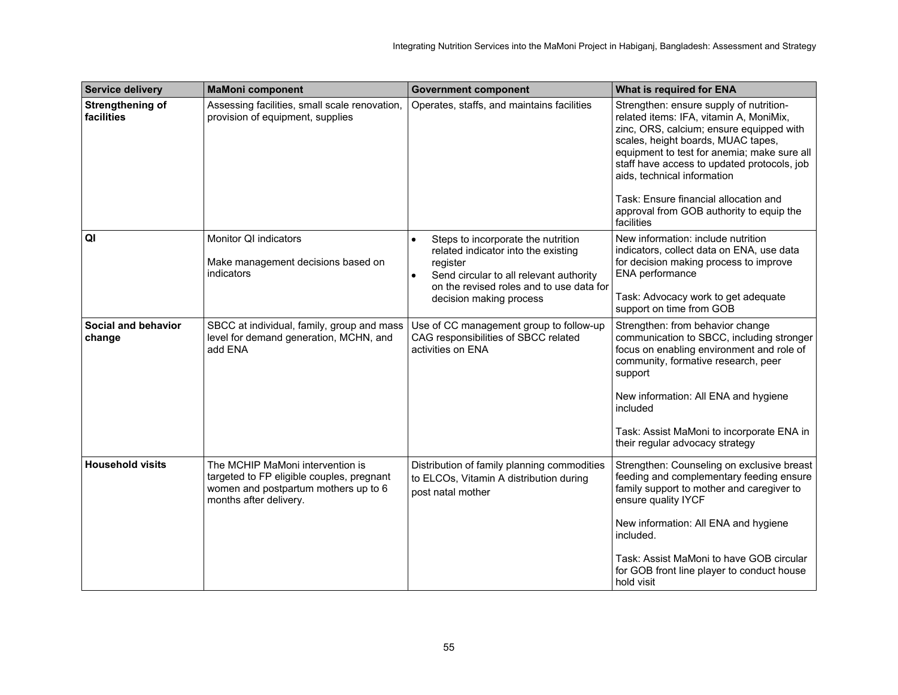| Service delivery | MaMoni component | Government component | What is required for ENA |
|---|---|---|---|
| **Strengthening of facilities** | Assessing facilities, small scale renovation, provision of equipment, supplies | Operates, staffs, and maintains facilities | Strengthen: ensure supply of nutrition-related items: IFA, vitamin A, MoniMix, zinc, ORS, calcium; ensure equipped with scales, height boards, MUAC tapes, equipment to test for anemia; make sure all staff have access to updated protocols, job aids, technical information<br><br>Task: Ensure financial allocation and approval from GOB authority to equip the facilities |
| **QI** | Monitor QI indicators<br><br>Make management decisions based on indicators | • Steps to incorporate the nutrition related indicator into the existing register<br>• Send circular to all relevant authority on the revised roles and to use data for decision making process | New information: include nutrition indicators, collect data on ENA, use data for decision making process to improve ENA performance<br><br>Task: Advocacy work to get adequate support on time from GOB |
| **Social and behavior change** | SBCC at individual, family, group and mass level for demand generation, MCHN, and add ENA | Use of CC management group to follow-up CAG responsibilities of SBCC related activities on ENA | Strengthen: from behavior change communication to SBCC, including stronger focus on enabling environment and role of community, formative research, peer support<br><br>New information: All ENA and hygiene included<br><br>Task: Assist MaMoni to incorporate ENA in their regular advocacy strategy |
| **Household visits** | The MCHIP MaMoni intervention is targeted to FP eligible couples, pregnant women and postpartum mothers up to 6 months after delivery. | Distribution of family planning commodities to ELCOs, Vitamin A distribution during post natal mother | Strengthen: Counseling on exclusive breast feeding and complementary feeding ensure family support to mother and caregiver to ensure quality IYCF<br><br>New information: All ENA and hygiene included.<br><br>Task: Assist MaMoni to have GOB circular for GOB front line player to conduct house hold visit |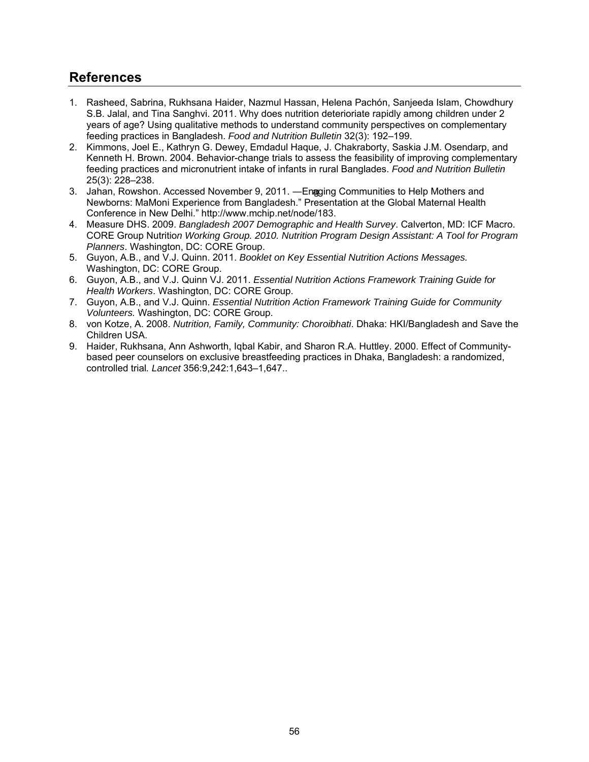## References

1. Rasheed, Sabrina, Rukhsana Haider, Nazmul Hassan, Helena Pachón, Sanjeeda Islam, Chowdhury S.B. Jalal, and Tina Sanghvi. 2011. Why does nutrition deteriorate rapidly among children under 2 years of age? Using qualitative methods to understand community perspectives on complementary feeding practices in Bangladesh. *Food and Nutrition Bulletin* 32(3): 192–199.
2. Kimmons, Joel E., Kathryn G. Dewey, Emdadul Haque, J. Chakraborty, Saskia J.M. Osendarp, and Kenneth H. Brown. 2004. Behavior-change trials to assess the feasibility of improving complementary feeding practices and micronutrient intake of infants in rural Banglades. *Food and Nutrition Bulletin* 25(3): 228–238.
3. Jahan, Rowshon. Accessed November 9, 2011. —Engaging Communities to Help Mothers and Newborns: MaMoni Experience from Bangladesh." Presentation at the Global Maternal Health Conference in New Delhi." http://www.mchip.net/node/183.
4. Measure DHS. 2009. *Bangladesh 2007 Demographic and Health Survey*. Calverton, MD: ICF Macro. CORE Group Nutritio*n Working Group. 2010. Nutrition Program Design Assistant: A Tool for Program Planners*. Washington, DC: CORE Group.
5. Guyon, A.B., and V.J. Quinn. 2011. *Booklet on Key Essential Nutrition Actions Messages.* Washington, DC: CORE Group.
6. Guyon, A.B., and V.J. Quinn VJ. 2011. *Essential Nutrition Actions Framework Training Guide for Health Workers*. Washington, DC: CORE Group.
7. Guyon, A.B., and V.J. Quinn. *Essential Nutrition Action Framework Training Guide for Community Volunteers.* Washington, DC: CORE Group.
8. von Kotze, A. 2008. *Nutrition, Family, Community: Choroibhati*. Dhaka: HKI/Bangladesh and Save the Children USA.
9. Haider, Rukhsana, Ann Ashworth, Iqbal Kabir, and Sharon R.A. Huttley. 2000. Effect of Community-based peer counselors on exclusive breastfeeding practices in Dhaka, Bangladesh: a randomized, controlled trial*. Lancet* 356:9,242:1,643–1,647..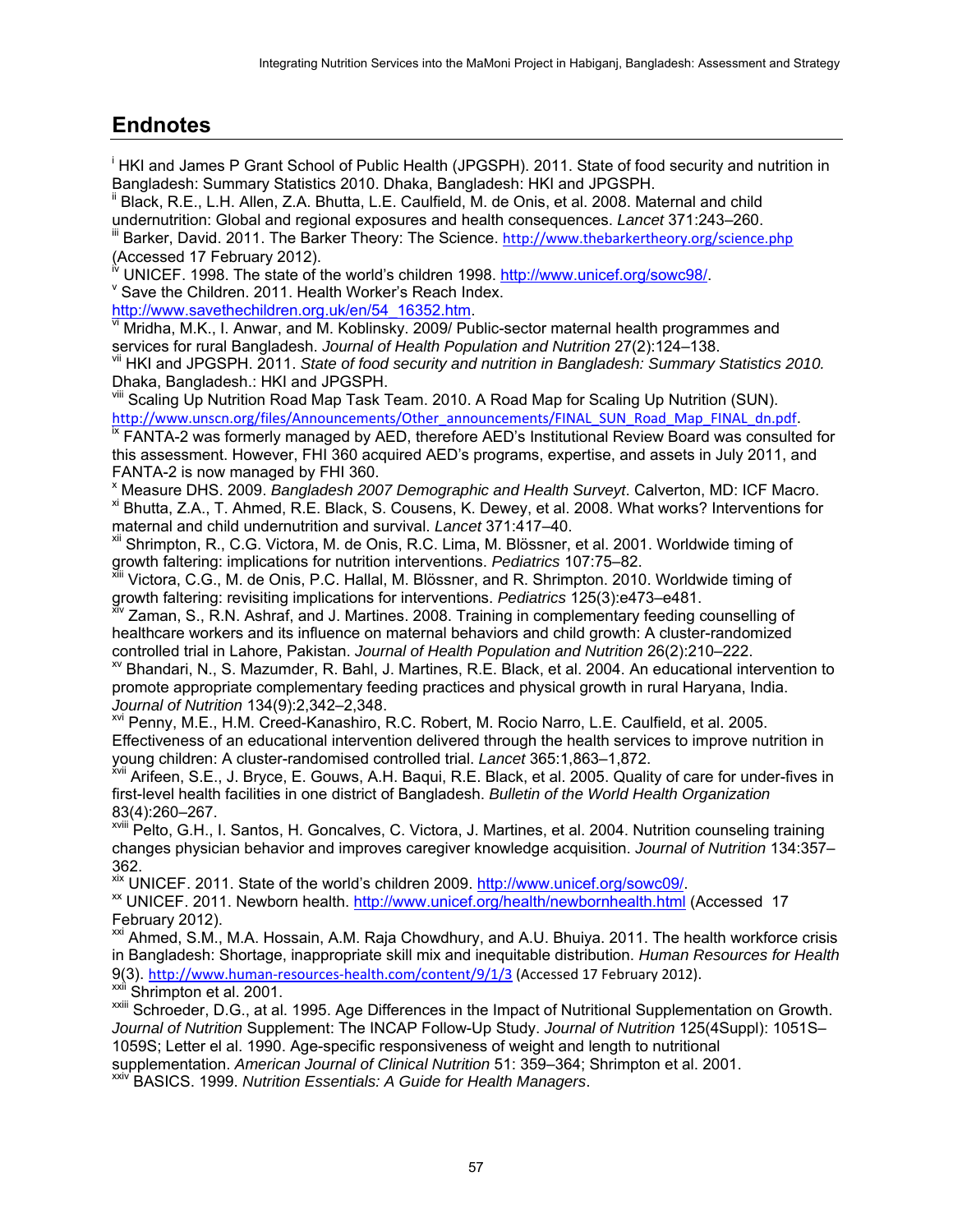## Endnotes

[i] HKI and James P Grant School of Public Health (JPGSPH). 2011. State of food security and nutrition in Bangladesh: Summary Statistics 2010. Dhaka, Bangladesh: HKI and JPGSPH.

[ii] Black, R.E., L.H. Allen, Z.A. Bhutta, L.E. Caulfield, M. de Onis, et al. 2008. Maternal and child undernutrition: Global and regional exposures and health consequences. *Lancet* 371:243–260.

[iii] Barker, David. 2011. The Barker Theory: The Science. http://www.thebarkertheory.org/science.php (Accessed 17 February 2012).

[iv] UNICEF. 1998. The state of the world's children 1998. http://www.unicef.org/sowc98/.

[v] Save the Children. 2011. Health Worker's Reach Index. http://www.savethechildren.org.uk/en/54_16352.htm.

[vi] Mridha, M.K., I. Anwar, and M. Koblinsky. 2009/ Public-sector maternal health programmes and services for rural Bangladesh. *Journal of Health Population and Nutrition* 27(2):124–138.

[vii] HKI and JPGSPH. 2011. *State of food security and nutrition in Bangladesh: Summary Statistics 2010.* Dhaka, Bangladesh.: HKI and JPGSPH.

[viii] Scaling Up Nutrition Road Map Task Team. 2010. A Road Map for Scaling Up Nutrition (SUN). http://www.unscn.org/files/Announcements/Other_announcements/FINAL_SUN_Road_Map_FINAL_dn.pdf.

[ix] FANTA-2 was formerly managed by AED, therefore AED's Institutional Review Board was consulted for this assessment. However, FHI 360 acquired AED's programs, expertise, and assets in July 2011, and FANTA-2 is now managed by FHI 360.

[x] Measure DHS. 2009. *Bangladesh 2007 Demographic and Health Surveyt*. Calverton, MD: ICF Macro.

[xi] Bhutta, Z.A., T. Ahmed, R.E. Black, S. Cousens, K. Dewey, et al. 2008. What works? Interventions for maternal and child undernutrition and survival. *Lancet* 371:417–40.

[xii] Shrimpton, R., C.G. Victora, M. de Onis, R.C. Lima, M. Blössner, et al. 2001. Worldwide timing of growth faltering: implications for nutrition interventions. *Pediatrics* 107:75–82.

[xiii] Victora, C.G., M. de Onis, P.C. Hallal, M. Blössner, and R. Shrimpton. 2010. Worldwide timing of growth faltering: revisiting implications for interventions. *Pediatrics* 125(3):e473–e481.

[xiv] Zaman, S., R.N. Ashraf, and J. Martines. 2008. Training in complementary feeding counselling of healthcare workers and its influence on maternal behaviors and child growth: A cluster-randomized controlled trial in Lahore, Pakistan. *Journal of Health Population and Nutrition* 26(2):210–222.

[xv] Bhandari, N., S. Mazumder, R. Bahl, J. Martines, R.E. Black, et al. 2004. An educational intervention to promote appropriate complementary feeding practices and physical growth in rural Haryana, India. *Journal of Nutrition* 134(9):2,342–2,348.

[xvi] Penny, M.E., H.M. Creed-Kanashiro, R.C. Robert, M. Rocio Narro, L.E. Caulfield, et al. 2005. Effectiveness of an educational intervention delivered through the health services to improve nutrition in young children: A cluster-randomised controlled trial. *Lancet* 365:1,863–1,872.

[xvii] Arifeen, S.E., J. Bryce, E. Gouws, A.H. Baqui, R.E. Black, et al. 2005. Quality of care for under-fives in first-level health facilities in one district of Bangladesh. *Bulletin of the World Health Organization* 83(4):260–267.

[xviii] Pelto, G.H., I. Santos, H. Goncalves, C. Victora, J. Martines, et al. 2004. Nutrition counseling training changes physician behavior and improves caregiver knowledge acquisition. *Journal of Nutrition* 134:357–362.

[xix] UNICEF. 2011. State of the world's children 2009. http://www.unicef.org/sowc09/.

[xx] UNICEF. 2011. Newborn health. http://www.unicef.org/health/newbornhealth.html (Accessed 17 February 2012).

[xxi] Ahmed, S.M., M.A. Hossain, A.M. Raja Chowdhury, and A.U. Bhuiya. 2011. The health workforce crisis in Bangladesh: Shortage, inappropriate skill mix and inequitable distribution. *Human Resources for Health* 9(3). http://www.human-resources-health.com/content/9/1/3 (Accessed 17 February 2012).

[xxii] Shrimpton et al. 2001.

[xxiii] Schroeder, D.G., at al. 1995. Age Differences in the Impact of Nutritional Supplementation on Growth. *Journal of Nutrition* Supplement: The INCAP Follow-Up Study. *Journal of Nutrition* 125(4Suppl): 1051S–1059S; Letter el al. 1990. Age-specific responsiveness of weight and length to nutritional supplementation. *American Journal of Clinical Nutrition* 51: 359–364; Shrimpton et al. 2001.

[xxiv] BASICS. 1999. *Nutrition Essentials: A Guide for Health Managers*.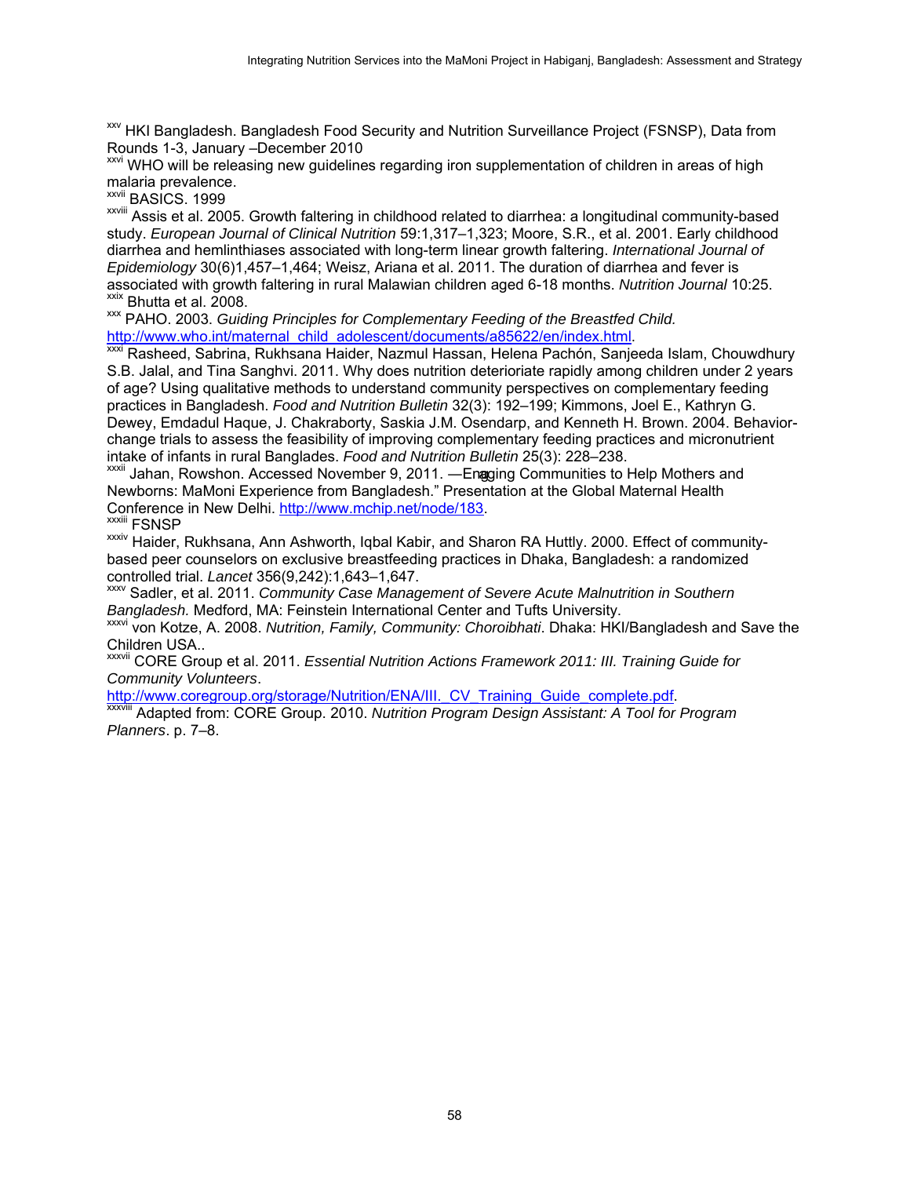[xxv] HKI Bangladesh. Bangladesh Food Security and Nutrition Surveillance Project (FSNSP), Data from Rounds 1-3, January –December 2010

[xxvi] WHO will be releasing new guidelines regarding iron supplementation of children in areas of high malaria prevalence.

[xxvii] BASICS. 1999

[xxviii] Assis et al. 2005. Growth faltering in childhood related to diarrhea: a longitudinal community-based study. *European Journal of Clinical Nutrition* 59:1,317–1,323; Moore, S.R., et al. 2001. Early childhood diarrhea and hemlinthiases associated with long-term linear growth faltering. *International Journal of Epidemiology* 30(6)1,457–1,464; Weisz, Ariana et al. 2011. The duration of diarrhea and fever is associated with growth faltering in rural Malawian children aged 6-18 months. *Nutrition Journal* 10:25.

[xxix] Bhutta et al. 2008.

[xxx] PAHO. 2003. *Guiding Principles for Complementary Feeding of the Breastfed Child.* http://www.who.int/maternal_child_adolescent/documents/a85622/en/index.html.

[xxxi] Rasheed, Sabrina, Rukhsana Haider, Nazmul Hassan, Helena Pachón, Sanjeeda Islam, Chouwdhury S.B. Jalal, and Tina Sanghvi. 2011. Why does nutrition deterioriate rapidly among children under 2 years of age? Using qualitative methods to understand community perspectives on complementary feeding practices in Bangladesh. *Food and Nutrition Bulletin* 32(3): 192–199; Kimmons, Joel E., Kathryn G. Dewey, Emdadul Haque, J. Chakraborty, Saskia J.M. Osendarp, and Kenneth H. Brown. 2004. Behavior-change trials to assess the feasibility of improving complementary feeding practices and micronutrient intake of infants in rural Banglades. *Food and Nutrition Bulletin* 25(3): 228–238.

[xxxii] Jahan, Rowshon. Accessed November 9, 2011. ―Engaging Communities to Help Mothers and Newborns: MaMoni Experience from Bangladesh." Presentation at the Global Maternal Health Conference in New Delhi. http://www.mchip.net/node/183.

[xxxiii] FSNSP

[xxxiv] Haider, Rukhsana, Ann Ashworth, Iqbal Kabir, and Sharon RA Huttly. 2000. Effect of community-based peer counselors on exclusive breastfeeding practices in Dhaka, Bangladesh: a randomized controlled trial. *Lancet* 356(9,242):1,643–1,647.

[xxxv] Sadler, et al. 2011. *Community Case Management of Severe Acute Malnutrition in Southern Bangladesh.* Medford, MA: Feinstein International Center and Tufts University.

[xxxvi] von Kotze, A. 2008. *Nutrition, Family, Community: Choroibhati*. Dhaka: HKI/Bangladesh and Save the Children USA..

[xxxvii] CORE Group et al. 2011. *Essential Nutrition Actions Framework 2011: III. Training Guide for Community Volunteers*. http://www.coregroup.org/storage/Nutrition/ENA/III._CV_Training_Guide_complete.pdf.

[xxxviii] Adapted from: CORE Group. 2010. *Nutrition Program Design Assistant: A Tool for Program Planners*. p. 7–8.